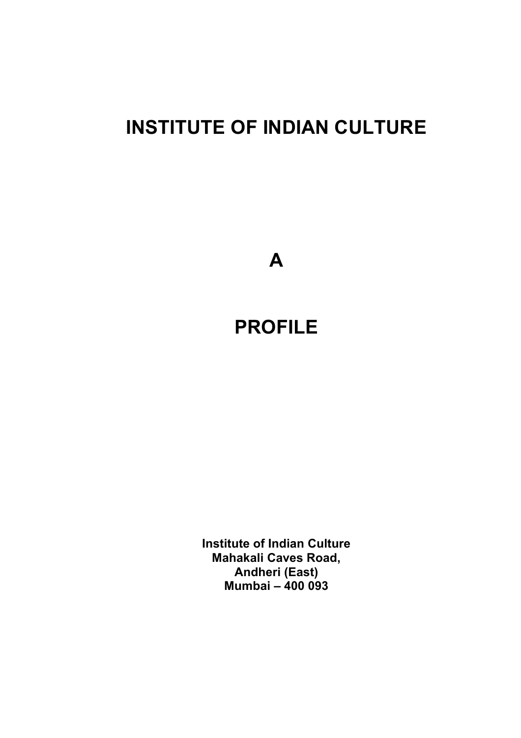# INSTITUTE OF INDIAN CULTURE

# A

# PROFILE

**Institute of Indian Culture**
**Mahakali Caves Road,**
**Andheri (East)**
**Mumbai – 400 093**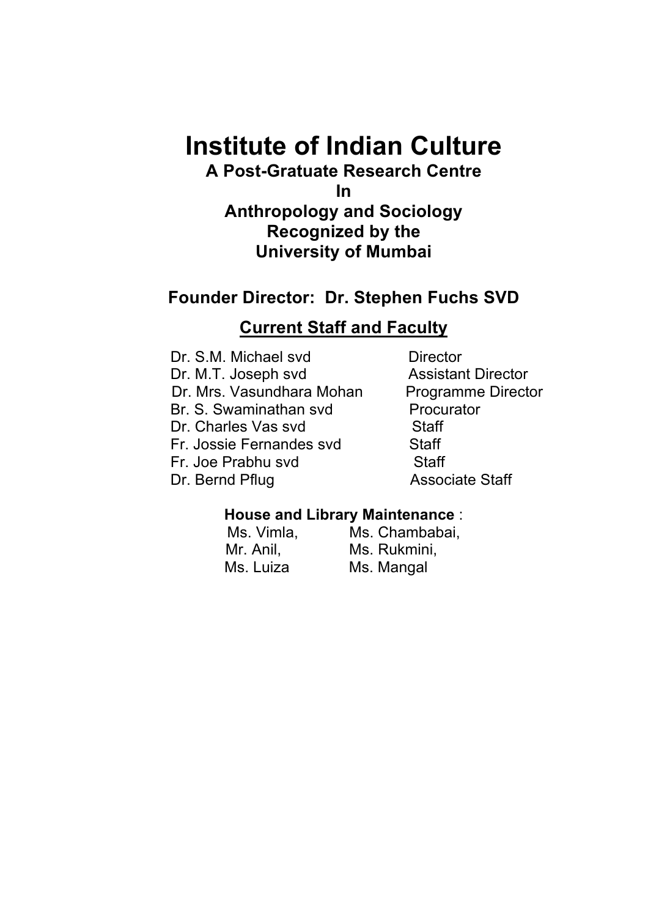# Institute of Indian Culture

**A Post-Gratuate Research Centre**
**In**
**Anthropology and Sociology**
**Recognized by the**
**University of Mumbai**

**Founder Director: Dr. Stephen Fuchs SVD**

## Current Staff and Faculty

| | |
|---|---|
| Dr. S.M. Michael svd | Director |
| Dr. M.T. Joseph svd | Assistant Director |
| Dr. Mrs. Vasundhara Mohan | Programme Director |
| Br. S. Swaminathan svd | Procurator |
| Dr. Charles Vas svd | Staff |
| Fr. Jossie Fernandes svd | Staff |
| Fr. Joe Prabhu svd | Staff |
| Dr. Bernd Pflug | Associate Staff |

**House and Library Maintenance** :

Ms. Vimla, Ms. Chambabai,
Mr. Anil, Ms. Rukmini,
Ms. Luiza Ms. Mangal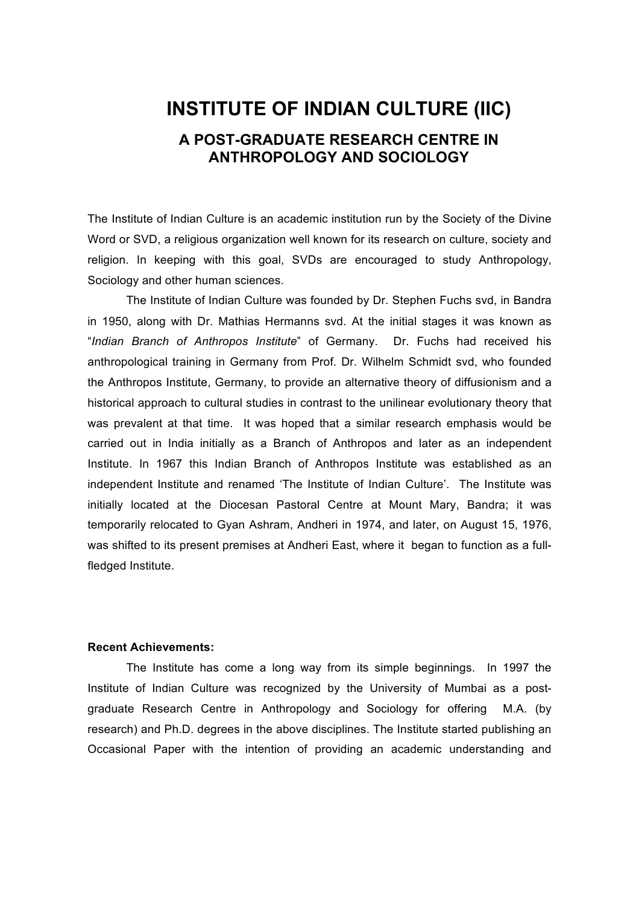# INSTITUTE OF INDIAN CULTURE (IIC)

## A POST-GRADUATE RESEARCH CENTRE IN ANTHROPOLOGY AND SOCIOLOGY

The Institute of Indian Culture is an academic institution run by the Society of the Divine Word or SVD, a religious organization well known for its research on culture, society and religion. In keeping with this goal, SVDs are encouraged to study Anthropology, Sociology and other human sciences.

The Institute of Indian Culture was founded by Dr. Stephen Fuchs svd, in Bandra in 1950, along with Dr. Mathias Hermanns svd. At the initial stages it was known as "*Indian Branch of Anthropos Institute*" of Germany. Dr. Fuchs had received his anthropological training in Germany from Prof. Dr. Wilhelm Schmidt svd, who founded the Anthropos Institute, Germany, to provide an alternative theory of diffusionism and a historical approach to cultural studies in contrast to the unilinear evolutionary theory that was prevalent at that time. It was hoped that a similar research emphasis would be carried out in India initially as a Branch of Anthropos and later as an independent Institute. In 1967 this Indian Branch of Anthropos Institute was established as an independent Institute and renamed 'The Institute of Indian Culture'. The Institute was initially located at the Diocesan Pastoral Centre at Mount Mary, Bandra; it was temporarily relocated to Gyan Ashram, Andheri in 1974, and later, on August 15, 1976, was shifted to its present premises at Andheri East, where it began to function as a full-fledged Institute.

**Recent Achievements:**

The Institute has come a long way from its simple beginnings. In 1997 the Institute of Indian Culture was recognized by the University of Mumbai as a post-graduate Research Centre in Anthropology and Sociology for offering M.A. (by research) and Ph.D. degrees in the above disciplines. The Institute started publishing an Occasional Paper with the intention of providing an academic understanding and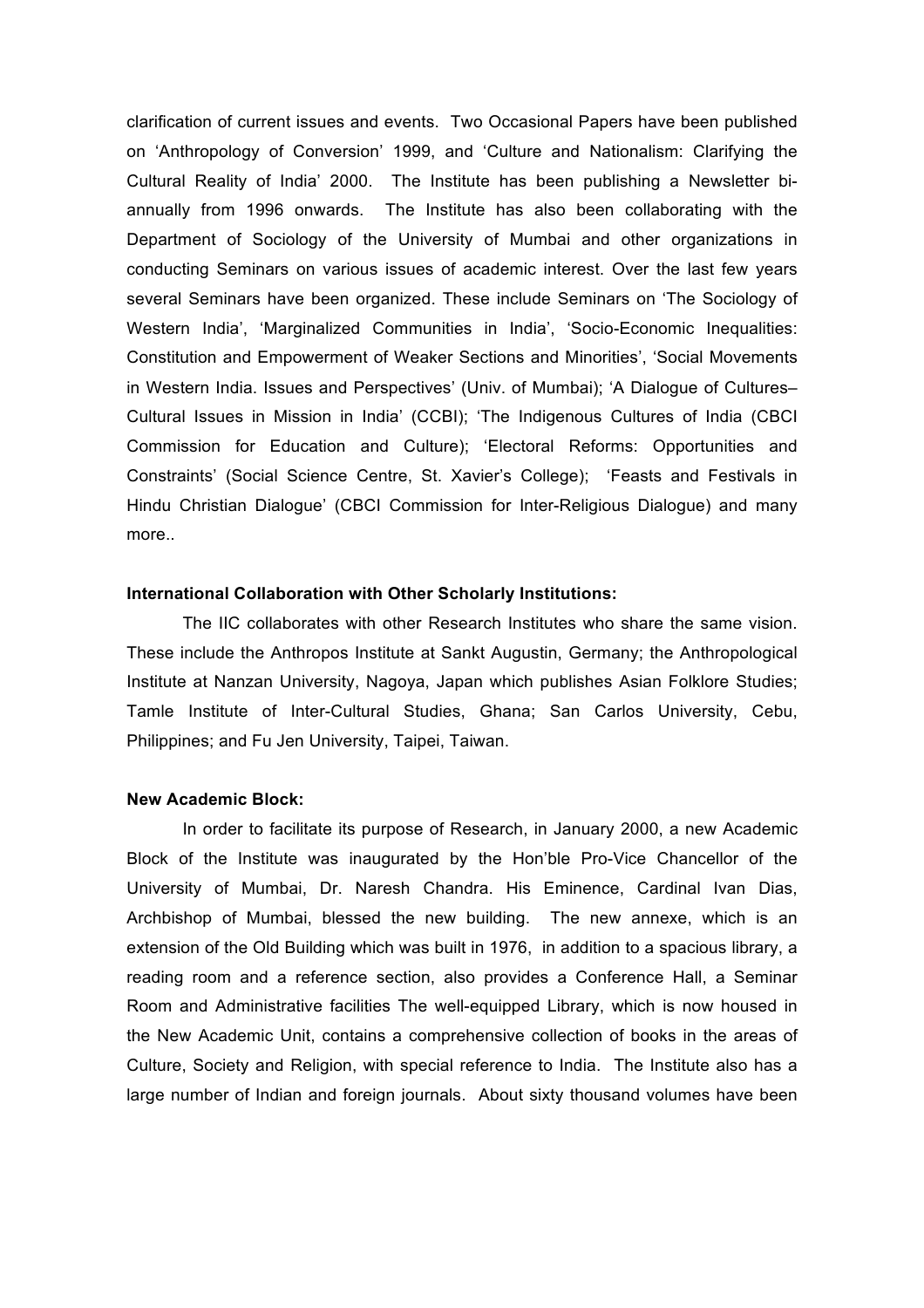clarification of current issues and events. Two Occasional Papers have been published on 'Anthropology of Conversion' 1999, and 'Culture and Nationalism: Clarifying the Cultural Reality of India' 2000. The Institute has been publishing a Newsletter bi-annually from 1996 onwards. The Institute has also been collaborating with the Department of Sociology of the University of Mumbai and other organizations in conducting Seminars on various issues of academic interest. Over the last few years several Seminars have been organized. These include Seminars on 'The Sociology of Western India', 'Marginalized Communities in India', 'Socio-Economic Inequalities: Constitution and Empowerment of Weaker Sections and Minorities', 'Social Movements in Western India. Issues and Perspectives' (Univ. of Mumbai); 'A Dialogue of Cultures– Cultural Issues in Mission in India' (CCBI); 'The Indigenous Cultures of India (CBCI Commission for Education and Culture); 'Electoral Reforms: Opportunities and Constraints' (Social Science Centre, St. Xavier's College); 'Feasts and Festivals in Hindu Christian Dialogue' (CBCI Commission for Inter-Religious Dialogue) and many more..

**International Collaboration with Other Scholarly Institutions:**

The IIC collaborates with other Research Institutes who share the same vision. These include the Anthropos Institute at Sankt Augustin, Germany; the Anthropological Institute at Nanzan University, Nagoya, Japan which publishes Asian Folklore Studies; Tamle Institute of Inter-Cultural Studies, Ghana; San Carlos University, Cebu, Philippines; and Fu Jen University, Taipei, Taiwan.

**New Academic Block:**

In order to facilitate its purpose of Research, in January 2000, a new Academic Block of the Institute was inaugurated by the Hon'ble Pro-Vice Chancellor of the University of Mumbai, Dr. Naresh Chandra. His Eminence, Cardinal Ivan Dias, Archbishop of Mumbai, blessed the new building. The new annexe, which is an extension of the Old Building which was built in 1976, in addition to a spacious library, a reading room and a reference section, also provides a Conference Hall, a Seminar Room and Administrative facilities The well-equipped Library, which is now housed in the New Academic Unit, contains a comprehensive collection of books in the areas of Culture, Society and Religion, with special reference to India. The Institute also has a large number of Indian and foreign journals. About sixty thousand volumes have been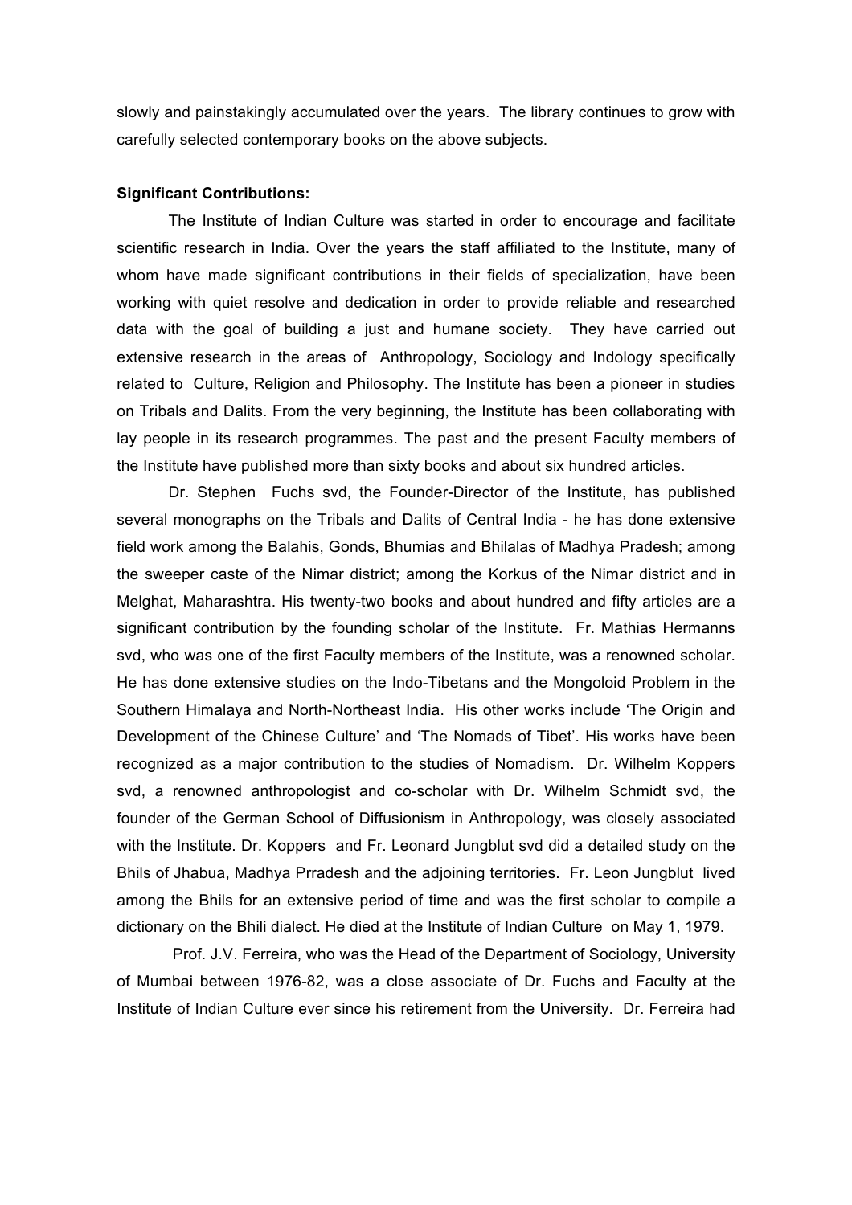slowly and painstakingly accumulated over the years. The library continues to grow with carefully selected contemporary books on the above subjects.

**Significant Contributions:**

The Institute of Indian Culture was started in order to encourage and facilitate scientific research in India. Over the years the staff affiliated to the Institute, many of whom have made significant contributions in their fields of specialization, have been working with quiet resolve and dedication in order to provide reliable and researched data with the goal of building a just and humane society. They have carried out extensive research in the areas of Anthropology, Sociology and Indology specifically related to Culture, Religion and Philosophy. The Institute has been a pioneer in studies on Tribals and Dalits. From the very beginning, the Institute has been collaborating with lay people in its research programmes. The past and the present Faculty members of the Institute have published more than sixty books and about six hundred articles.

Dr. Stephen Fuchs svd, the Founder-Director of the Institute, has published several monographs on the Tribals and Dalits of Central India - he has done extensive field work among the Balahis, Gonds, Bhumias and Bhilalas of Madhya Pradesh; among the sweeper caste of the Nimar district; among the Korkus of the Nimar district and in Melghat, Maharashtra. His twenty-two books and about hundred and fifty articles are a significant contribution by the founding scholar of the Institute. Fr. Mathias Hermanns svd, who was one of the first Faculty members of the Institute, was a renowned scholar. He has done extensive studies on the Indo-Tibetans and the Mongoloid Problem in the Southern Himalaya and North-Northeast India. His other works include 'The Origin and Development of the Chinese Culture' and 'The Nomads of Tibet'. His works have been recognized as a major contribution to the studies of Nomadism. Dr. Wilhelm Koppers svd, a renowned anthropologist and co-scholar with Dr. Wilhelm Schmidt svd, the founder of the German School of Diffusionism in Anthropology, was closely associated with the Institute. Dr. Koppers and Fr. Leonard Jungblut svd did a detailed study on the Bhils of Jhabua, Madhya Prradesh and the adjoining territories. Fr. Leon Jungblut lived among the Bhils for an extensive period of time and was the first scholar to compile a dictionary on the Bhili dialect. He died at the Institute of Indian Culture on May 1, 1979.

Prof. J.V. Ferreira, who was the Head of the Department of Sociology, University of Mumbai between 1976-82, was a close associate of Dr. Fuchs and Faculty at the Institute of Indian Culture ever since his retirement from the University. Dr. Ferreira had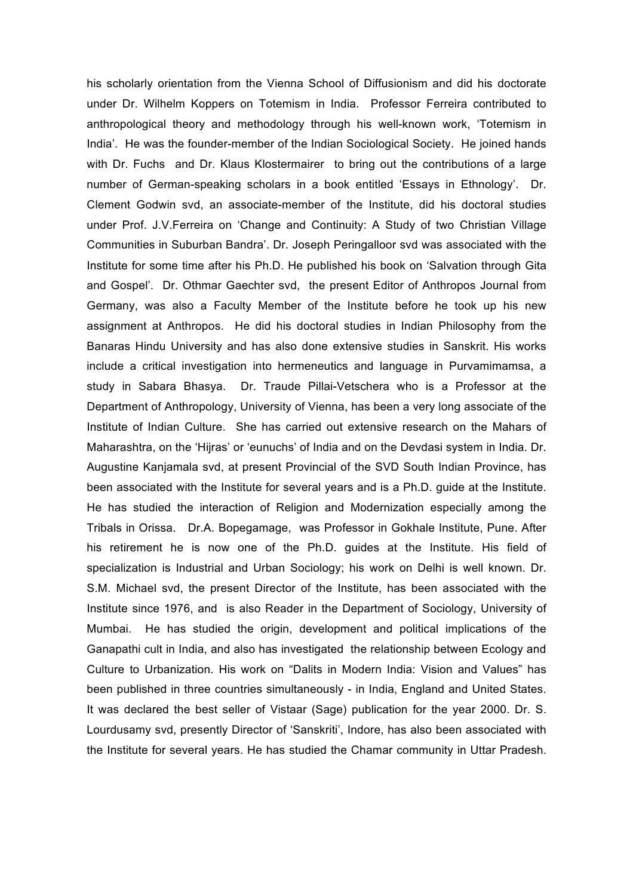his scholarly orientation from the Vienna School of Diffusionism and did his doctorate under Dr. Wilhelm Koppers on Totemism in India. Professor Ferreira contributed to anthropological theory and methodology through his well-known work, 'Totemism in India'. He was the founder-member of the Indian Sociological Society. He joined hands with Dr. Fuchs and Dr. Klaus Klostermairer to bring out the contributions of a large number of German-speaking scholars in a book entitled 'Essays in Ethnology'. Dr. Clement Godwin svd, an associate-member of the Institute, did his doctoral studies under Prof. J.V.Ferreira on 'Change and Continuity: A Study of two Christian Village Communities in Suburban Bandra'. Dr. Joseph Peringalloor svd was associated with the Institute for some time after his Ph.D. He published his book on 'Salvation through Gita and Gospel'. Dr. Othmar Gaechter svd, the present Editor of Anthropos Journal from Germany, was also a Faculty Member of the Institute before he took up his new assignment at Anthropos. He did his doctoral studies in Indian Philosophy from the Banaras Hindu University and has also done extensive studies in Sanskrit. His works include a critical investigation into hermeneutics and language in Purvamimamsa, a study in Sabara Bhasya. Dr. Traude Pillai-Vetschera who is a Professor at the Department of Anthropology, University of Vienna, has been a very long associate of the Institute of Indian Culture. She has carried out extensive research on the Mahars of Maharashtra, on the 'Hijras' or 'eunuchs' of India and on the Devdasi system in India. Dr. Augustine Kanjamala svd, at present Provincial of the SVD South Indian Province, has been associated with the Institute for several years and is a Ph.D. guide at the Institute. He has studied the interaction of Religion and Modernization especially among the Tribals in Orissa. Dr.A. Bopegamage, was Professor in Gokhale Institute, Pune. After his retirement he is now one of the Ph.D. guides at the Institute. His field of specialization is Industrial and Urban Sociology; his work on Delhi is well known. Dr. S.M. Michael svd, the present Director of the Institute, has been associated with the Institute since 1976, and is also Reader in the Department of Sociology, University of Mumbai. He has studied the origin, development and political implications of the Ganapathi cult in India, and also has investigated the relationship between Ecology and Culture to Urbanization. His work on "Dalits in Modern India: Vision and Values" has been published in three countries simultaneously - in India, England and United States. It was declared the best seller of Vistaar (Sage) publication for the year 2000. Dr. S. Lourdusamy svd, presently Director of 'Sanskriti', Indore, has also been associated with the Institute for several years. He has studied the Chamar community in Uttar Pradesh.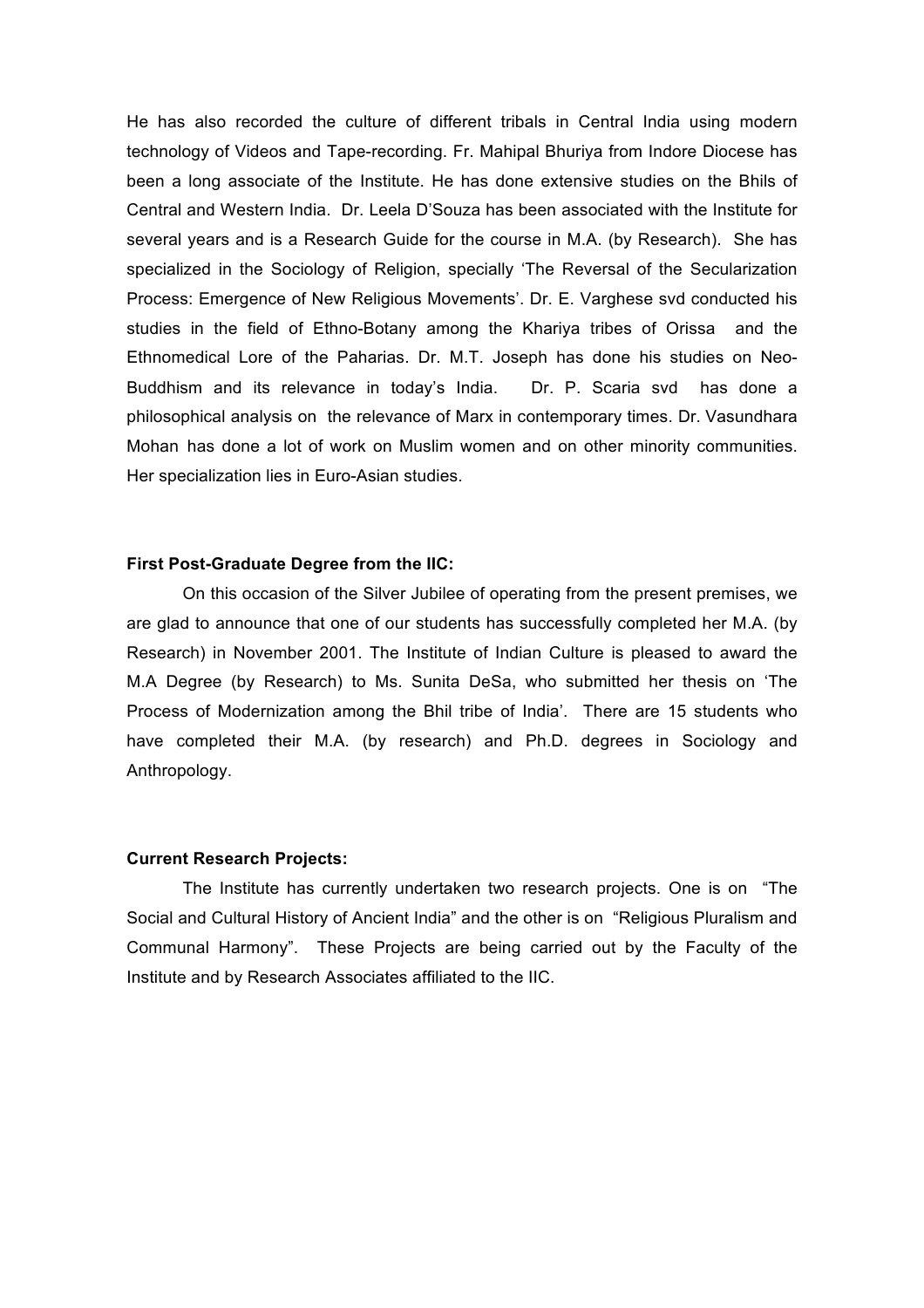He has also recorded the culture of different tribals in Central India using modern technology of Videos and Tape-recording. Fr. Mahipal Bhuriya from Indore Diocese has been a long associate of the Institute. He has done extensive studies on the Bhils of Central and Western India. Dr. Leela D'Souza has been associated with the Institute for several years and is a Research Guide for the course in M.A. (by Research). She has specialized in the Sociology of Religion, specially 'The Reversal of the Secularization Process: Emergence of New Religious Movements'. Dr. E. Varghese svd conducted his studies in the field of Ethno-Botany among the Khariya tribes of Orissa and the Ethnomedical Lore of the Paharias. Dr. M.T. Joseph has done his studies on Neo-Buddhism and its relevance in today's India. Dr. P. Scaria svd has done a philosophical analysis on the relevance of Marx in contemporary times. Dr. Vasundhara Mohan has done a lot of work on Muslim women and on other minority communities. Her specialization lies in Euro-Asian studies.

**First Post-Graduate Degree from the IIC:**

On this occasion of the Silver Jubilee of operating from the present premises, we are glad to announce that one of our students has successfully completed her M.A. (by Research) in November 2001. The Institute of Indian Culture is pleased to award the M.A Degree (by Research) to Ms. Sunita DeSa, who submitted her thesis on 'The Process of Modernization among the Bhil tribe of India'. There are 15 students who have completed their M.A. (by research) and Ph.D. degrees in Sociology and Anthropology.

**Current Research Projects:**

The Institute has currently undertaken two research projects. One is on "The Social and Cultural History of Ancient India" and the other is on "Religious Pluralism and Communal Harmony". These Projects are being carried out by the Faculty of the Institute and by Research Associates affiliated to the IIC.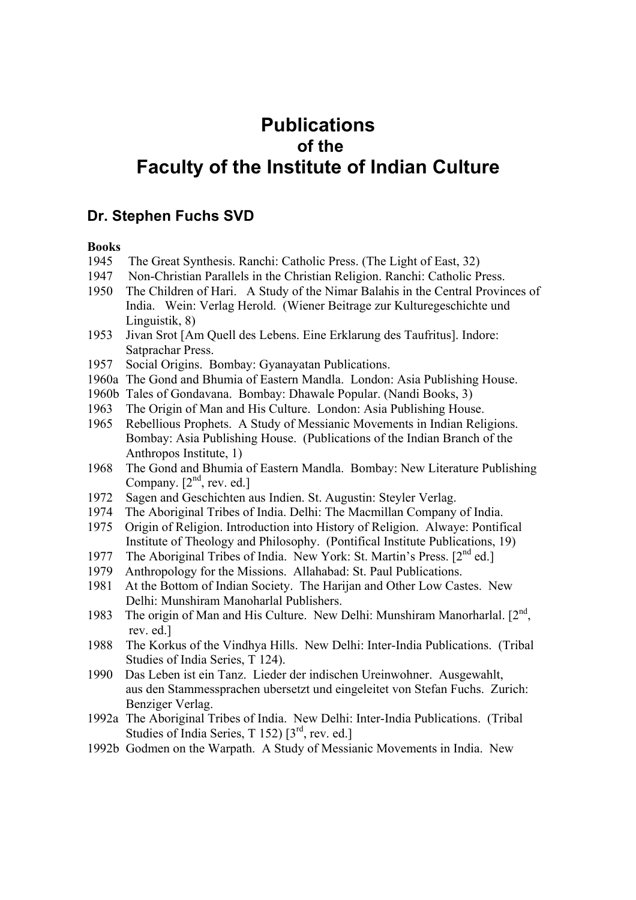# Publications
### of the
# Faculty of the Institute of Indian Culture

## Dr. Stephen Fuchs SVD

**Books**

1945 The Great Synthesis. Ranchi: Catholic Press. (The Light of East, 32)

1947 Non-Christian Parallels in the Christian Religion. Ranchi: Catholic Press.

1950 The Children of Hari. A Study of the Nimar Balahis in the Central Provinces of India. Wein: Verlag Herold. (Wiener Beitrage zur Kulturegeschichte und Linguistik, 8)

1953 Jivan Srot [Am Quell des Lebens. Eine Erklarung des Taufritus]. Indore: Satprachar Press.

1957 Social Origins. Bombay: Gyanayatan Publications.

1960a The Gond and Bhumia of Eastern Mandla. London: Asia Publishing House.

1960b Tales of Gondavana. Bombay: Dhawale Popular. (Nandi Books, 3)

1963 The Origin of Man and His Culture. London: Asia Publishing House.

1965 Rebellious Prophets. A Study of Messianic Movements in Indian Religions. Bombay: Asia Publishing House. (Publications of the Indian Branch of the Anthropos Institute, 1)

1968 The Gond and Bhumia of Eastern Mandla. Bombay: New Literature Publishing Company. [2nd, rev. ed.]

1972 Sagen and Geschichten aus Indien. St. Augustin: Steyler Verlag.

1974 The Aboriginal Tribes of India. Delhi: The Macmillan Company of India.

1975 Origin of Religion. Introduction into History of Religion. Alwaye: Pontifical Institute of Theology and Philosophy. (Pontifical Institute Publications, 19)

1977 The Aboriginal Tribes of India. New York: St. Martin's Press. [2nd ed.]

1979 Anthropology for the Missions. Allahabad: St. Paul Publications.

1981 At the Bottom of Indian Society. The Harijan and Other Low Castes. New Delhi: Munshiram Manoharlal Publishers.

1983 The origin of Man and His Culture. New Delhi: Munshiram Manorharlal. [2nd, rev. ed.]

1988 The Korkus of the Vindhya Hills. New Delhi: Inter-India Publications. (Tribal Studies of India Series, T 124).

1990 Das Leben ist ein Tanz. Lieder der indischen Ureinwohner. Ausgewahlt, aus den Stammessprachen ubersetzt und eingeleitet von Stefan Fuchs. Zurich: Benziger Verlag.

1992a The Aboriginal Tribes of India. New Delhi: Inter-India Publications. (Tribal Studies of India Series, T 152) [3rd, rev. ed.]

1992b Godmen on the Warpath. A Study of Messianic Movements in India. New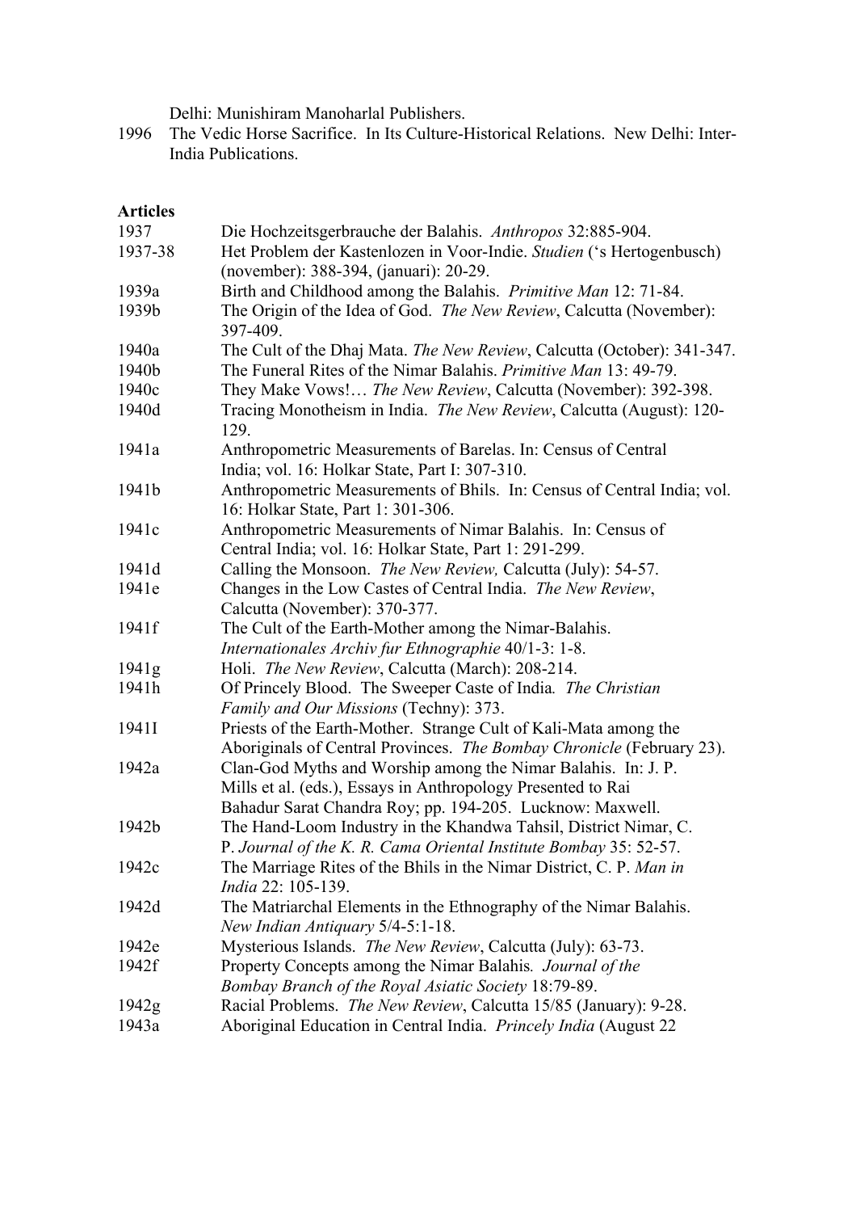Delhi: Munishiram Manoharlal Publishers.

1996 The Vedic Horse Sacrifice. In Its Culture-Historical Relations. New Delhi: Inter-India Publications.

**Articles**

1937 Die Hochzeitsgerbrauche der Balahis. *Anthropos* 32:885-904.

1937-38 Het Problem der Kastenlozen in Voor-Indie. *Studien* ('s Hertogenbusch) (november): 388-394, (januari): 20-29.

1939a Birth and Childhood among the Balahis. *Primitive Man* 12: 71-84.

1939b The Origin of the Idea of God. *The New Review*, Calcutta (November): 397-409.

1940a The Cult of the Dhaj Mata. *The New Review*, Calcutta (October): 341-347.

1940b The Funeral Rites of the Nimar Balahis. *Primitive Man* 13: 49-79.

1940c They Make Vows!… *The New Review*, Calcutta (November): 392-398.

1940d Tracing Monotheism in India. *The New Review*, Calcutta (August): 120-129.

1941a Anthropometric Measurements of Barelas. In: Census of Central India; vol. 16: Holkar State, Part I: 307-310.

1941b Anthropometric Measurements of Bhils. In: Census of Central India; vol. 16: Holkar State, Part 1: 301-306.

1941c Anthropometric Measurements of Nimar Balahis. In: Census of Central India; vol. 16: Holkar State, Part 1: 291-299.

1941d Calling the Monsoon. *The New Review,* Calcutta (July): 54-57.

1941e Changes in the Low Castes of Central India. *The New Review*, Calcutta (November): 370-377.

1941f The Cult of the Earth-Mother among the Nimar-Balahis. *Internationales Archiv fur Ethnographie* 40/1-3: 1-8.

1941g Holi. *The New Review*, Calcutta (March): 208-214.

1941h Of Princely Blood. The Sweeper Caste of India*. The Christian Family and Our Missions* (Techny): 373.

1941I Priests of the Earth-Mother. Strange Cult of Kali-Mata among the Aboriginals of Central Provinces. *The Bombay Chronicle* (February 23).

1942a Clan-God Myths and Worship among the Nimar Balahis. In: J. P. Mills et al. (eds.), Essays in Anthropology Presented to Rai Bahadur Sarat Chandra Roy; pp. 194-205. Lucknow: Maxwell.

1942b The Hand-Loom Industry in the Khandwa Tahsil, District Nimar, C. P. *Journal of the K. R. Cama Oriental Institute Bombay* 35: 52-57.

1942c The Marriage Rites of the Bhils in the Nimar District, C. P. *Man in India* 22: 105-139.

1942d The Matriarchal Elements in the Ethnography of the Nimar Balahis. *New Indian Antiquary* 5/4-5:1-18.

1942e Mysterious Islands. *The New Review*, Calcutta (July): 63-73.

1942f Property Concepts among the Nimar Balahis*. Journal of the Bombay Branch of the Royal Asiatic Society* 18:79-89.

1942g Racial Problems. *The New Review*, Calcutta 15/85 (January): 9-28.

1943a Aboriginal Education in Central India. *Princely India* (August 22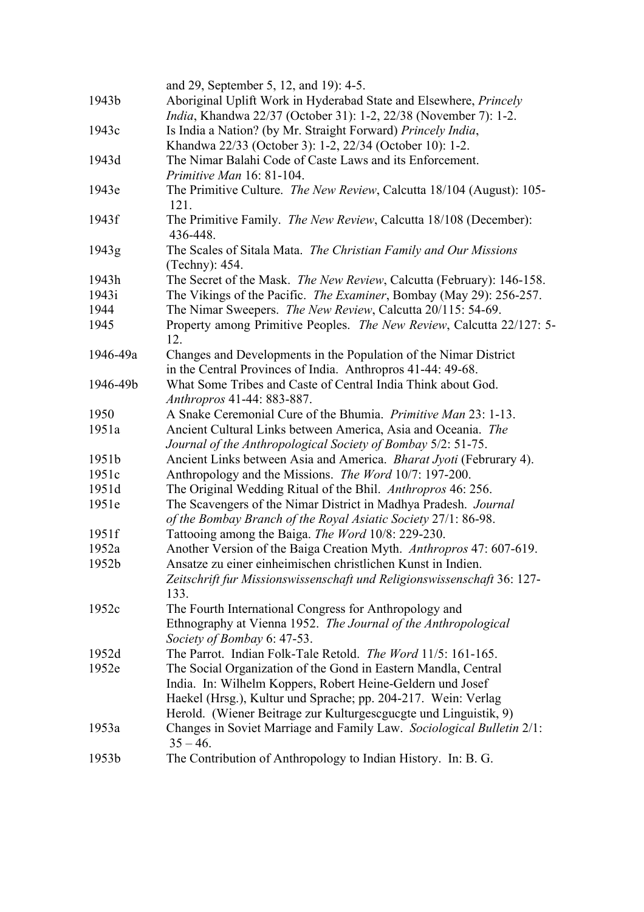and 29, September 5, 12, and 19): 4-5.

1943b Aboriginal Uplift Work in Hyderabad State and Elsewhere, *Princely India*, Khandwa 22/37 (October 31): 1-2, 22/38 (November 7): 1-2.

1943c Is India a Nation? (by Mr. Straight Forward) *Princely India*, Khandwa 22/33 (October 3): 1-2, 22/34 (October 10): 1-2.

1943d The Nimar Balahi Code of Caste Laws and its Enforcement. *Primitive Man* 16: 81-104.

1943e The Primitive Culture. *The New Review*, Calcutta 18/104 (August): 105-121.

1943f The Primitive Family. *The New Review*, Calcutta 18/108 (December): 436-448.

1943g The Scales of Sitala Mata. *The Christian Family and Our Missions* (Techny): 454.

1943h The Secret of the Mask. *The New Review*, Calcutta (February): 146-158.

1943i The Vikings of the Pacific. *The Examiner*, Bombay (May 29): 256-257.

1944 The Nimar Sweepers. *The New Review*, Calcutta 20/115: 54-69.

1945 Property among Primitive Peoples. *The New Review*, Calcutta 22/127: 5-12.

1946-49a Changes and Developments in the Population of the Nimar District in the Central Provinces of India. Anthropros 41-44: 49-68.

1946-49b What Some Tribes and Caste of Central India Think about God. *Anthropros* 41-44: 883-887.

1950 A Snake Ceremonial Cure of the Bhumia. *Primitive Man* 23: 1-13.

1951a Ancient Cultural Links between America, Asia and Oceania. *The Journal of the Anthropological Society of Bombay* 5/2: 51-75.

1951b Ancient Links between Asia and America. *Bharat Jyoti* (Februrary 4).

1951c Anthropology and the Missions. *The Word* 10/7: 197-200.

1951d The Original Wedding Ritual of the Bhil. *Anthropros* 46: 256.

1951e The Scavengers of the Nimar District in Madhya Pradesh. *Journal of the Bombay Branch of the Royal Asiatic Society* 27/1: 86-98.

1951f Tattooing among the Baiga. *The Word* 10/8: 229-230.

1952a Another Version of the Baiga Creation Myth. *Anthropros* 47: 607-619.

1952b Ansatze zu einer einheimischen christlichen Kunst in Indien. *Zeitschrift fur Missionswissenschaft und Religionswissenschaft* 36: 127-133.

1952c The Fourth International Congress for Anthropology and Ethnography at Vienna 1952. *The Journal of the Anthropological Society of Bombay* 6: 47-53.

1952d The Parrot. Indian Folk-Tale Retold. *The Word* 11/5: 161-165.

1952e The Social Organization of the Gond in Eastern Mandla, Central India. In: Wilhelm Koppers, Robert Heine-Geldern und Josef Haekel (Hrsg.), Kultur und Sprache; pp. 204-217. Wein: Verlag Herold. (Wiener Beitrage zur Kulturgescgucgte und Linguistik, 9)

1953a Changes in Soviet Marriage and Family Law. *Sociological Bulletin* 2/1: 35 – 46.

1953b The Contribution of Anthropology to Indian History. In: B. G.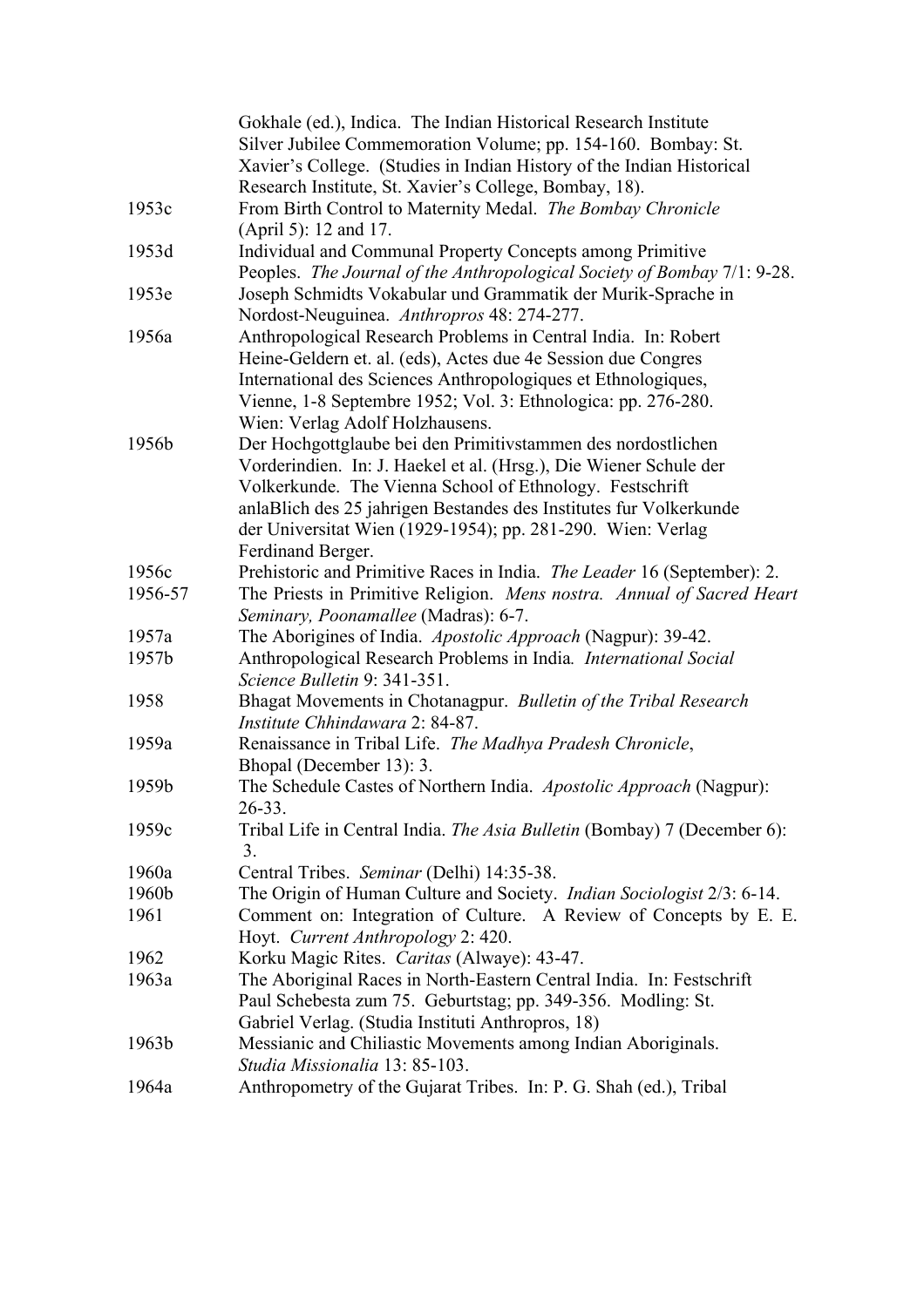Gokhale (ed.), Indica. The Indian Historical Research Institute Silver Jubilee Commemoration Volume; pp. 154-160. Bombay: St. Xavier's College. (Studies in Indian History of the Indian Historical Research Institute, St. Xavier's College, Bombay, 18).

1953c From Birth Control to Maternity Medal. *The Bombay Chronicle* (April 5): 12 and 17.

1953d Individual and Communal Property Concepts among Primitive Peoples. *The Journal of the Anthropological Society of Bombay* 7/1: 9-28.

1953e Joseph Schmidts Vokabular und Grammatik der Murik-Sprache in Nordost-Neuguinea. *Anthropros* 48: 274-277.

1956a Anthropological Research Problems in Central India. In: Robert Heine-Geldern et. al. (eds), Actes due 4e Session due Congres International des Sciences Anthropologiques et Ethnologiques, Vienne, 1-8 Septembre 1952; Vol. 3: Ethnologica: pp. 276-280. Wien: Verlag Adolf Holzhausens.

1956b Der Hochgottglaube bei den Primitivstammen des nordostlichen Vorderindien. In: J. Haekel et al. (Hrsg.), Die Wiener Schule der Volkerkunde. The Vienna School of Ethnology. Festschrift anlaBlich des 25 jahrigen Bestandes des Institutes fur Volkerkunde der Universitat Wien (1929-1954); pp. 281-290. Wien: Verlag Ferdinand Berger.

1956c Prehistoric and Primitive Races in India. *The Leader* 16 (September): 2.

1956-57 The Priests in Primitive Religion. *Mens nostra. Annual of Sacred Heart Seminary, Poonamallee* (Madras): 6-7.

1957a The Aborigines of India. *Apostolic Approach* (Nagpur): 39-42.

1957b Anthropological Research Problems in India. *International Social Science Bulletin* 9: 341-351.

1958 Bhagat Movements in Chotanagpur. *Bulletin of the Tribal Research Institute Chhindawara* 2: 84-87.

1959a Renaissance in Tribal Life. *The Madhya Pradesh Chronicle*, Bhopal (December 13): 3.

1959b The Schedule Castes of Northern India. *Apostolic Approach* (Nagpur): 26-33.

1959c Tribal Life in Central India. *The Asia Bulletin* (Bombay) 7 (December 6): 3.

1960a Central Tribes. *Seminar* (Delhi) 14:35-38.

1960b The Origin of Human Culture and Society. *Indian Sociologist* 2/3: 6-14.

1961 Comment on: Integration of Culture. A Review of Concepts by E. E. Hoyt. *Current Anthropology* 2: 420.

1962 Korku Magic Rites. *Caritas* (Alwaye): 43-47.

1963a The Aboriginal Races in North-Eastern Central India. In: Festschrift Paul Schebesta zum 75. Geburtstag; pp. 349-356. Modling: St. Gabriel Verlag. (Studia Instituti Anthropros, 18)

1963b Messianic and Chiliastic Movements among Indian Aboriginals. *Studia Missionalia* 13: 85-103.

1964a Anthropometry of the Gujarat Tribes. In: P. G. Shah (ed.), Tribal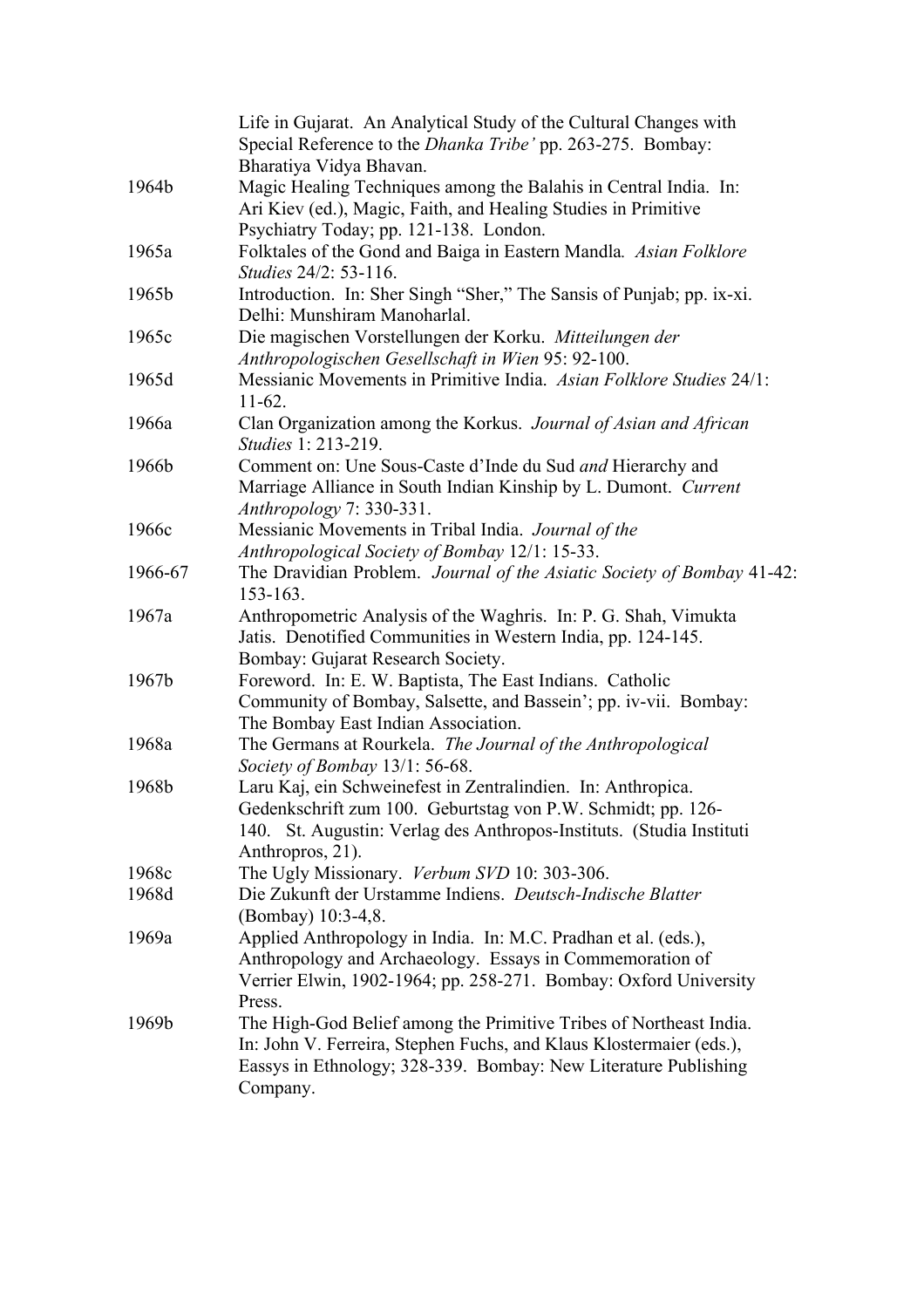Life in Gujarat. An Analytical Study of the Cultural Changes with Special Reference to the *Dhanka Tribe'* pp. 263-275. Bombay: Bharatiya Vidya Bhavan.

1964b Magic Healing Techniques among the Balahis in Central India. In: Ari Kiev (ed.), Magic, Faith, and Healing Studies in Primitive Psychiatry Today; pp. 121-138. London.

1965a Folktales of the Gond and Baiga in Eastern Mandla*. Asian Folklore Studies* 24/2: 53-116.

1965b Introduction. In: Sher Singh "Sher," The Sansis of Punjab; pp. ix-xi. Delhi: Munshiram Manoharlal.

1965c Die magischen Vorstellungen der Korku. *Mitteilungen der Anthropologischen Gesellschaft in Wien* 95: 92-100.

1965d Messianic Movements in Primitive India. *Asian Folklore Studies* 24/1: 11-62.

1966a Clan Organization among the Korkus. *Journal of Asian and African Studies* 1: 213-219.

1966b Comment on: Une Sous-Caste d'Inde du Sud *and* Hierarchy and Marriage Alliance in South Indian Kinship by L. Dumont. *Current Anthropology* 7: 330-331.

1966c Messianic Movements in Tribal India. *Journal of the Anthropological Society of Bombay* 12/1: 15-33.

1966-67 The Dravidian Problem. *Journal of the Asiatic Society of Bombay* 41-42: 153-163.

1967a Anthropometric Analysis of the Waghris. In: P. G. Shah, Vimukta Jatis. Denotified Communities in Western India, pp. 124-145. Bombay: Gujarat Research Society.

1967b Foreword. In: E. W. Baptista, The East Indians. Catholic Community of Bombay, Salsette, and Bassein'; pp. iv-vii. Bombay: The Bombay East Indian Association.

1968a The Germans at Rourkela. *The Journal of the Anthropological Society of Bombay* 13/1: 56-68.

1968b Laru Kaj, ein Schweinefest in Zentralindien. In: Anthropica. Gedenkschrift zum 100. Geburtstag von P.W. Schmidt; pp. 126-140. St. Augustin: Verlag des Anthropos-Instituts. (Studia Instituti Anthropros, 21).

1968c The Ugly Missionary. *Verbum SVD* 10: 303-306.

1968d Die Zukunft der Urstamme Indiens. *Deutsch-Indische Blatter* (Bombay) 10:3-4,8.

1969a Applied Anthropology in India. In: M.C. Pradhan et al. (eds.), Anthropology and Archaeology. Essays in Commemoration of Verrier Elwin, 1902-1964; pp. 258-271. Bombay: Oxford University Press.

1969b The High-God Belief among the Primitive Tribes of Northeast India. In: John V. Ferreira, Stephen Fuchs, and Klaus Klostermaier (eds.), Eassys in Ethnology; 328-339. Bombay: New Literature Publishing Company.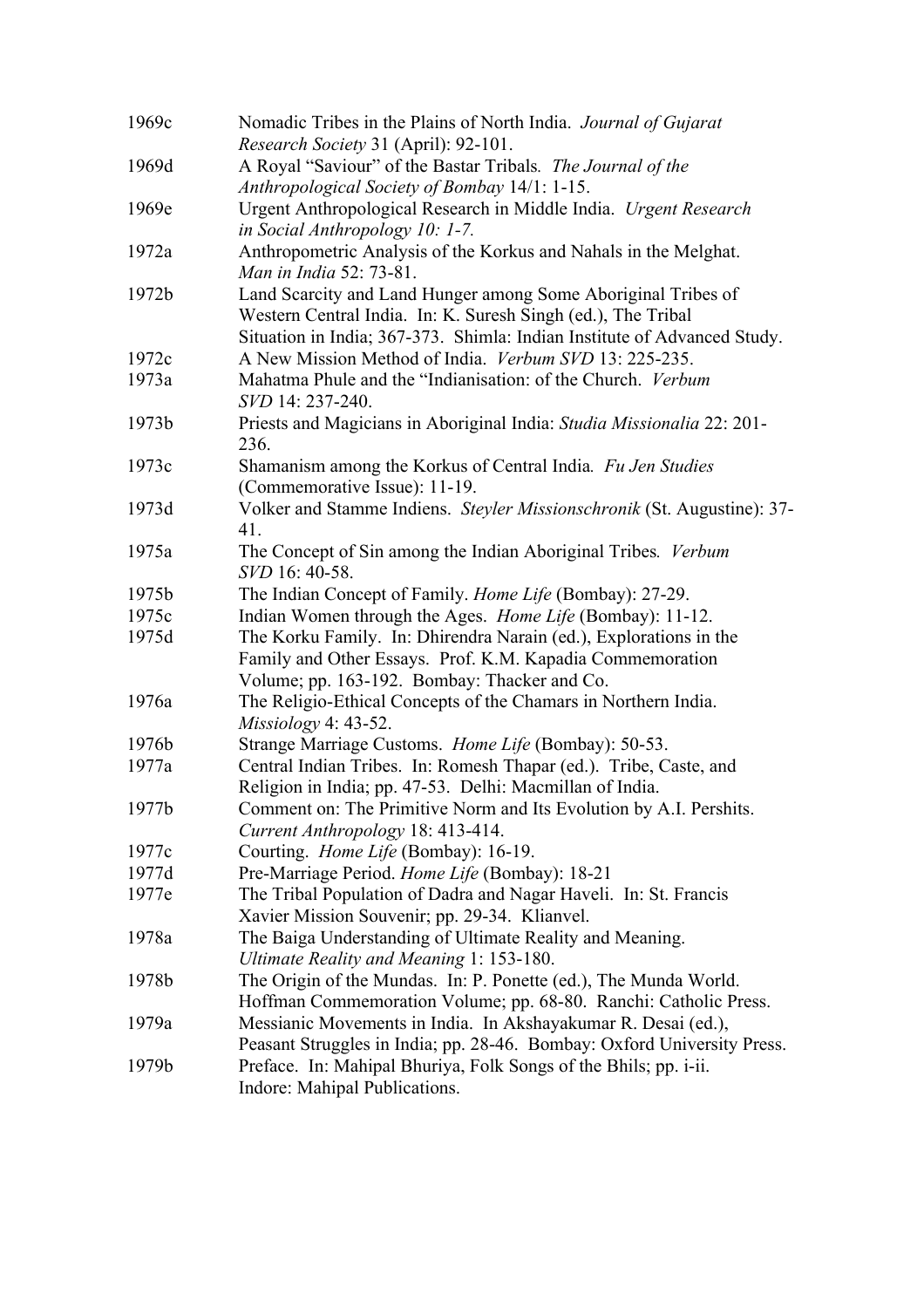1969c Nomadic Tribes in the Plains of North India. *Journal of Gujarat Research Society* 31 (April): 92-101.

1969d A Royal "Saviour" of the Bastar Tribals. *The Journal of the Anthropological Society of Bombay* 14/1: 1-15.

1969e Urgent Anthropological Research in Middle India. *Urgent Research in Social Anthropology 10: 1-7.*

1972a Anthropometric Analysis of the Korkus and Nahals in the Melghat. *Man in India* 52: 73-81.

1972b Land Scarcity and Land Hunger among Some Aboriginal Tribes of Western Central India. In: K. Suresh Singh (ed.), The Tribal Situation in India; 367-373. Shimla: Indian Institute of Advanced Study.

1972c A New Mission Method of India. *Verbum SVD* 13: 225-235.

1973a Mahatma Phule and the "Indianisation: of the Church. *Verbum SVD* 14: 237-240.

1973b Priests and Magicians in Aboriginal India: *Studia Missionalia* 22: 201-236.

1973c Shamanism among the Korkus of Central India. *Fu Jen Studies* (Commemorative Issue): 11-19.

1973d Volker and Stamme Indiens. *Steyler Missionschronik* (St. Augustine): 37-41.

1975a The Concept of Sin among the Indian Aboriginal Tribes. *Verbum SVD* 16: 40-58.

1975b The Indian Concept of Family. *Home Life* (Bombay): 27-29.

1975c Indian Women through the Ages. *Home Life* (Bombay): 11-12.

1975d The Korku Family. In: Dhirendra Narain (ed.), Explorations in the Family and Other Essays. Prof. K.M. Kapadia Commemoration Volume; pp. 163-192. Bombay: Thacker and Co.

1976a The Religio-Ethical Concepts of the Chamars in Northern India. *Missiology* 4: 43-52.

1976b Strange Marriage Customs. *Home Life* (Bombay): 50-53.

1977a Central Indian Tribes. In: Romesh Thapar (ed.). Tribe, Caste, and Religion in India; pp. 47-53. Delhi: Macmillan of India.

1977b Comment on: The Primitive Norm and Its Evolution by A.I. Pershits. *Current Anthropology* 18: 413-414.

1977c Courting. *Home Life* (Bombay): 16-19.

1977d Pre-Marriage Period. *Home Life* (Bombay): 18-21

1977e The Tribal Population of Dadra and Nagar Haveli. In: St. Francis Xavier Mission Souvenir; pp. 29-34. Klianvel.

1978a The Baiga Understanding of Ultimate Reality and Meaning. *Ultimate Reality and Meaning* 1: 153-180.

1978b The Origin of the Mundas. In: P. Ponette (ed.), The Munda World. Hoffman Commemoration Volume; pp. 68-80. Ranchi: Catholic Press.

1979a Messianic Movements in India. In Akshayakumar R. Desai (ed.), Peasant Struggles in India; pp. 28-46. Bombay: Oxford University Press.

1979b Preface. In: Mahipal Bhuriya, Folk Songs of the Bhils; pp. i-ii. Indore: Mahipal Publications.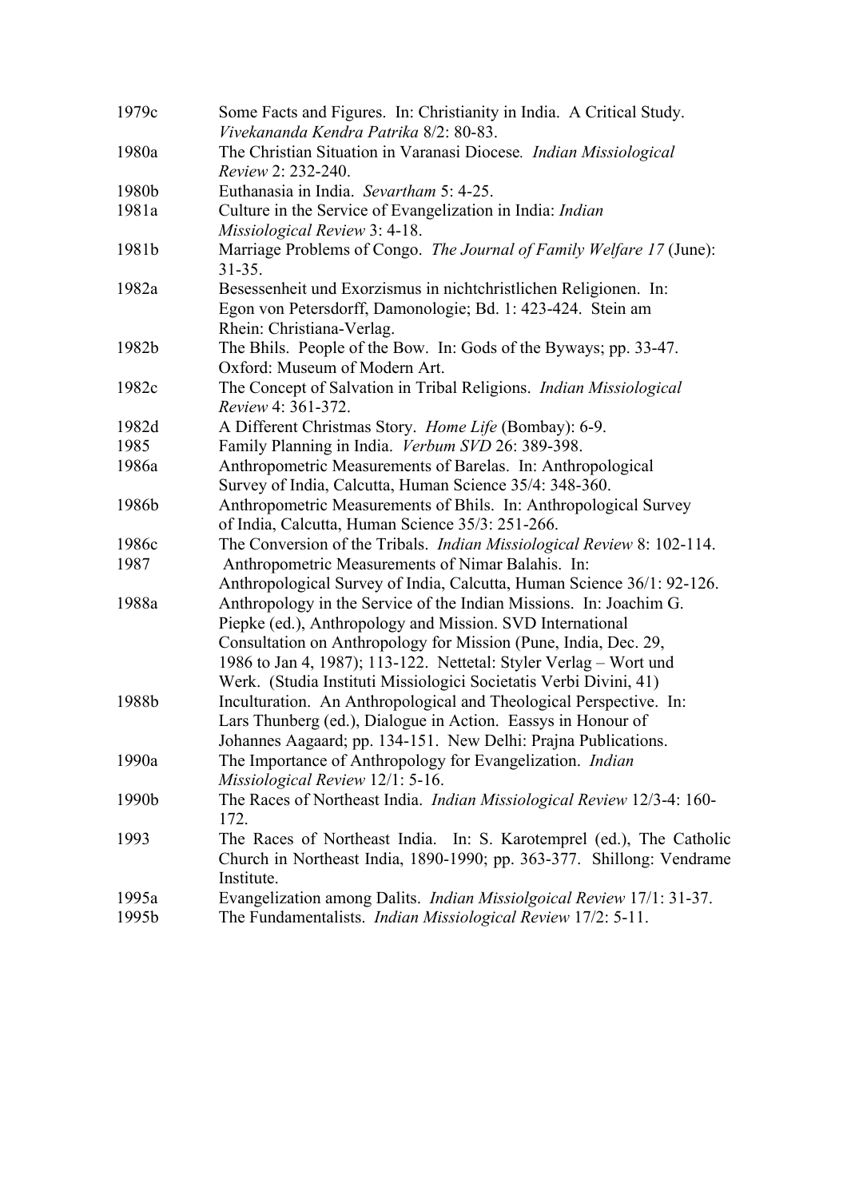1979c Some Facts and Figures. In: Christianity in India. A Critical Study. *Vivekananda Kendra Patrika* 8/2: 80-83.

1980a The Christian Situation in Varanasi Diocese*. Indian Missiological Review* 2: 232-240.

1980b Euthanasia in India. *Sevartham* 5: 4-25.

1981a Culture in the Service of Evangelization in India: *Indian Missiological Review* 3: 4-18.

1981b Marriage Problems of Congo. *The Journal of Family Welfare 17* (June): 31-35.

1982a Besessenheit und Exorzismus in nichtchristlichen Religionen. In: Egon von Petersdorff, Damonologie; Bd. 1: 423-424. Stein am Rhein: Christiana-Verlag.

1982b The Bhils. People of the Bow. In: Gods of the Byways; pp. 33-47. Oxford: Museum of Modern Art.

1982c The Concept of Salvation in Tribal Religions. *Indian Missiological Review* 4: 361-372.

1982d A Different Christmas Story. *Home Life* (Bombay): 6-9.

1985 Family Planning in India. *Verbum SVD* 26: 389-398.

1986a Anthropometric Measurements of Barelas. In: Anthropological Survey of India, Calcutta, Human Science 35/4: 348-360.

1986b Anthropometric Measurements of Bhils. In: Anthropological Survey of India, Calcutta, Human Science 35/3: 251-266.

1986c The Conversion of the Tribals. *Indian Missiological Review* 8: 102-114.

1987 Anthropometric Measurements of Nimar Balahis. In: Anthropological Survey of India, Calcutta, Human Science 36/1: 92-126.

1988a Anthropology in the Service of the Indian Missions. In: Joachim G. Piepke (ed.), Anthropology and Mission. SVD International Consultation on Anthropology for Mission (Pune, India, Dec. 29, 1986 to Jan 4, 1987); 113-122. Nettetal: Styler Verlag – Wort und Werk. (Studia Instituti Missiologici Societatis Verbi Divini, 41)

1988b Inculturation. An Anthropological and Theological Perspective. In: Lars Thunberg (ed.), Dialogue in Action. Eassys in Honour of Johannes Aagaard; pp. 134-151. New Delhi: Prajna Publications.

1990a The Importance of Anthropology for Evangelization. *Indian Missiological Review* 12/1: 5-16.

1990b The Races of Northeast India. *Indian Missiological Review* 12/3-4: 160-172.

1993 The Races of Northeast India. In: S. Karotemprel (ed.), The Catholic Church in Northeast India, 1890-1990; pp. 363-377. Shillong: Vendrame Institute.

1995a Evangelization among Dalits. *Indian Missiolgoical Review* 17/1: 31-37.

1995b The Fundamentalists. *Indian Missiological Review* 17/2: 5-11.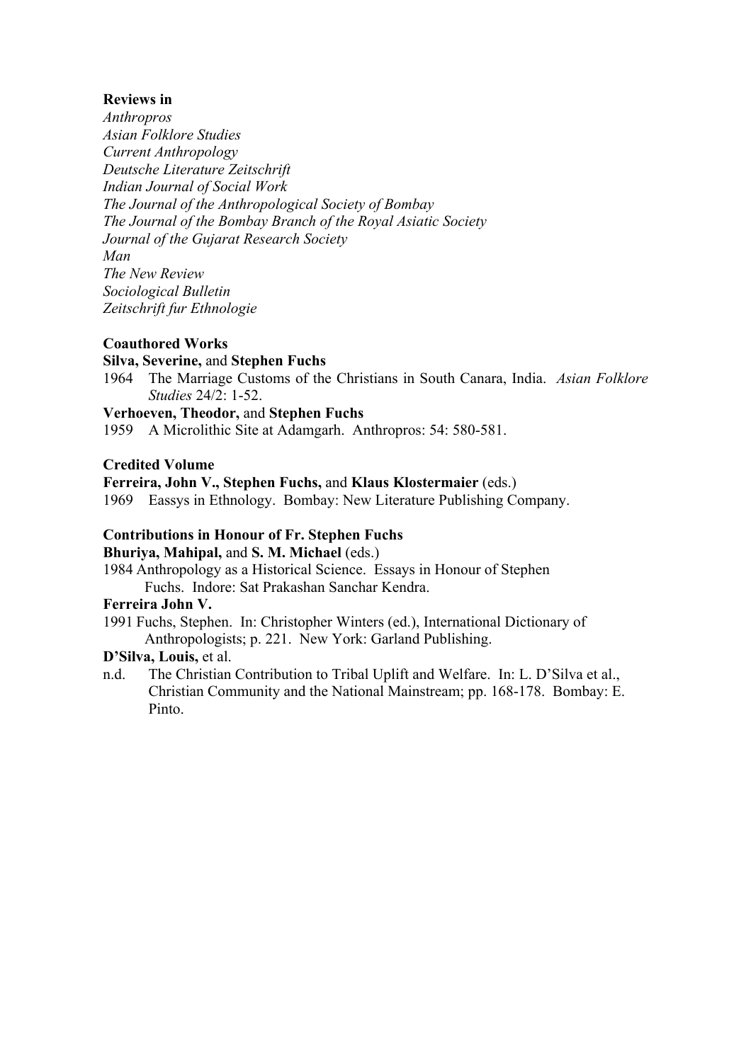**Reviews in**

*Anthropros*
*Asian Folklore Studies*
*Current Anthropology*
*Deutsche Literature Zeitschrift*
*Indian Journal of Social Work*
*The Journal of the Anthropological Society of Bombay*
*The Journal of the Bombay Branch of the Royal Asiatic Society*
*Journal of the Gujarat Research Society*
*Man*
*The New Review*
*Sociological Bulletin*
*Zeitschrift fur Ethnologie*

**Coauthored Works**

**Silva, Severine,** and **Stephen Fuchs**

1964 The Marriage Customs of the Christians in South Canara, India. *Asian Folklore Studies* 24/2: 1-52.

**Verhoeven, Theodor,** and **Stephen Fuchs**

1959 A Microlithic Site at Adamgarh. Anthropros: 54: 580-581.

**Credited Volume**

**Ferreira, John V., Stephen Fuchs,** and **Klaus Klostermaier** (eds.)

1969 Eassys in Ethnology. Bombay: New Literature Publishing Company.

**Contributions in Honour of Fr. Stephen Fuchs**

**Bhuriya, Mahipal,** and **S. M. Michael** (eds.)

1984 Anthropology as a Historical Science. Essays in Honour of Stephen Fuchs. Indore: Sat Prakashan Sanchar Kendra.

**Ferreira John V.**

1991 Fuchs, Stephen. In: Christopher Winters (ed.), International Dictionary of Anthropologists; p. 221. New York: Garland Publishing.

**D'Silva, Louis,** et al.

n.d. The Christian Contribution to Tribal Uplift and Welfare. In: L. D'Silva et al., Christian Community and the National Mainstream; pp. 168-178. Bombay: E. Pinto.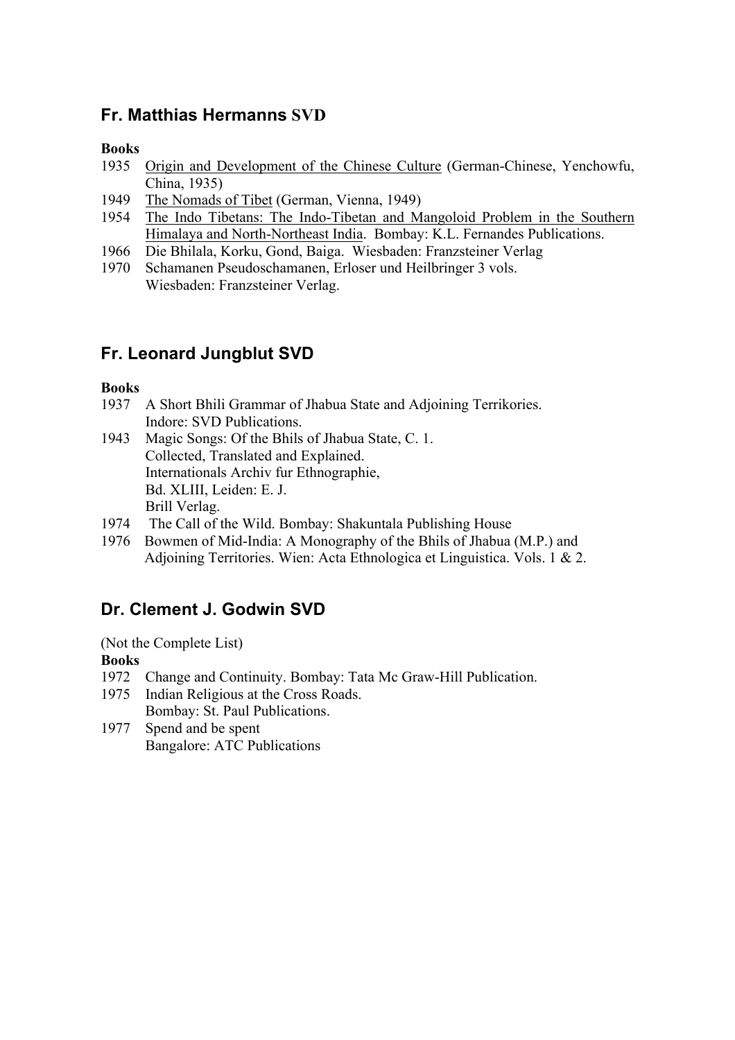## Fr. Matthias Hermanns **SVD**

**Books**

1935 <u>Origin and Development of the Chinese Culture</u> (German-Chinese, Yenchowfu, China, 1935)

1949 <u>The Nomads of Tibet</u> (German, Vienna, 1949)

1954 <u>The Indo Tibetans: The Indo-Tibetan and Mangoloid Problem in the Southern Himalaya and North-Northeast India</u>. Bombay: K.L. Fernandes Publications.

1966 Die Bhilala, Korku, Gond, Baiga. Wiesbaden: Franzsteiner Verlag

1970 Schamanen Pseudoschamanen, Erloser und Heilbringer 3 vols. Wiesbaden: Franzsteiner Verlag.

## Fr. Leonard Jungblut SVD

**Books**

1937 A Short Bhili Grammar of Jhabua State and Adjoining Terrikories. Indore: SVD Publications.

1943 Magic Songs: Of the Bhils of Jhabua State, C. 1. Collected, Translated and Explained. Internationals Archiv fur Ethnographie, Bd. XLIII, Leiden: E. J. Brill Verlag.

1974 The Call of the Wild. Bombay: Shakuntala Publishing House

1976 Bowmen of Mid-India: A Monography of the Bhils of Jhabua (M.P.) and Adjoining Territories. Wien: Acta Ethnologica et Linguistica. Vols. 1 & 2.

## Dr. Clement J. Godwin SVD

(Not the Complete List)

**Books**

1972 Change and Continuity. Bombay: Tata Mc Graw-Hill Publication.

1975 Indian Religious at the Cross Roads. Bombay: St. Paul Publications.

1977 Spend and be spent Bangalore: ATC Publications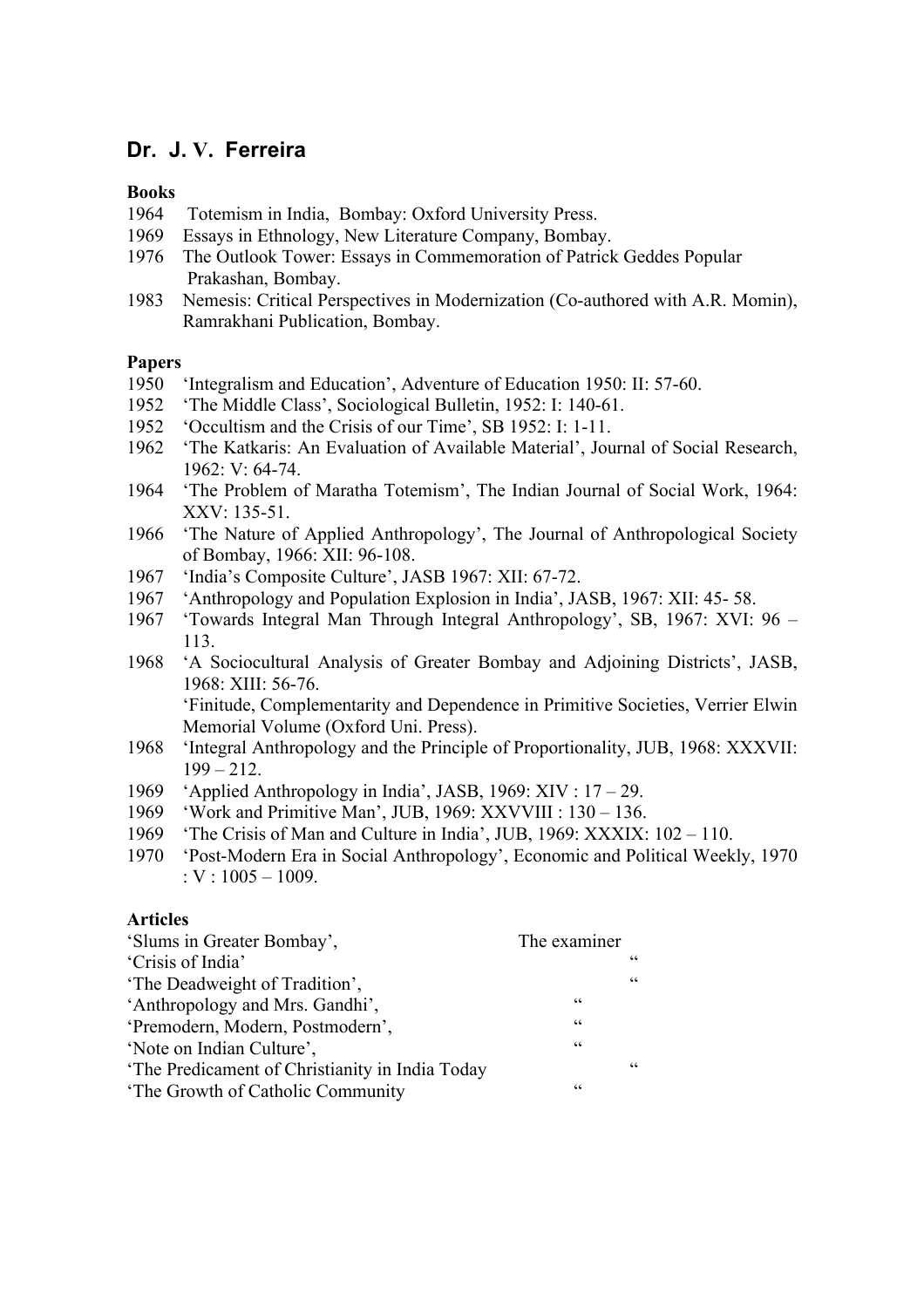## Dr. J. V. Ferreira

**Books**

1964 Totemism in India, Bombay: Oxford University Press.
1969 Essays in Ethnology, New Literature Company, Bombay.
1976 The Outlook Tower: Essays in Commemoration of Patrick Geddes Popular Prakashan, Bombay.
1983 Nemesis: Critical Perspectives in Modernization (Co-authored with A.R. Momin), Ramrakhani Publication, Bombay.

**Papers**

1950 'Integralism and Education', Adventure of Education 1950: II: 57-60.
1952 'The Middle Class', Sociological Bulletin, 1952: I: 140-61.
1952 'Occultism and the Crisis of our Time', SB 1952: I: 1-11.
1962 'The Katkaris: An Evaluation of Available Material', Journal of Social Research, 1962: V: 64-74.
1964 'The Problem of Maratha Totemism', The Indian Journal of Social Work, 1964: XXV: 135-51.
1966 'The Nature of Applied Anthropology', The Journal of Anthropological Society of Bombay, 1966: XII: 96-108.
1967 'India's Composite Culture', JASB 1967: XII: 67-72.
1967 'Anthropology and Population Explosion in India', JASB, 1967: XII: 45- 58.
1967 'Towards Integral Man Through Integral Anthropology', SB, 1967: XVI: 96 – 113.
1968 'A Sociocultural Analysis of Greater Bombay and Adjoining Districts', JASB, 1968: XIII: 56-76.
'Finitude, Complementarity and Dependence in Primitive Societies, Verrier Elwin Memorial Volume (Oxford Uni. Press).
1968 'Integral Anthropology and the Principle of Proportionality, JUB, 1968: XXXVII: 199 – 212.
1969 'Applied Anthropology in India', JASB, 1969: XIV : 17 – 29.
1969 'Work and Primitive Man', JUB, 1969: XXVVIII : 130 – 136.
1969 'The Crisis of Man and Culture in India', JUB, 1969: XXXIX: 102 – 110.
1970 'Post-Modern Era in Social Anthropology', Economic and Political Weekly, 1970 : V : 1005 – 1009.

**Articles**

'Slums in Greater Bombay', The examiner
'Crisis of India' "
'The Deadweight of Tradition', "
'Anthropology and Mrs. Gandhi', "
'Premodern, Modern, Postmodern', "
'Note on Indian Culture', "
'The Predicament of Christianity in India Today "
'The Growth of Catholic Community "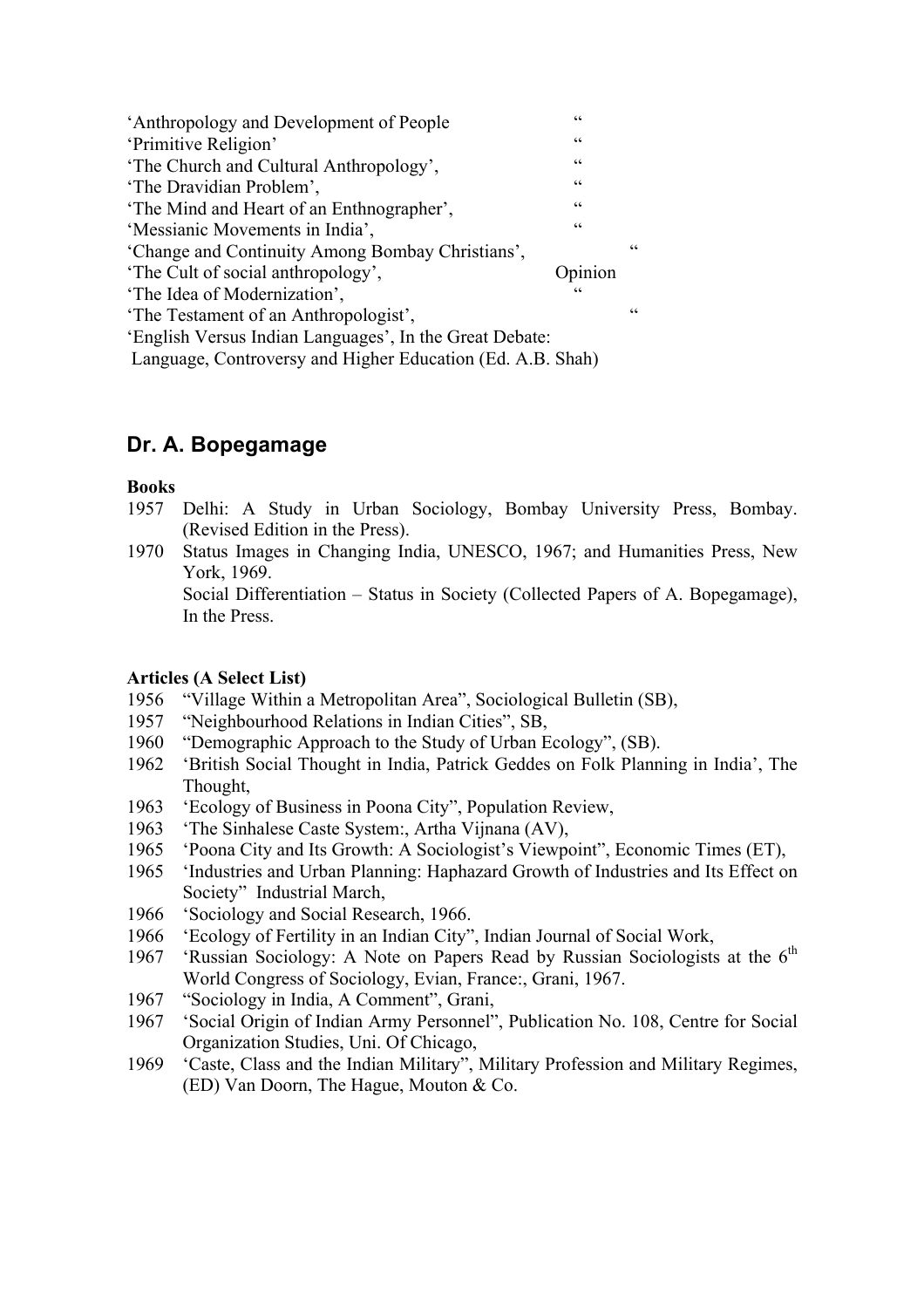'Anthropology and Development of People "
'Primitive Religion' "
'The Church and Cultural Anthropology', "
'The Dravidian Problem', "
'The Mind and Heart of an Enthnographer', "
'Messianic Movements in India', "
'Change and Continuity Among Bombay Christians', "
'The Cult of social anthropology', Opinion
'The Idea of Modernization', "
'The Testament of an Anthropologist', "
'English Versus Indian Languages', In the Great Debate: Language, Controversy and Higher Education (Ed. A.B. Shah)

## Dr. A. Bopegamage

**Books**

1957 Delhi: A Study in Urban Sociology, Bombay University Press, Bombay. (Revised Edition in the Press).

1970 Status Images in Changing India, UNESCO, 1967; and Humanities Press, New York, 1969.
Social Differentiation – Status in Society (Collected Papers of A. Bopegamage), In the Press.

**Articles (A Select List)**

1956 "Village Within a Metropolitan Area", Sociological Bulletin (SB),

1957 "Neighbourhood Relations in Indian Cities", SB,

1960 "Demographic Approach to the Study of Urban Ecology", (SB).

1962 'British Social Thought in India, Patrick Geddes on Folk Planning in India', The Thought,

1963 'Ecology of Business in Poona City", Population Review,

1963 'The Sinhalese Caste System:, Artha Vijnana (AV),

1965 'Poona City and Its Growth: A Sociologist's Viewpoint", Economic Times (ET),

1965 'Industries and Urban Planning: Haphazard Growth of Industries and Its Effect on Society" Industrial March,

1966 'Sociology and Social Research, 1966.

1966 'Ecology of Fertility in an Indian City", Indian Journal of Social Work,

1967 'Russian Sociology: A Note on Papers Read by Russian Sociologists at the 6th World Congress of Sociology, Evian, France:, Grani, 1967.

1967 "Sociology in India, A Comment", Grani,

1967 'Social Origin of Indian Army Personnel", Publication No. 108, Centre for Social Organization Studies, Uni. Of Chicago,

1969 'Caste, Class and the Indian Military", Military Profession and Military Regimes, (ED) Van Doorn, The Hague, Mouton & Co.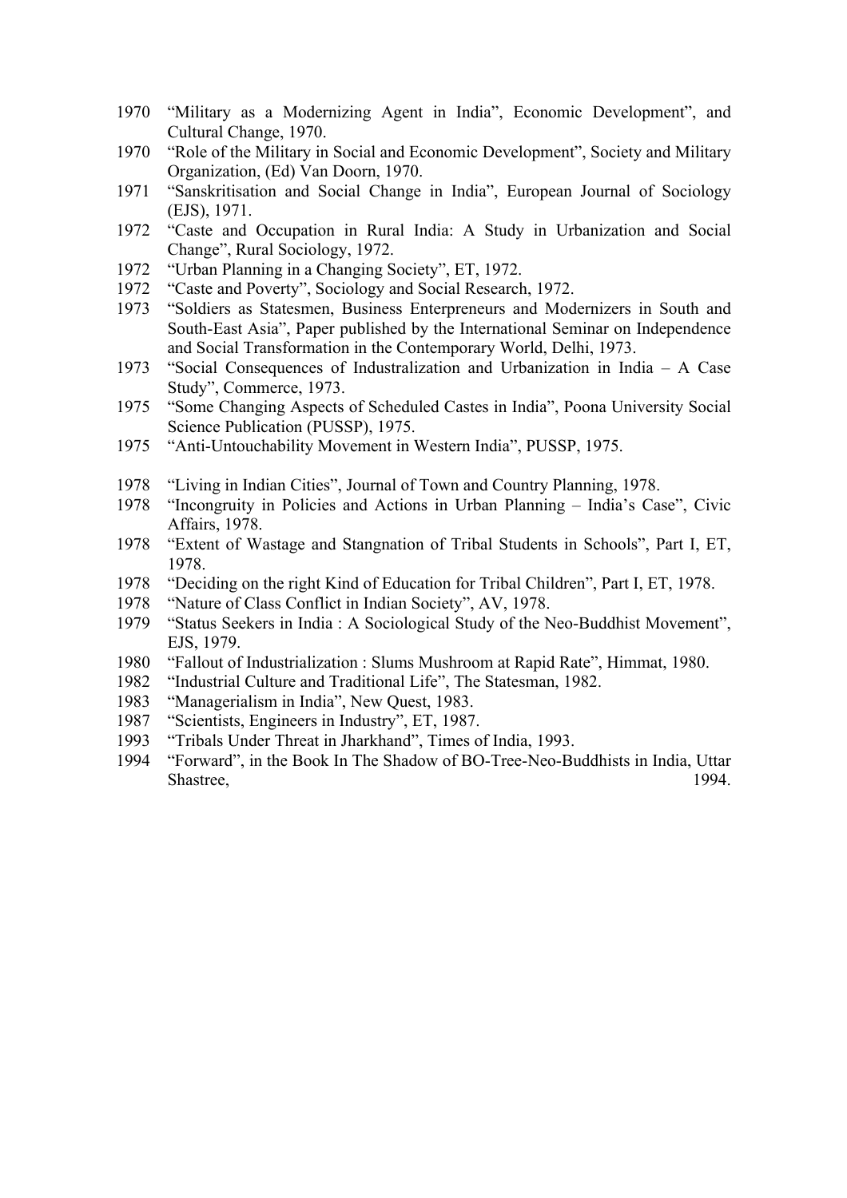1970 "Military as a Modernizing Agent in India", Economic Development", and Cultural Change, 1970.

1970 "Role of the Military in Social and Economic Development", Society and Military Organization, (Ed) Van Doorn, 1970.

1971 "Sanskritisation and Social Change in India", European Journal of Sociology (EJS), 1971.

1972 "Caste and Occupation in Rural India: A Study in Urbanization and Social Change", Rural Sociology, 1972.

1972 "Urban Planning in a Changing Society", ET, 1972.

1972 "Caste and Poverty", Sociology and Social Research, 1972.

1973 "Soldiers as Statesmen, Business Enterpreneurs and Modernizers in South and South-East Asia", Paper published by the International Seminar on Independence and Social Transformation in the Contemporary World, Delhi, 1973.

1973 "Social Consequences of Industralization and Urbanization in India – A Case Study", Commerce, 1973.

1975 "Some Changing Aspects of Scheduled Castes in India", Poona University Social Science Publication (PUSSP), 1975.

1975 "Anti-Untouchability Movement in Western India", PUSSP, 1975.

1978 "Living in Indian Cities", Journal of Town and Country Planning, 1978.

1978 "Incongruity in Policies and Actions in Urban Planning – India's Case", Civic Affairs, 1978.

1978 "Extent of Wastage and Stangnation of Tribal Students in Schools", Part I, ET, 1978.

1978 "Deciding on the right Kind of Education for Tribal Children", Part I, ET, 1978.

1978 "Nature of Class Conflict in Indian Society", AV, 1978.

1979 "Status Seekers in India : A Sociological Study of the Neo-Buddhist Movement", EJS, 1979.

1980 "Fallout of Industrialization : Slums Mushroom at Rapid Rate", Himmat, 1980.

1982 "Industrial Culture and Traditional Life", The Statesman, 1982.

1983 "Managerialism in India", New Quest, 1983.

1987 "Scientists, Engineers in Industry", ET, 1987.

1993 "Tribals Under Threat in Jharkhand", Times of India, 1993.

1994 "Forward", in the Book In The Shadow of BO-Tree-Neo-Buddhists in India, Uttar Shastree, 1994.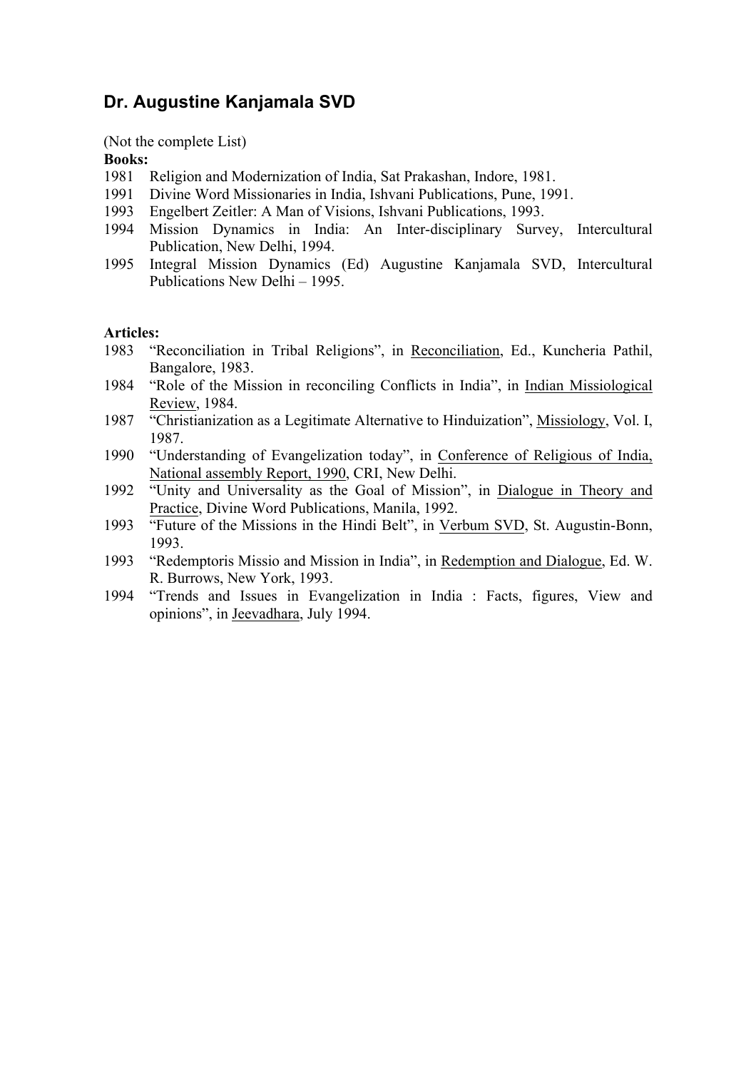## Dr. Augustine Kanjamala SVD

(Not the complete List)

**Books:**

1981 Religion and Modernization of India, Sat Prakashan, Indore, 1981.

1991 Divine Word Missionaries in India, Ishvani Publications, Pune, 1991.

1993 Engelbert Zeitler: A Man of Visions, Ishvani Publications, 1993.

1994 Mission Dynamics in India: An Inter-disciplinary Survey, Intercultural Publication, New Delhi, 1994.

1995 Integral Mission Dynamics (Ed) Augustine Kanjamala SVD, Intercultural Publications New Delhi – 1995.

**Articles:**

1983 "Reconciliation in Tribal Religions", in Reconciliation, Ed., Kuncheria Pathil, Bangalore, 1983.

1984 "Role of the Mission in reconciling Conflicts in India", in Indian Missiological Review, 1984.

1987 "Christianization as a Legitimate Alternative to Hinduization", Missiology, Vol. I, 1987.

1990 "Understanding of Evangelization today", in Conference of Religious of India, National assembly Report, 1990, CRI, New Delhi.

1992 "Unity and Universality as the Goal of Mission", in Dialogue in Theory and Practice, Divine Word Publications, Manila, 1992.

1993 "Future of the Missions in the Hindi Belt", in Verbum SVD, St. Augustin-Bonn, 1993.

1993 "Redemptoris Missio and Mission in India", in Redemption and Dialogue, Ed. W. R. Burrows, New York, 1993.

1994 "Trends and Issues in Evangelization in India : Facts, figures, View and opinions", in Jeevadhara, July 1994.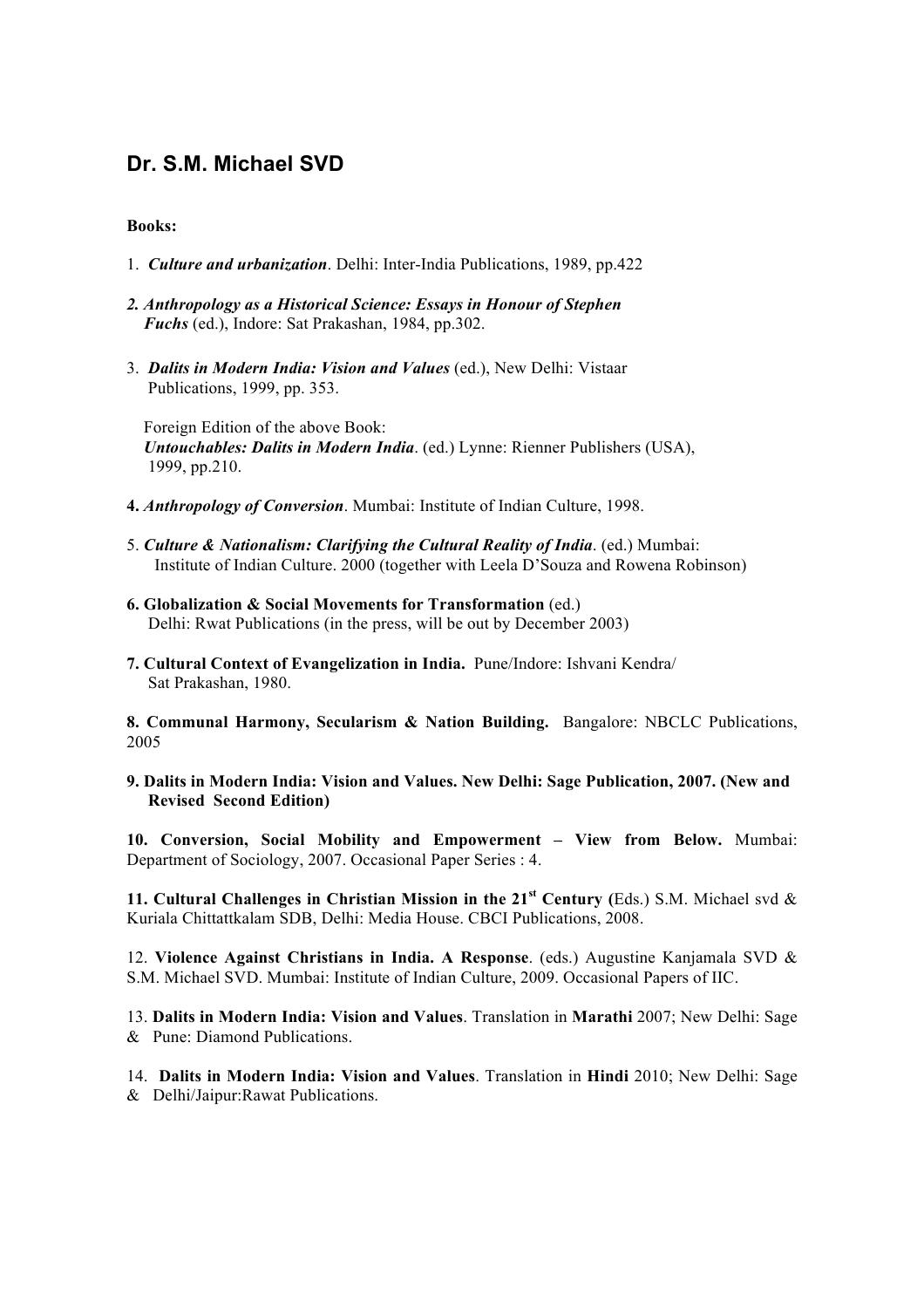## Dr. S.M. Michael SVD

**Books:**

1. ***Culture and urbanization***. Delhi: Inter-India Publications, 1989, pp.422

***2. Anthropology as a Historical Science: Essays in Honour of Stephen Fuchs*** (ed.), Indore: Sat Prakashan, 1984, pp.302.

3. ***Dalits in Modern India: Vision and Values*** (ed.), New Delhi: Vistaar Publications, 1999, pp. 353.

   Foreign Edition of the above Book:
   ***Untouchables: Dalits in Modern India***. (ed.) Lynne: Rienner Publishers (USA), 1999, pp.210.

**4.** ***Anthropology of Conversion***. Mumbai: Institute of Indian Culture, 1998.

5. ***Culture & Nationalism: Clarifying the Cultural Reality of India***. (ed.) Mumbai: Institute of Indian Culture. 2000 (together with Leela D'Souza and Rowena Robinson)

**6. Globalization & Social Movements for Transformation** (ed.)
Delhi: Rwat Publications (in the press, will be out by December 2003)

**7. Cultural Context of Evangelization in India.** Pune/Indore: Ishvani Kendra/ Sat Prakashan, 1980.

**8. Communal Harmony, Secularism & Nation Building.** Bangalore: NBCLC Publications, 2005

**9. Dalits in Modern India: Vision and Values. New Delhi: Sage Publication, 2007. (New and Revised Second Edition)**

**10. Conversion, Social Mobility and Empowerment – View from Below.** Mumbai: Department of Sociology, 2007. Occasional Paper Series : 4.

**11. Cultural Challenges in Christian Mission in the 21st Century (**Eds.) S.M. Michael svd & Kuriala Chittattkalam SDB, Delhi: Media House. CBCI Publications, 2008.

12. **Violence Against Christians in India. A Response**. (eds.) Augustine Kanjamala SVD & S.M. Michael SVD. Mumbai: Institute of Indian Culture, 2009. Occasional Papers of IIC.

13. **Dalits in Modern India: Vision and Values**. Translation in **Marathi** 2007; New Delhi: Sage & Pune: Diamond Publications.

14. **Dalits in Modern India: Vision and Values**. Translation in **Hindi** 2010; New Delhi: Sage & Delhi/Jaipur:Rawat Publications.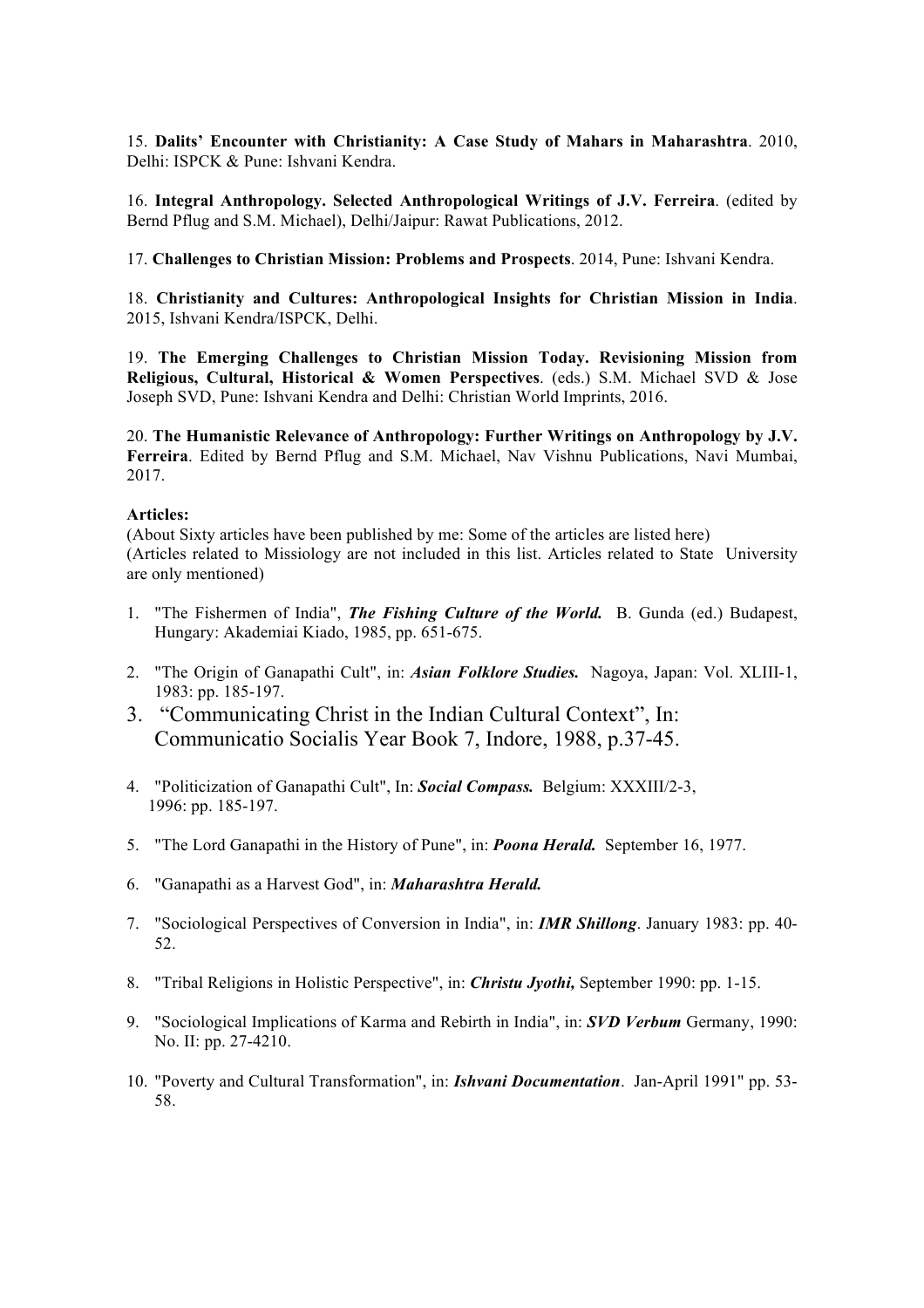15. **Dalits' Encounter with Christianity: A Case Study of Mahars in Maharashtra**. 2010, Delhi: ISPCK & Pune: Ishvani Kendra.

16. **Integral Anthropology. Selected Anthropological Writings of J.V. Ferreira**. (edited by Bernd Pflug and S.M. Michael), Delhi/Jaipur: Rawat Publications, 2012.

17. **Challenges to Christian Mission: Problems and Prospects**. 2014, Pune: Ishvani Kendra.

18. **Christianity and Cultures: Anthropological Insights for Christian Mission in India**. 2015, Ishvani Kendra/ISPCK, Delhi.

19. **The Emerging Challenges to Christian Mission Today. Revisioning Mission from Religious, Cultural, Historical & Women Perspectives**. (eds.) S.M. Michael SVD & Jose Joseph SVD, Pune: Ishvani Kendra and Delhi: Christian World Imprints, 2016.

20. **The Humanistic Relevance of Anthropology: Further Writings on Anthropology by J.V. Ferreira**. Edited by Bernd Pflug and S.M. Michael, Nav Vishnu Publications, Navi Mumbai, 2017.

**Articles:**

(About Sixty articles have been published by me: Some of the articles are listed here)
(Articles related to Missiology are not included in this list. Articles related to State University are only mentioned)

1. "The Fishermen of India", ***The Fishing Culture of the World.*** B. Gunda (ed.) Budapest, Hungary: Akademiai Kiado, 1985, pp. 651-675.

2. "The Origin of Ganapathi Cult", in: ***Asian Folklore Studies.*** Nagoya, Japan: Vol. XLIII-1, 1983: pp. 185-197.

3. "Communicating Christ in the Indian Cultural Context", In: Communicatio Socialis Year Book 7, Indore, 1988, p.37-45.

4. "Politicization of Ganapathi Cult", In: ***Social Compass.*** Belgium: XXXIII/2-3, 1996: pp. 185-197.

5. "The Lord Ganapathi in the History of Pune", in: ***Poona Herald.*** September 16, 1977.

6. "Ganapathi as a Harvest God", in: ***Maharashtra Herald.***

7. "Sociological Perspectives of Conversion in India", in: ***IMR Shillong***. January 1983: pp. 40-52.

8. "Tribal Religions in Holistic Perspective", in: ***Christu Jyothi,*** September 1990: pp. 1-15.

9. "Sociological Implications of Karma and Rebirth in India", in: ***SVD Verbum*** Germany, 1990: No. II: pp. 27-4210.

10. "Poverty and Cultural Transformation", in: ***Ishvani Documentation***. Jan-April 1991" pp. 53-58.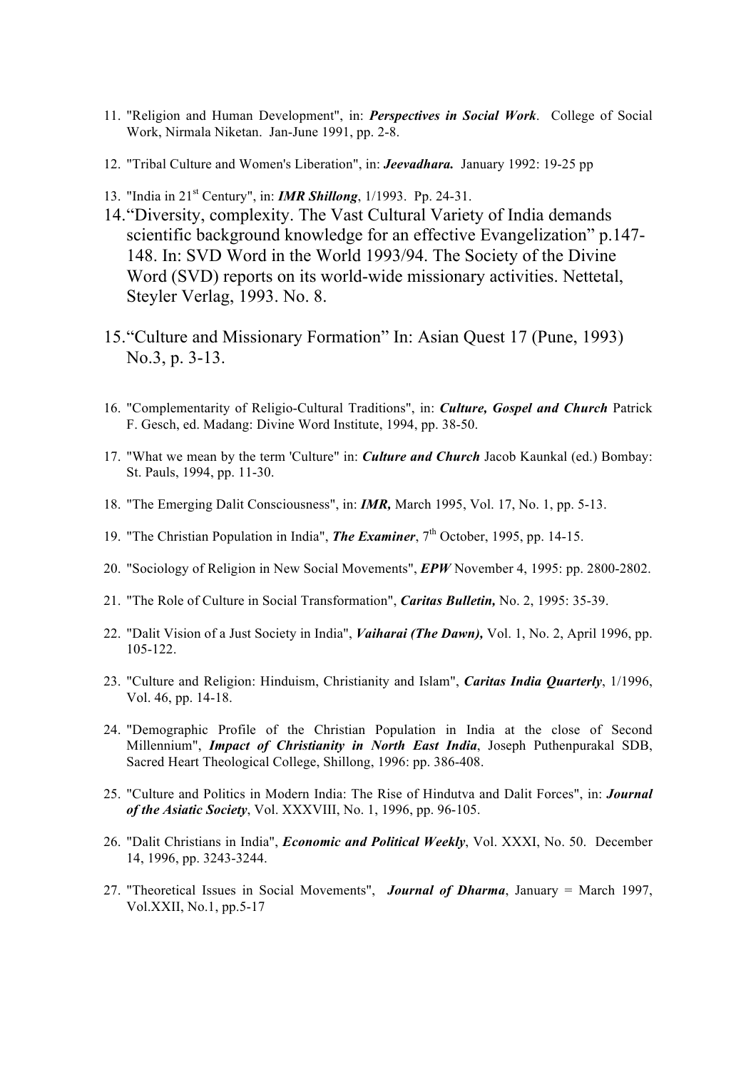11. "Religion and Human Development", in: ***Perspectives in Social Work***. College of Social Work, Nirmala Niketan. Jan-June 1991, pp. 2-8.

12. "Tribal Culture and Women's Liberation", in: ***Jeevadhara.*** January 1992: 19-25 pp

13. "India in 21st Century", in: ***IMR Shillong***, 1/1993. Pp. 24-31.

14. "Diversity, complexity. The Vast Cultural Variety of India demands scientific background knowledge for an effective Evangelization" p.147-148. In: SVD Word in the World 1993/94. The Society of the Divine Word (SVD) reports on its world-wide missionary activities. Nettetal, Steyler Verlag, 1993. No. 8.

15. "Culture and Missionary Formation" In: Asian Quest 17 (Pune, 1993) No.3, p. 3-13.

16. "Complementarity of Religio-Cultural Traditions", in: ***Culture, Gospel and Church*** Patrick F. Gesch, ed. Madang: Divine Word Institute, 1994, pp. 38-50.

17. "What we mean by the term 'Culture" in: ***Culture and Church*** Jacob Kaunkal (ed.) Bombay: St. Pauls, 1994, pp. 11-30.

18. "The Emerging Dalit Consciousness", in: ***IMR,*** March 1995, Vol. 17, No. 1, pp. 5-13.

19. "The Christian Population in India", ***The Examiner***, 7th October, 1995, pp. 14-15.

20. "Sociology of Religion in New Social Movements", ***EPW*** November 4, 1995: pp. 2800-2802.

21. "The Role of Culture in Social Transformation", ***Caritas Bulletin,*** No. 2, 1995: 35-39.

22. "Dalit Vision of a Just Society in India", ***Vaiharai (The Dawn),*** Vol. 1, No. 2, April 1996, pp. 105-122.

23. "Culture and Religion: Hinduism, Christianity and Islam", ***Caritas India Quarterly***, 1/1996, Vol. 46, pp. 14-18.

24. "Demographic Profile of the Christian Population in India at the close of Second Millennium", ***Impact of Christianity in North East India***, Joseph Puthenpurakal SDB, Sacred Heart Theological College, Shillong, 1996: pp. 386-408.

25. "Culture and Politics in Modern India: The Rise of Hindutva and Dalit Forces", in: ***Journal of the Asiatic Society***, Vol. XXXVIII, No. 1, 1996, pp. 96-105.

26. "Dalit Christians in India", ***Economic and Political Weekly***, Vol. XXXI, No. 50. December 14, 1996, pp. 3243-3244.

27. "Theoretical Issues in Social Movements", ***Journal of Dharma***, January = March 1997, Vol.XXII, No.1, pp.5-17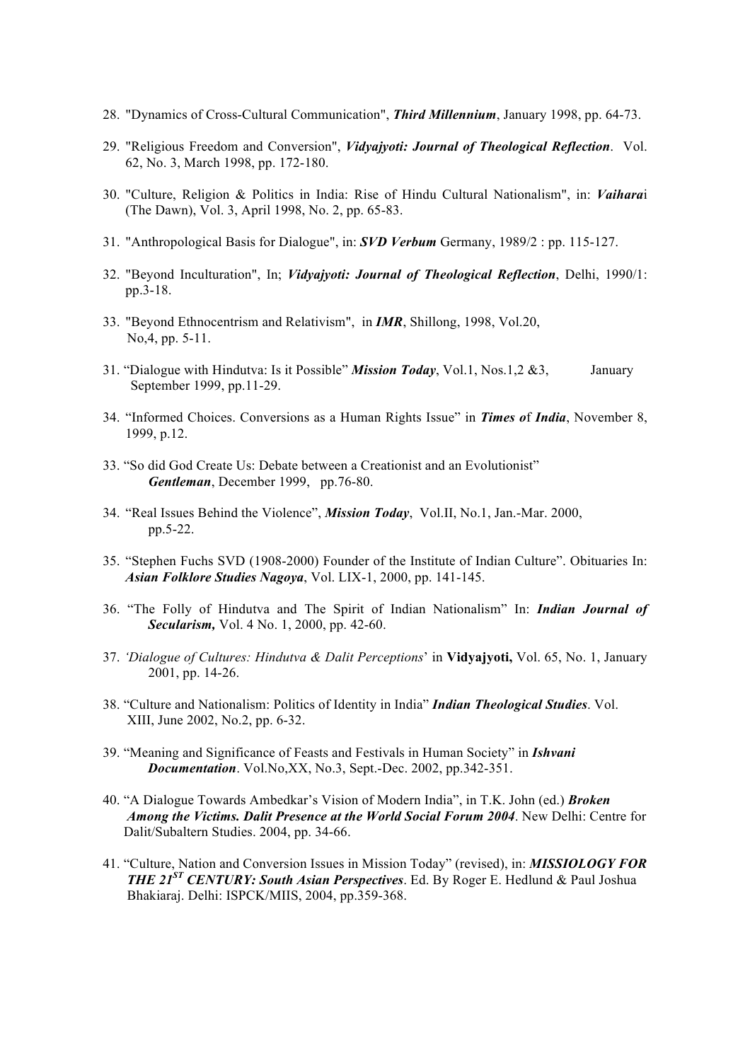28. "Dynamics of Cross-Cultural Communication", ***Third Millennium***, January 1998, pp. 64-73.

29. "Religious Freedom and Conversion", ***Vidyajyoti: Journal of Theological Reflection***. Vol. 62, No. 3, March 1998, pp. 172-180.

30. "Culture, Religion & Politics in India: Rise of Hindu Cultural Nationalism", in: ***Vaihara***i (The Dawn), Vol. 3, April 1998, No. 2, pp. 65-83.

31. "Anthropological Basis for Dialogue", in: ***SVD Verbum*** Germany, 1989/2 : pp. 115-127.

32. "Beyond Inculturation", In; ***Vidyajyoti: Journal of Theological Reflection***, Delhi, 1990/1: pp.3-18.

33. "Beyond Ethnocentrism and Relativism", in ***IMR***, Shillong, 1998, Vol.20, No,4, pp. 5-11.

31. "Dialogue with Hindutva: Is it Possible" ***Mission Today***, Vol.1, Nos.1,2 &3, January September 1999, pp.11-29.

34. "Informed Choices. Conversions as a Human Rights Issue" in ***Times o*f *India***, November 8, 1999, p.12.

33. "So did God Create Us: Debate between a Creationist and an Evolutionist" ***Gentleman***, December 1999, pp.76-80.

34. "Real Issues Behind the Violence", ***Mission Today***, Vol.II, No.1, Jan.-Mar. 2000, pp.5-22.

35. "Stephen Fuchs SVD (1908-2000) Founder of the Institute of Indian Culture". Obituaries In: ***Asian Folklore Studies Nagoya***, Vol. LIX-1, 2000, pp. 141-145.

36. "The Folly of Hindutva and The Spirit of Indian Nationalism" In: ***Indian Journal of Secularism,*** Vol. 4 No. 1, 2000, pp. 42-60.

37. *'Dialogue of Cultures: Hindutva & Dalit Perceptions*' in **Vidyajyoti,** Vol. 65, No. 1, January 2001, pp. 14-26.

38. "Culture and Nationalism: Politics of Identity in India" ***Indian Theological Studies***. Vol. XIII, June 2002, No.2, pp. 6-32.

39. "Meaning and Significance of Feasts and Festivals in Human Society" in ***Ishvani Documentation***. Vol.No,XX, No.3, Sept.-Dec. 2002, pp.342-351.

40. "A Dialogue Towards Ambedkar's Vision of Modern India", in T.K. John (ed.) ***Broken Among the Victims. Dalit Presence at the World Social Forum 2004***. New Delhi: Centre for Dalit/Subaltern Studies. 2004, pp. 34-66.

41. "Culture, Nation and Conversion Issues in Mission Today" (revised), in: ***MISSIOLOGY FOR THE 21ST CENTURY: South Asian Perspectives***. Ed. By Roger E. Hedlund & Paul Joshua Bhakiaraj. Delhi: ISPCK/MIIS, 2004, pp.359-368.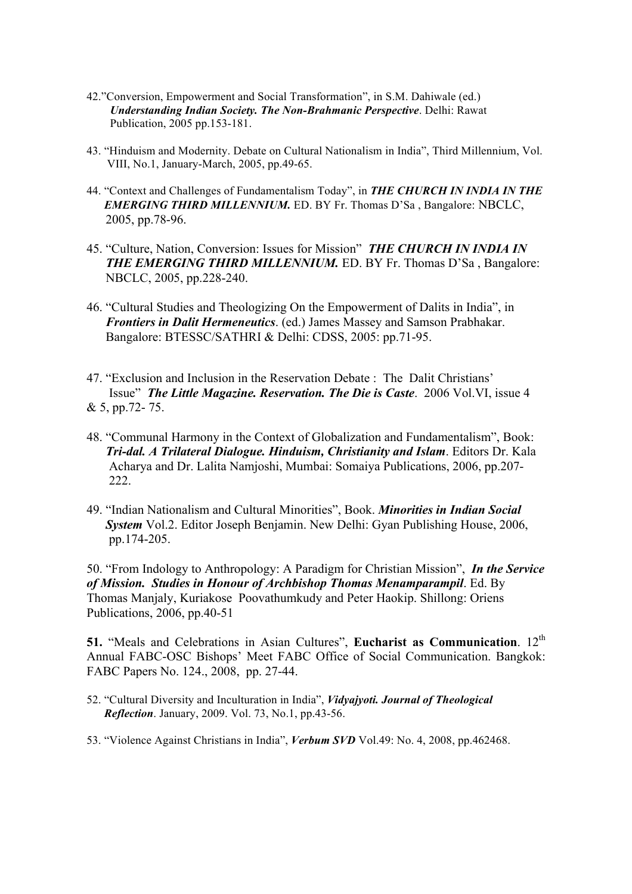42.”Conversion, Empowerment and Social Transformation”, in S.M. Dahiwale (ed.) ***Understanding Indian Society. The Non-Brahmanic Perspective***. Delhi: Rawat Publication, 2005 pp.153-181.

43. “Hinduism and Modernity. Debate on Cultural Nationalism in India”, Third Millennium, Vol. VIII, No.1, January-March, 2005, pp.49-65.

44. “Context and Challenges of Fundamentalism Today”, in ***THE CHURCH IN INDIA IN THE EMERGING THIRD MILLENNIUM.*** ED. BY Fr. Thomas D’Sa , Bangalore: NBCLC, 2005, pp.78-96.

45. “Culture, Nation, Conversion: Issues for Mission” ***THE CHURCH IN INDIA IN THE EMERGING THIRD MILLENNIUM.*** ED. BY Fr. Thomas D’Sa , Bangalore: NBCLC, 2005, pp.228-240.

46. “Cultural Studies and Theologizing On the Empowerment of Dalits in India”, in ***Frontiers in Dalit Hermeneutics***. (ed.) James Massey and Samson Prabhakar. Bangalore: BTESSC/SATHRI & Delhi: CDSS, 2005: pp.71-95.

47. “Exclusion and Inclusion in the Reservation Debate : The Dalit Christians’ Issue” ***The Little Magazine. Reservation. The Die is Caste***. 2006 Vol.VI, issue 4 & 5, pp.72- 75.

48. “Communal Harmony in the Context of Globalization and Fundamentalism”, Book: ***Tri-dal. A Trilateral Dialogue. Hinduism, Christianity and Islam***. Editors Dr. Kala Acharya and Dr. Lalita Namjoshi, Mumbai: Somaiya Publications, 2006, pp.207-222.

49. “Indian Nationalism and Cultural Minorities”, Book. ***Minorities in Indian Social System*** Vol.2. Editor Joseph Benjamin. New Delhi: Gyan Publishing House, 2006, pp.174-205.

50. “From Indology to Anthropology: A Paradigm for Christian Mission”, ***In the Service of Mission. Studies in Honour of Archbishop Thomas Menamparampil***. Ed. By Thomas Manjaly, Kuriakose Poovathumkudy and Peter Haokip. Shillong: Oriens Publications, 2006, pp.40-51

**51.** “Meals and Celebrations in Asian Cultures”, **Eucharist as Communication**. 12th Annual FABC-OSC Bishops’ Meet FABC Office of Social Communication. Bangkok: FABC Papers No. 124., 2008, pp. 27-44.

52. “Cultural Diversity and Inculturation in India”, ***Vidyajyoti. Journal of Theological Reflection***. January, 2009. Vol. 73, No.1, pp.43-56.

53. “Violence Against Christians in India”, ***Verbum SVD*** Vol.49: No. 4, 2008, pp.462468.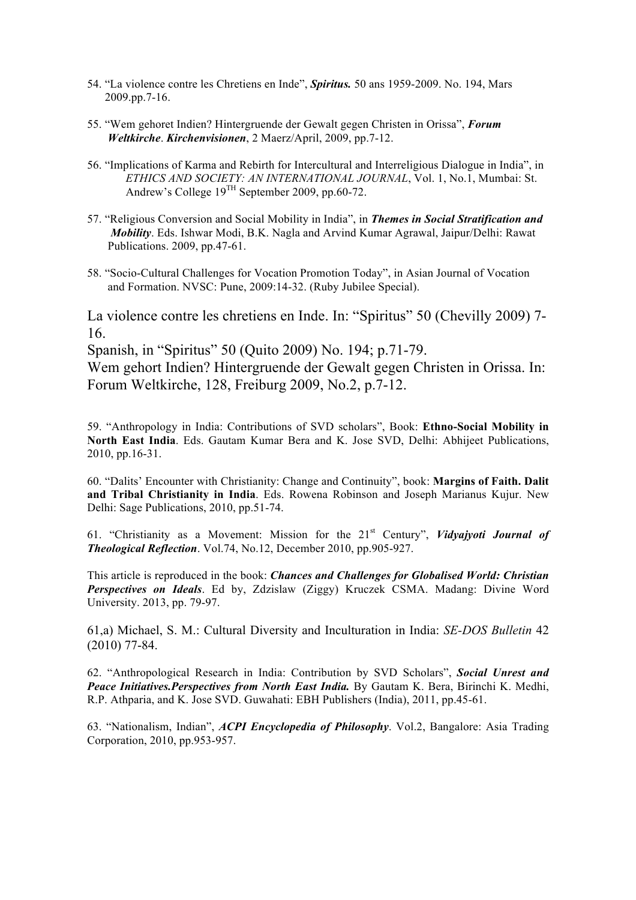54. “La violence contre les Chretiens en Inde”, ***Spiritus.*** 50 ans 1959-2009. No. 194, Mars 2009.pp.7-16.

55. “Wem gehoret Indien? Hintergruende der Gewalt gegen Christen in Orissa”, ***Forum Weltkirche***. ***Kirchenvisionen***, 2 Maerz/April, 2009, pp.7-12.

56. “Implications of Karma and Rebirth for Intercultural and Interreligious Dialogue in India”, in *ETHICS AND SOCIETY: AN INTERNATIONAL JOURNAL*, Vol. 1, No.1, Mumbai: St. Andrew’s College 19TH September 2009, pp.60-72.

57. “Religious Conversion and Social Mobility in India”, in ***Themes in Social Stratification and Mobility***. Eds. Ishwar Modi, B.K. Nagla and Arvind Kumar Agrawal, Jaipur/Delhi: Rawat Publications. 2009, pp.47-61.

58. “Socio-Cultural Challenges for Vocation Promotion Today”, in Asian Journal of Vocation and Formation. NVSC: Pune, 2009:14-32. (Ruby Jubilee Special).

La violence contre les chretiens en Inde. In: “Spiritus” 50 (Chevilly 2009) 7-16.
Spanish, in “Spiritus” 50 (Quito 2009) No. 194; p.71-79.
Wem gehort Indien? Hintergruende der Gewalt gegen Christen in Orissa. In: Forum Weltkirche, 128, Freiburg 2009, No.2, p.7-12.

59. “Anthropology in India: Contributions of SVD scholars”, Book: **Ethno-Social Mobility in North East India**. Eds. Gautam Kumar Bera and K. Jose SVD, Delhi: Abhijeet Publications, 2010, pp.16-31.

60. “Dalits’ Encounter with Christianity: Change and Continuity”, book: **Margins of Faith. Dalit and Tribal Christianity in India**. Eds. Rowena Robinson and Joseph Marianus Kujur. New Delhi: Sage Publications, 2010, pp.51-74.

61. “Christianity as a Movement: Mission for the 21st Century”, ***Vidyajyoti Journal of Theological Reflection***. Vol.74, No.12, December 2010, pp.905-927.

This article is reproduced in the book: ***Chances and Challenges for Globalised World: Christian Perspectives on Ideals***. Ed by, Zdzislaw (Ziggy) Kruczek CSMA. Madang: Divine Word University. 2013, pp. 79-97.

61,a) Michael, S. M.: Cultural Diversity and Inculturation in India: *SE-DOS Bulletin* 42 (2010) 77-84.

62. “Anthropological Research in India: Contribution by SVD Scholars”, ***Social Unrest and Peace Initiatives.Perspectives from North East India.*** By Gautam K. Bera, Birinchi K. Medhi, R.P. Athparia, and K. Jose SVD. Guwahati: EBH Publishers (India), 2011, pp.45-61.

63. “Nationalism, Indian”, ***ACPI Encyclopedia of Philosophy***. Vol.2, Bangalore: Asia Trading Corporation, 2010, pp.953-957.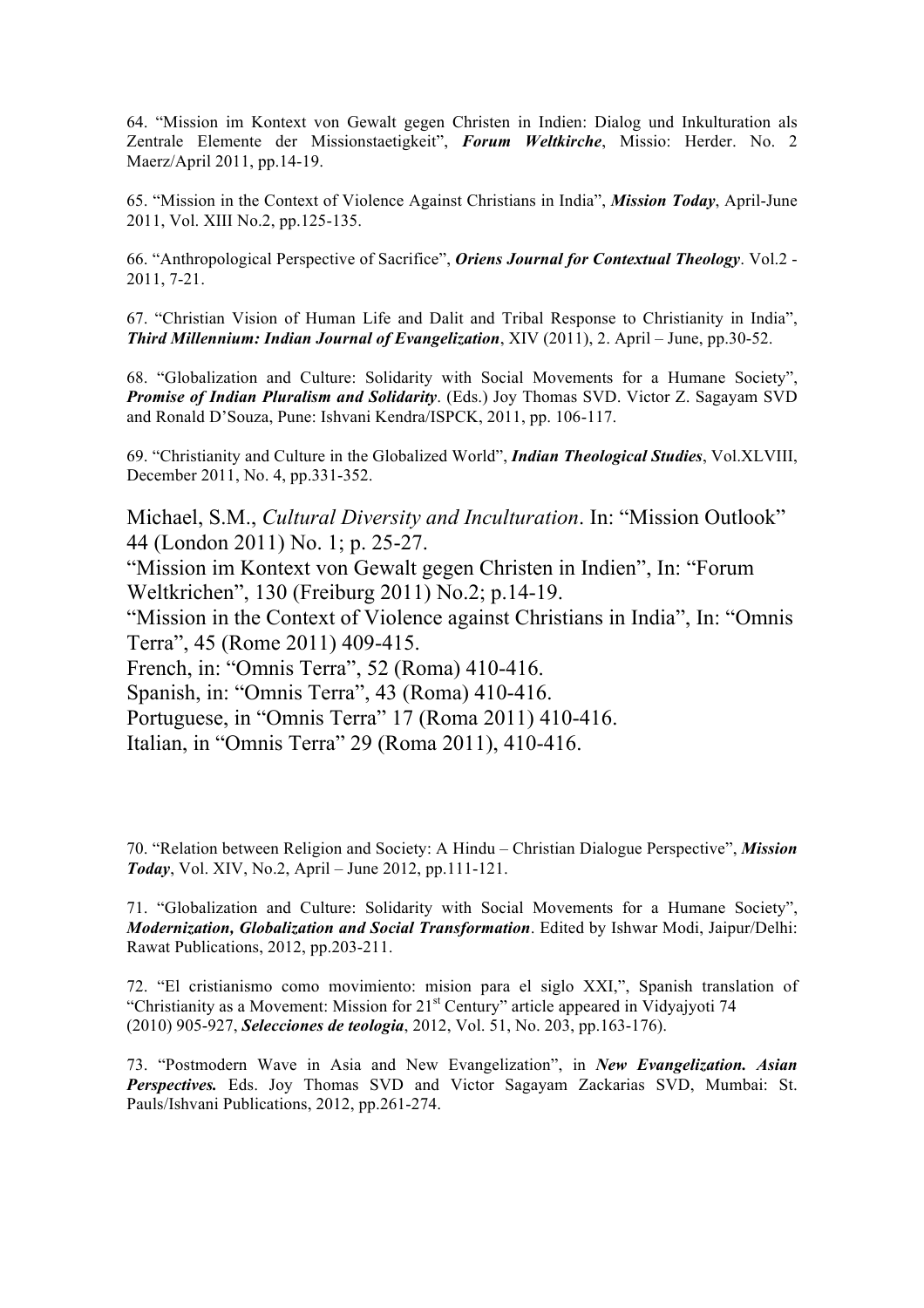64. "Mission im Kontext von Gewalt gegen Christen in Indien: Dialog und Inkulturation als Zentrale Elemente der Missionstaetigkeit", ***Forum Weltkirche***, Missio: Herder. No. 2 Maerz/April 2011, pp.14-19.

65. "Mission in the Context of Violence Against Christians in India", ***Mission Today***, April-June 2011, Vol. XIII No.2, pp.125-135.

66. "Anthropological Perspective of Sacrifice", ***Oriens Journal for Contextual Theology***. Vol.2 - 2011, 7-21.

67. "Christian Vision of Human Life and Dalit and Tribal Response to Christianity in India", ***Third Millennium: Indian Journal of Evangelization***, XIV (2011), 2. April – June, pp.30-52.

68. "Globalization and Culture: Solidarity with Social Movements for a Humane Society", ***Promise of Indian Pluralism and Solidarity***. (Eds.) Joy Thomas SVD. Victor Z. Sagayam SVD and Ronald D'Souza, Pune: Ishvani Kendra/ISPCK, 2011, pp. 106-117.

69. "Christianity and Culture in the Globalized World", ***Indian Theological Studies***, Vol.XLVIII, December 2011, No. 4, pp.331-352.

Michael, S.M., *Cultural Diversity and Inculturation*. In: "Mission Outlook" 44 (London 2011) No. 1; p. 25-27.
"Mission im Kontext von Gewalt gegen Christen in Indien", In: "Forum Weltkrichen", 130 (Freiburg 2011) No.2; p.14-19.
"Mission in the Context of Violence against Christians in India", In: "Omnis Terra", 45 (Rome 2011) 409-415.
French, in: "Omnis Terra", 52 (Roma) 410-416.
Spanish, in: "Omnis Terra", 43 (Roma) 410-416.
Portuguese, in "Omnis Terra" 17 (Roma 2011) 410-416.
Italian, in "Omnis Terra" 29 (Roma 2011), 410-416.

70. "Relation between Religion and Society: A Hindu – Christian Dialogue Perspective", ***Mission Today***, Vol. XIV, No.2, April – June 2012, pp.111-121.

71. "Globalization and Culture: Solidarity with Social Movements for a Humane Society", ***Modernization, Globalization and Social Transformation***. Edited by Ishwar Modi, Jaipur/Delhi: Rawat Publications, 2012, pp.203-211.

72. "El cristianismo como movimiento: mision para el siglo XXI,", Spanish translation of "Christianity as a Movement: Mission for 21st Century" article appeared in Vidyajyoti 74 (2010) 905-927, ***Selecciones de teologia***, 2012, Vol. 51, No. 203, pp.163-176).

73. "Postmodern Wave in Asia and New Evangelization", in ***New Evangelization. Asian Perspectives.*** Eds. Joy Thomas SVD and Victor Sagayam Zackarias SVD, Mumbai: St. Pauls/Ishvani Publications, 2012, pp.261-274.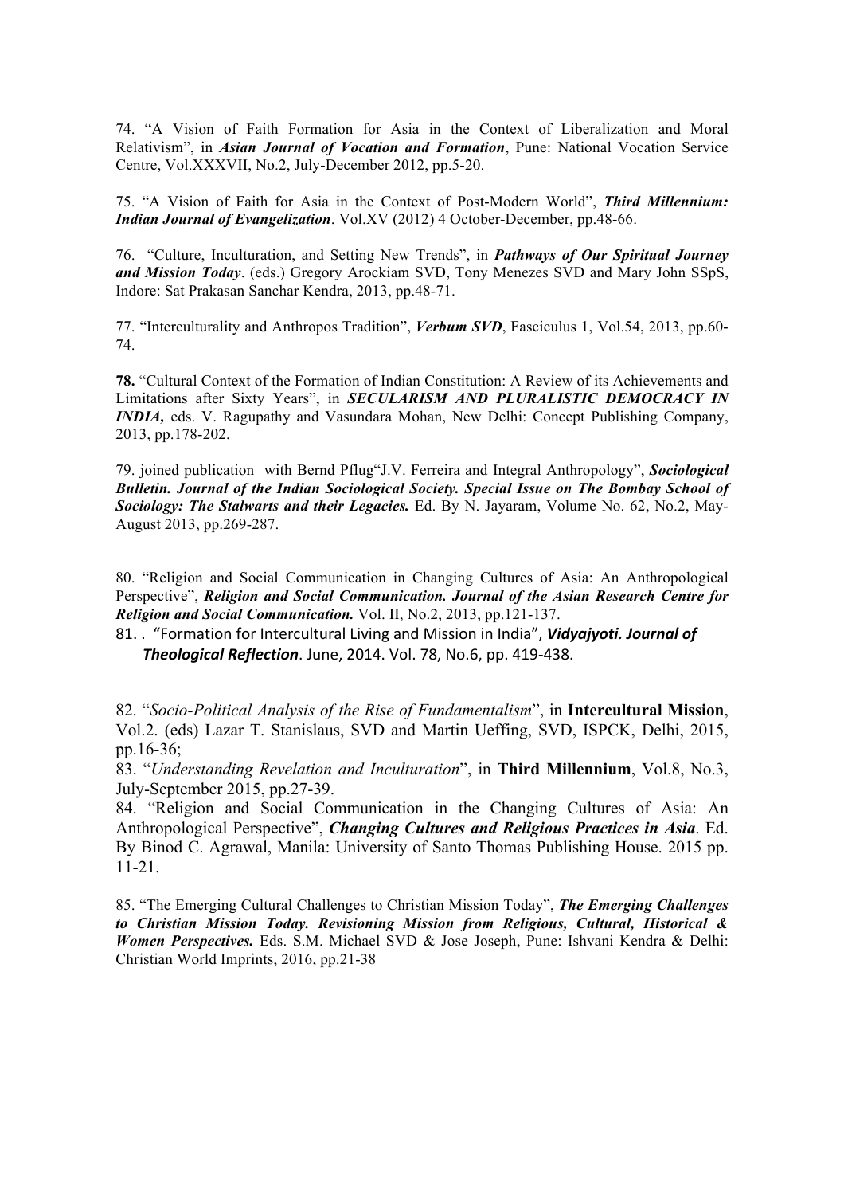74. "A Vision of Faith Formation for Asia in the Context of Liberalization and Moral Relativism", in ***Asian Journal of Vocation and Formation***, Pune: National Vocation Service Centre, Vol.XXXVII, No.2, July-December 2012, pp.5-20.

75. "A Vision of Faith for Asia in the Context of Post-Modern World", ***Third Millennium: Indian Journal of Evangelization***. Vol.XV (2012) 4 October-December, pp.48-66.

76. "Culture, Inculturation, and Setting New Trends", in ***Pathways of Our Spiritual Journey and Mission Today***. (eds.) Gregory Arockiam SVD, Tony Menezes SVD and Mary John SSpS, Indore: Sat Prakasan Sanchar Kendra, 2013, pp.48-71.

77. "Interculturality and Anthropos Tradition", ***Verbum SVD***, Fasciculus 1, Vol.54, 2013, pp.60-74.

**78.** "Cultural Context of the Formation of Indian Constitution: A Review of its Achievements and Limitations after Sixty Years", in ***SECULARISM AND PLURALISTIC DEMOCRACY IN INDIA,*** eds. V. Ragupathy and Vasundara Mohan, New Delhi: Concept Publishing Company, 2013, pp.178-202.

79. joined publication with Bernd Pflug"J.V. Ferreira and Integral Anthropology", ***Sociological Bulletin. Journal of the Indian Sociological Society. Special Issue on The Bombay School of Sociology: The Stalwarts and their Legacies.*** Ed. By N. Jayaram, Volume No. 62, No.2, May-August 2013, pp.269-287.

80. "Religion and Social Communication in Changing Cultures of Asia: An Anthropological Perspective", ***Religion and Social Communication. Journal of the Asian Research Centre for Religion and Social Communication.*** Vol. II, No.2, 2013, pp.121-137.

81. . "Formation for Intercultural Living and Mission in India", ***Vidyajyoti. Journal of Theological Reflection***. June, 2014. Vol. 78, No.6, pp. 419-438.

82. "*Socio-Political Analysis of the Rise of Fundamentalism*", in **Intercultural Mission**, Vol.2. (eds) Lazar T. Stanislaus, SVD and Martin Ueffing, SVD, ISPCK, Delhi, 2015, pp.16-36;

83. "*Understanding Revelation and Inculturation*", in **Third Millennium**, Vol.8, No.3, July-September 2015, pp.27-39.

84. "Religion and Social Communication in the Changing Cultures of Asia: An Anthropological Perspective", ***Changing Cultures and Religious Practices in Asia***. Ed. By Binod C. Agrawal, Manila: University of Santo Thomas Publishing House. 2015 pp. 11-21.

85. "The Emerging Cultural Challenges to Christian Mission Today", ***The Emerging Challenges to Christian Mission Today. Revisioning Mission from Religious, Cultural, Historical & Women Perspectives.*** Eds. S.M. Michael SVD & Jose Joseph, Pune: Ishvani Kendra & Delhi: Christian World Imprints, 2016, pp.21-38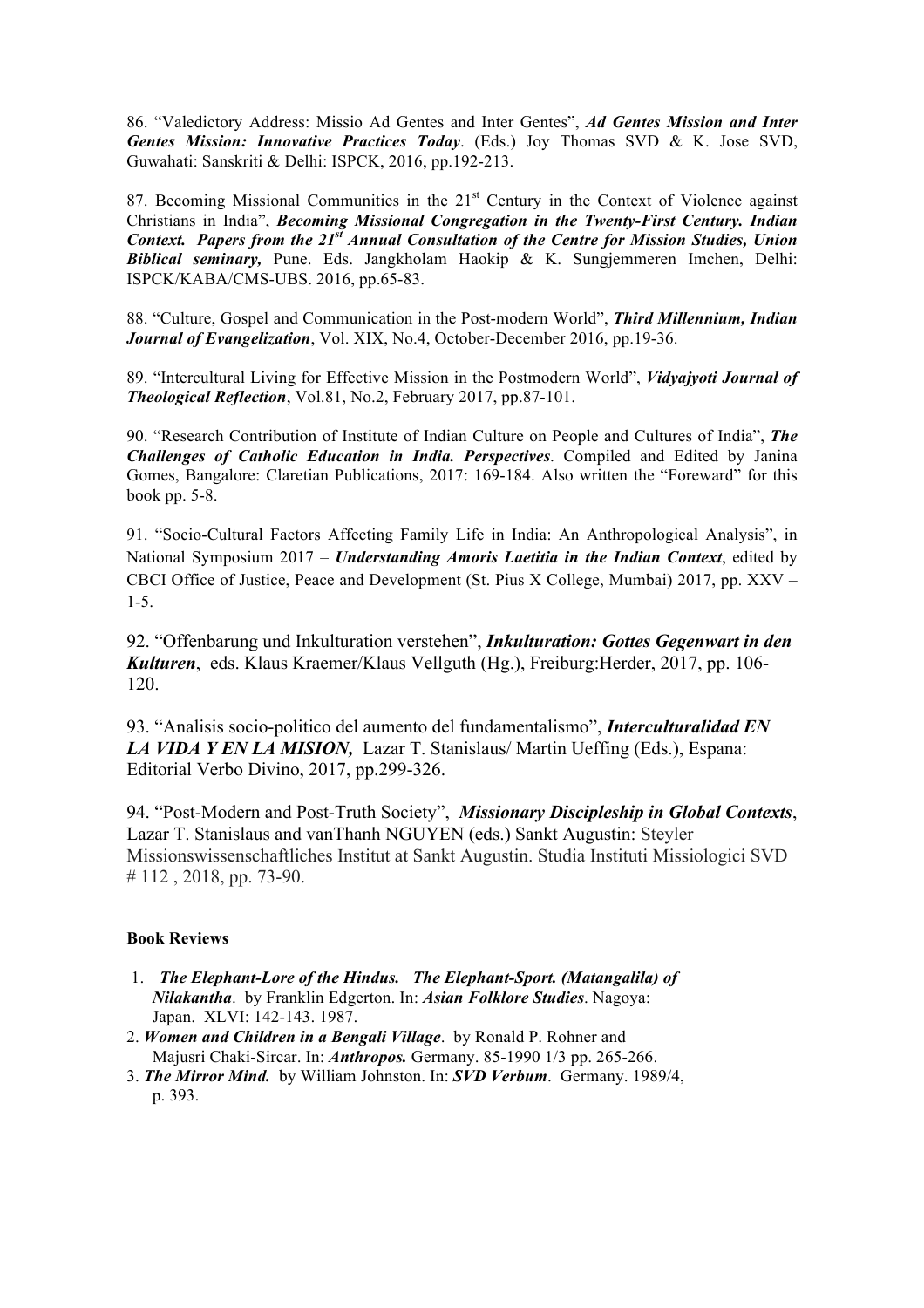86. "Valedictory Address: Missio Ad Gentes and Inter Gentes", ***Ad Gentes Mission and Inter Gentes Mission: Innovative Practices Today***. (Eds.) Joy Thomas SVD & K. Jose SVD, Guwahati: Sanskriti & Delhi: ISPCK, 2016, pp.192-213.

87. Becoming Missional Communities in the 21st Century in the Context of Violence against Christians in India", ***Becoming Missional Congregation in the Twenty-First Century. Indian Context. Papers from the 21st Annual Consultation of the Centre for Mission Studies, Union Biblical seminary,*** Pune. Eds. Jangkholam Haokip & K. Sungjemmeren Imchen, Delhi: ISPCK/KABA/CMS-UBS. 2016, pp.65-83.

88. "Culture, Gospel and Communication in the Post-modern World", ***Third Millennium, Indian Journal of Evangelization***, Vol. XIX, No.4, October-December 2016, pp.19-36.

89. "Intercultural Living for Effective Mission in the Postmodern World", ***Vidyajyoti Journal of Theological Reflection***, Vol.81, No.2, February 2017, pp.87-101.

90. "Research Contribution of Institute of Indian Culture on People and Cultures of India", ***The Challenges of Catholic Education in India. Perspectives***. Compiled and Edited by Janina Gomes, Bangalore: Claretian Publications, 2017: 169-184. Also written the "Foreward" for this book pp. 5-8.

91. "Socio-Cultural Factors Affecting Family Life in India: An Anthropological Analysis", in National Symposium 2017 – ***Understanding Amoris Laetitia in the Indian Context***, edited by CBCI Office of Justice, Peace and Development (St. Pius X College, Mumbai) 2017, pp. XXV – 1-5.

92. "Offenbarung und Inkulturation verstehen", ***Inkulturation: Gottes Gegenwart in den Kulturen***, eds. Klaus Kraemer/Klaus Vellguth (Hg.), Freiburg:Herder, 2017, pp. 106-120.

93. "Analisis socio-politico del aumento del fundamentalismo", ***Interculturalidad EN LA VIDA Y EN LA MISION,*** Lazar T. Stanislaus/ Martin Ueffing (Eds.), Espana: Editorial Verbo Divino, 2017, pp.299-326.

94. "Post-Modern and Post-Truth Society", ***Missionary Discipleship in Global Contexts***, Lazar T. Stanislaus and vanThanh NGUYEN (eds.) Sankt Augustin: Steyler Missionswissenschaftliches Institut at Sankt Augustin. Studia Instituti Missiologici SVD # 112 , 2018, pp. 73-90.

**Book Reviews**

1. ***The Elephant-Lore of the Hindus. The Elephant-Sport. (Matangalila) of Nilakantha***. by Franklin Edgerton. In: ***Asian Folklore Studies***. Nagoya: Japan. XLVI: 142-143. 1987.
2. ***Women and Children in a Bengali Village***. by Ronald P. Rohner and Majusri Chaki-Sircar. In: ***Anthropos.*** Germany. 85-1990 1/3 pp. 265-266.
3. ***The Mirror Mind.*** by William Johnston. In: ***SVD Verbum***. Germany. 1989/4, p. 393.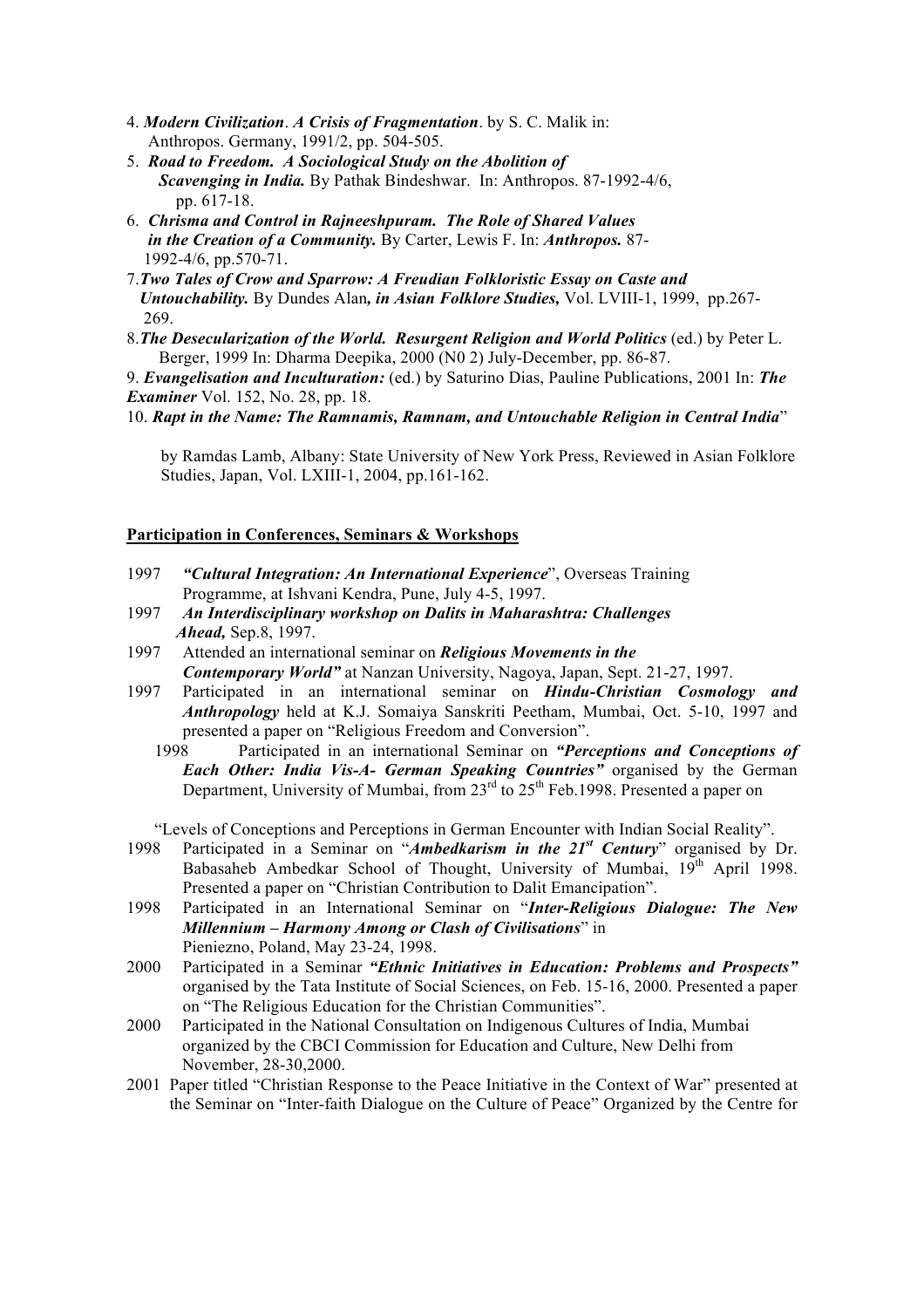4. ***Modern Civilization*. *A Crisis of Fragmentation***. by S. C. Malik in: Anthropos. Germany, 1991/2, pp. 504-505.
5. ***Road to Freedom. A Sociological Study on the Abolition of Scavenging in India.*** By Pathak Bindeshwar. In: Anthropos. 87-1992-4/6, pp. 617-18.
6. ***Chrisma and Control in Rajneeshpuram. The Role of Shared Values in the Creation of a Community.*** By Carter, Lewis F. In: ***Anthropos.*** 87-1992-4/6, pp.570-71.
7. ***Two Tales of Crow and Sparrow: A Freudian Folkloristic Essay on Caste and Untouchability.*** By Dundes Alan***, in Asian Folklore Studies,*** Vol. LVIII-1, 1999, pp.267-269.
8. ***The Desecularization of the World. Resurgent Religion and World Politics*** (ed.) by Peter L. Berger, 1999 In: Dharma Deepika, 2000 (N0 2) July-December, pp. 86-87.
9. ***Evangelisation and Inculturation:*** (ed.) by Saturino Dias, Pauline Publications, 2001 In: ***The Examiner*** Vol. 152, No. 28, pp. 18.
10. ***Rapt in the Name: The Ramnamis, Ramnam, and Untouchable Religion in Central India***"

    by Ramdas Lamb, Albany: State University of New York Press, Reviewed in Asian Folklore Studies, Japan, Vol. LXIII-1, 2004, pp.161-162.

**Participation in Conferences, Seminars & Workshops**

1997 ***"Cultural Integration: An International Experience***", Overseas Training Programme, at Ishvani Kendra, Pune, July 4-5, 1997.

1997 ***An Interdisciplinary workshop on Dalits in Maharashtra: Challenges Ahead,*** Sep.8, 1997.

1997 Attended an international seminar on ***Religious Movements in the Contemporary World"*** at Nanzan University, Nagoya, Japan, Sept. 21-27, 1997.

1997 Participated in an international seminar on ***Hindu-Christian Cosmology and Anthropology*** held at K.J. Somaiya Sanskriti Peetham, Mumbai, Oct. 5-10, 1997 and presented a paper on "Religious Freedom and Conversion".

1998 Participated in an international Seminar on ***"Perceptions and Conceptions of Each Other: India Vis-A- German Speaking Countries"*** organised by the German Department, University of Mumbai, from 23rd to 25th Feb.1998. Presented a paper on "Levels of Conceptions and Perceptions in German Encounter with Indian Social Reality".

1998 Participated in a Seminar on "***Ambedkarism in the 21st Century***" organised by Dr. Babasaheb Ambedkar School of Thought, University of Mumbai, 19th April 1998. Presented a paper on "Christian Contribution to Dalit Emancipation".

1998 Participated in an International Seminar on "***Inter-Religious Dialogue: The New Millennium – Harmony Among or Clash of Civilisations***" in Pieniezno, Poland, May 23-24, 1998.

2000 Participated in a Seminar ***"Ethnic Initiatives in Education: Problems and Prospects"*** organised by the Tata Institute of Social Sciences, on Feb. 15-16, 2000. Presented a paper on "The Religious Education for the Christian Communities".

2000 Participated in the National Consultation on Indigenous Cultures of India, Mumbai organized by the CBCI Commission for Education and Culture, New Delhi from November, 28-30,2000.

2001 Paper titled "Christian Response to the Peace Initiative in the Context of War" presented at the Seminar on "Inter-faith Dialogue on the Culture of Peace" Organized by the Centre for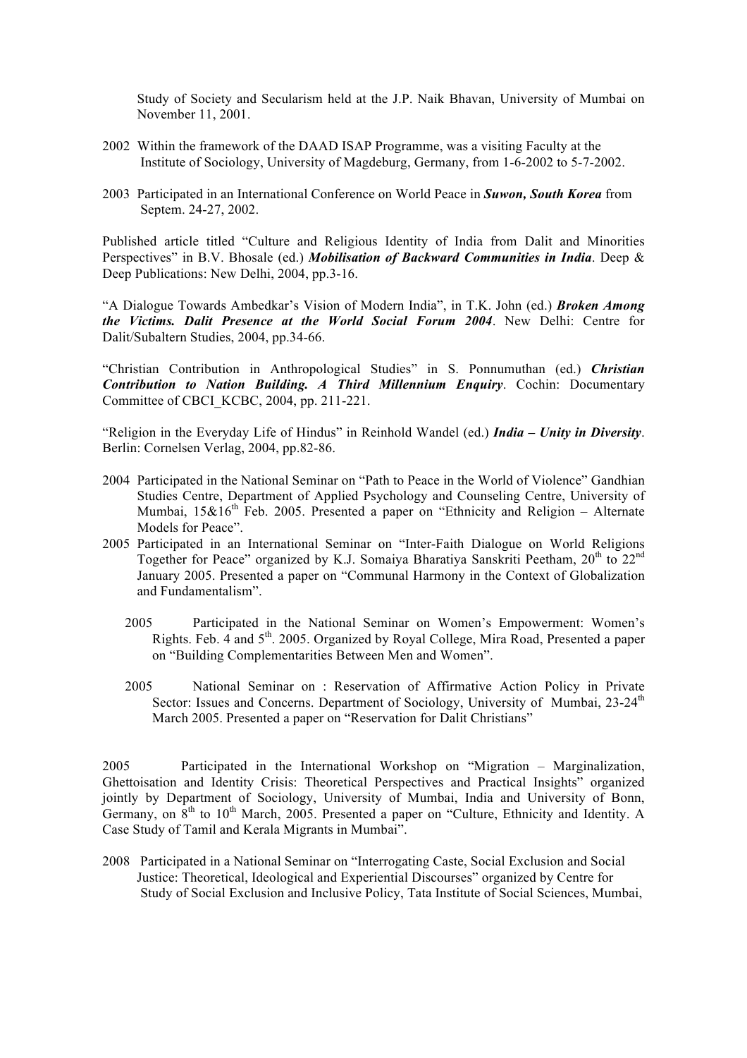Study of Society and Secularism held at the J.P. Naik Bhavan, University of Mumbai on November 11, 2001.

2002 Within the framework of the DAAD ISAP Programme, was a visiting Faculty at the Institute of Sociology, University of Magdeburg, Germany, from 1-6-2002 to 5-7-2002.

2003 Participated in an International Conference on World Peace in ***Suwon, South Korea*** from Septem. 24-27, 2002.

Published article titled "Culture and Religious Identity of India from Dalit and Minorities Perspectives" in B.V. Bhosale (ed.) ***Mobilisation of Backward Communities in India***. Deep & Deep Publications: New Delhi, 2004, pp.3-16.

"A Dialogue Towards Ambedkar's Vision of Modern India", in T.K. John (ed.) ***Broken Among the Victims. Dalit Presence at the World Social Forum 2004***. New Delhi: Centre for Dalit/Subaltern Studies, 2004, pp.34-66.

"Christian Contribution in Anthropological Studies" in S. Ponnumuthan (ed.) ***Christian Contribution to Nation Building. A Third Millennium Enquiry***. Cochin: Documentary Committee of CBCI_KCBC, 2004, pp. 211-221.

"Religion in the Everyday Life of Hindus" in Reinhold Wandel (ed.) ***India – Unity in Diversity***. Berlin: Cornelsen Verlag, 2004, pp.82-86.

2004 Participated in the National Seminar on "Path to Peace in the World of Violence" Gandhian Studies Centre, Department of Applied Psychology and Counseling Centre, University of Mumbai, 15&16th Feb. 2005. Presented a paper on "Ethnicity and Religion – Alternate Models for Peace".

2005 Participated in an International Seminar on "Inter-Faith Dialogue on World Religions Together for Peace" organized by K.J. Somaiya Bharatiya Sanskriti Peetham, 20th to 22nd January 2005. Presented a paper on "Communal Harmony in the Context of Globalization and Fundamentalism".

2005 Participated in the National Seminar on Women's Empowerment: Women's Rights. Feb. 4 and 5th. 2005. Organized by Royal College, Mira Road, Presented a paper on "Building Complementarities Between Men and Women".

2005 National Seminar on : Reservation of Affirmative Action Policy in Private Sector: Issues and Concerns. Department of Sociology, University of Mumbai, 23-24th March 2005. Presented a paper on "Reservation for Dalit Christians"

2005 Participated in the International Workshop on "Migration – Marginalization, Ghettoisation and Identity Crisis: Theoretical Perspectives and Practical Insights" organized jointly by Department of Sociology, University of Mumbai, India and University of Bonn, Germany, on 8th to 10th March, 2005. Presented a paper on "Culture, Ethnicity and Identity. A Case Study of Tamil and Kerala Migrants in Mumbai".

2008 Participated in a National Seminar on "Interrogating Caste, Social Exclusion and Social Justice: Theoretical, Ideological and Experiential Discourses" organized by Centre for Study of Social Exclusion and Inclusive Policy, Tata Institute of Social Sciences, Mumbai,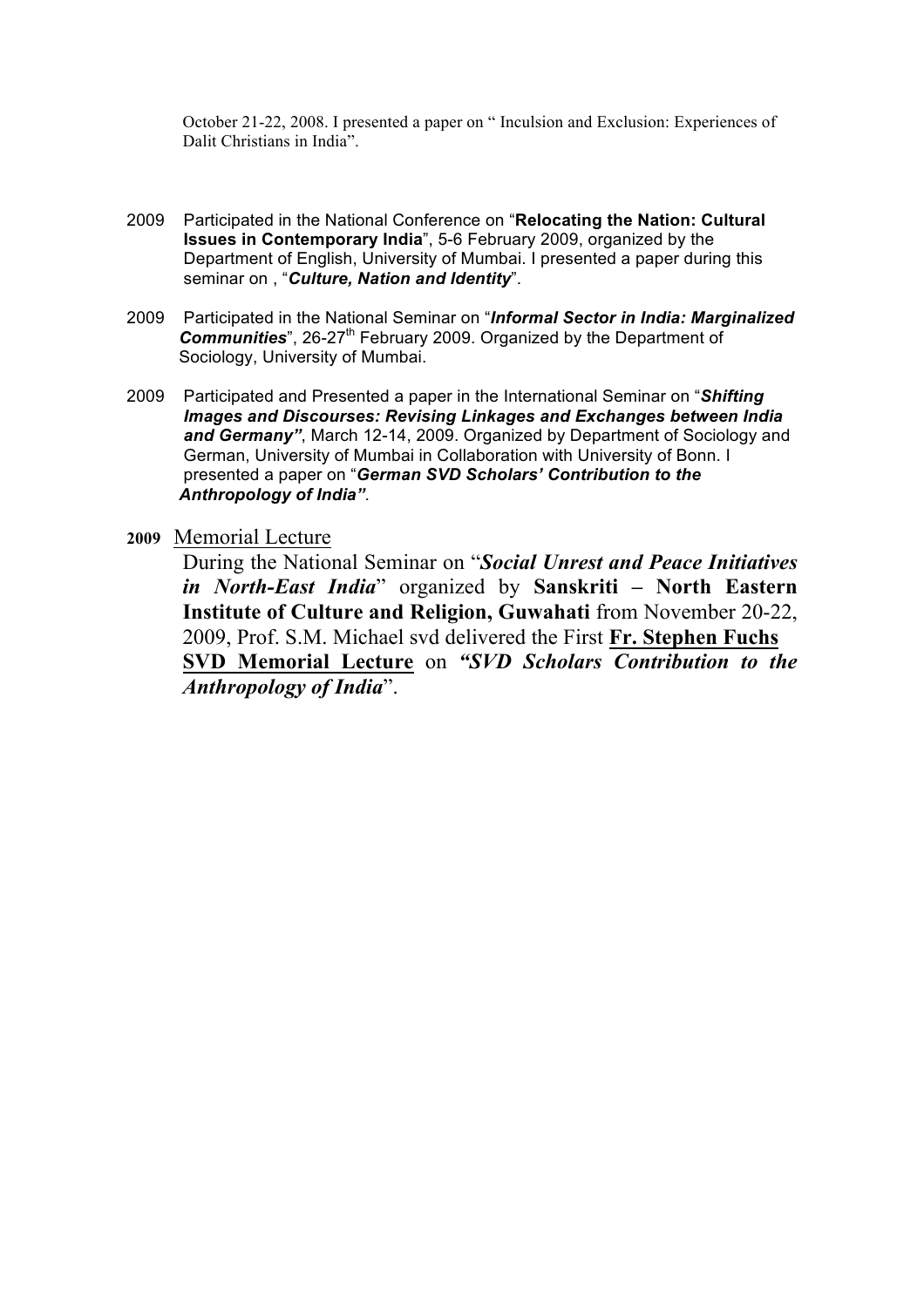October 21-22, 2008. I presented a paper on " Inculsion and Exclusion: Experiences of Dalit Christians in India".

2009 Participated in the National Conference on "**Relocating the Nation: Cultural Issues in Contemporary India**", 5-6 February 2009, organized by the Department of English, University of Mumbai. I presented a paper during this seminar on , "***Culture, Nation and Identity***".

2009 Participated in the National Seminar on "***Informal Sector in India: Marginalized Communities***", 26-27th February 2009. Organized by the Department of Sociology, University of Mumbai.

2009 Participated and Presented a paper in the International Seminar on "***Shifting Images and Discourses: Revising Linkages and Exchanges between India and Germany"***, March 12-14, 2009. Organized by Department of Sociology and German, University of Mumbai in Collaboration with University of Bonn. I presented a paper on "***German SVD Scholars' Contribution to the Anthropology of India"***.

**2009** Memorial Lecture

During the National Seminar on "***Social Unrest and Peace Initiatives in North-East India***" organized by **Sanskriti – North Eastern Institute of Culture and Religion, Guwahati** from November 20-22, 2009, Prof. S.M. Michael svd delivered the First **Fr. Stephen Fuchs SVD Memorial Lecture** on ***"SVD Scholars Contribution to the Anthropology of India***".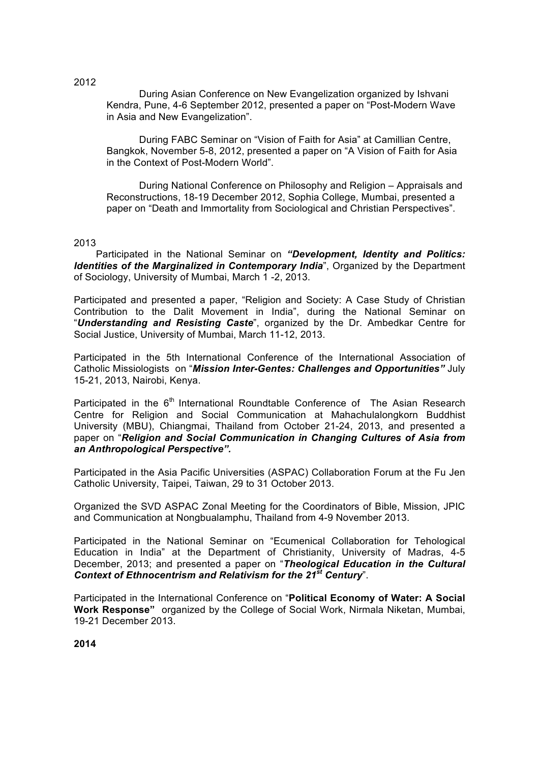2012

During Asian Conference on New Evangelization organized by Ishvani Kendra, Pune, 4-6 September 2012, presented a paper on "Post-Modern Wave in Asia and New Evangelization".

During FABC Seminar on "Vision of Faith for Asia" at Camillian Centre, Bangkok, November 5-8, 2012, presented a paper on "A Vision of Faith for Asia in the Context of Post-Modern World".

During National Conference on Philosophy and Religion – Appraisals and Reconstructions, 18-19 December 2012, Sophia College, Mumbai, presented a paper on "Death and Immortality from Sociological and Christian Perspectives".

2013

Participated in the National Seminar on ***"Development, Identity and Politics: Identities of the Marginalized in Contemporary India***", Organized by the Department of Sociology, University of Mumbai, March 1 -2, 2013.

Participated and presented a paper, "Religion and Society: A Case Study of Christian Contribution to the Dalit Movement in India", during the National Seminar on "***Understanding and Resisting Caste***", organized by the Dr. Ambedkar Centre for Social Justice, University of Mumbai, March 11-12, 2013.

Participated in the 5th International Conference of the International Association of Catholic Missiologists on "***Mission Inter-Gentes: Challenges and Opportunities"*** July 15-21, 2013, Nairobi, Kenya.

Participated in the 6th International Roundtable Conference of The Asian Research Centre for Religion and Social Communication at Mahachulalongkorn Buddhist University (MBU), Chiangmai, Thailand from October 21-24, 2013, and presented a paper on "***Religion and Social Communication in Changing Cultures of Asia from an Anthropological Perspective".***

Participated in the Asia Pacific Universities (ASPAC) Collaboration Forum at the Fu Jen Catholic University, Taipei, Taiwan, 29 to 31 October 2013.

Organized the SVD ASPAC Zonal Meeting for the Coordinators of Bible, Mission, JPIC and Communication at Nongbualamphu, Thailand from 4-9 November 2013.

Participated in the National Seminar on "Ecumenical Collaboration for Tehological Education in India" at the Department of Christianity, University of Madras, 4-5 December, 2013; and presented a paper on "***Theological Education in the Cultural Context of Ethnocentrism and Relativism for the 21st Century***".

Participated in the International Conference on "**Political Economy of Water: A Social Work Response"** organized by the College of Social Work, Nirmala Niketan, Mumbai, 19-21 December 2013.

**2014**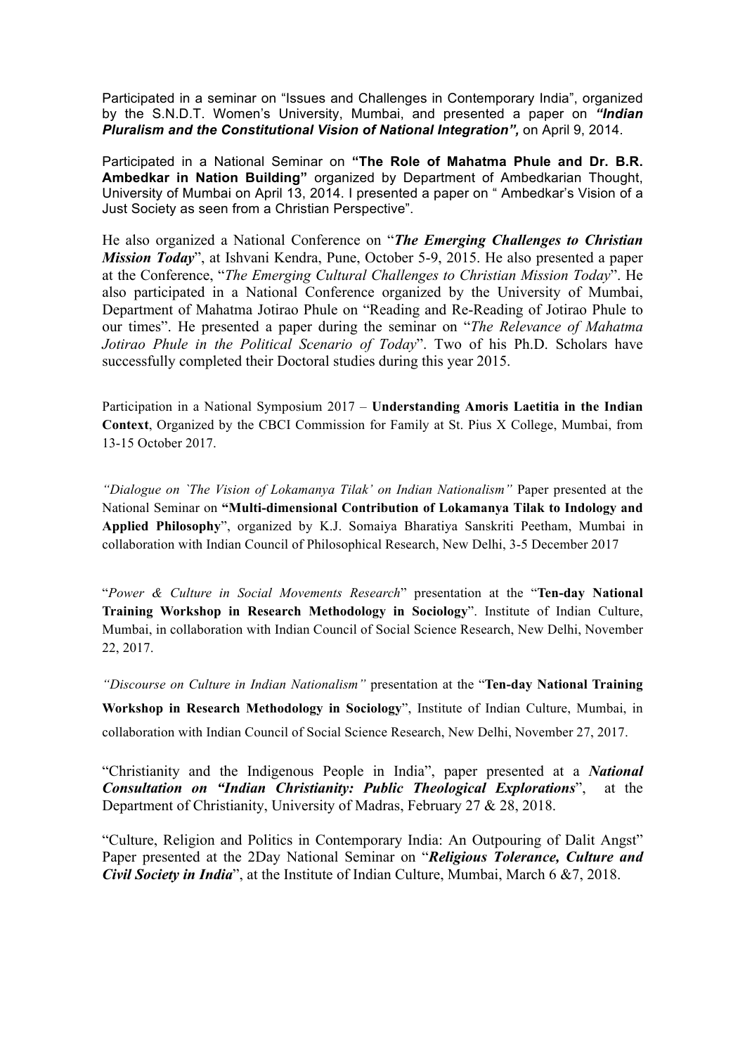Participated in a seminar on "Issues and Challenges in Contemporary India", organized by the S.N.D.T. Women's University, Mumbai, and presented a paper on ***"Indian Pluralism and the Constitutional Vision of National Integration",*** on April 9, 2014.

Participated in a National Seminar on **"The Role of Mahatma Phule and Dr. B.R. Ambedkar in Nation Building"** organized by Department of Ambedkarian Thought, University of Mumbai on April 13, 2014. I presented a paper on " Ambedkar's Vision of a Just Society as seen from a Christian Perspective".

He also organized a National Conference on "***The Emerging Challenges to Christian Mission Today***", at Ishvani Kendra, Pune, October 5-9, 2015. He also presented a paper at the Conference, "*The Emerging Cultural Challenges to Christian Mission Today*". He also participated in a National Conference organized by the University of Mumbai, Department of Mahatma Jotirao Phule on "Reading and Re-Reading of Jotirao Phule to our times". He presented a paper during the seminar on "*The Relevance of Mahatma Jotirao Phule in the Political Scenario of Today*". Two of his Ph.D. Scholars have successfully completed their Doctoral studies during this year 2015.

Participation in a National Symposium 2017 – **Understanding Amoris Laetitia in the Indian Context**, Organized by the CBCI Commission for Family at St. Pius X College, Mumbai, from 13-15 October 2017.

*"Dialogue on `The Vision of Lokamanya Tilak' on Indian Nationalism"* Paper presented at the National Seminar on **"Multi-dimensional Contribution of Lokamanya Tilak to Indology and Applied Philosophy**", organized by K.J. Somaiya Bharatiya Sanskriti Peetham, Mumbai in collaboration with Indian Council of Philosophical Research, New Delhi, 3-5 December 2017

"*Power & Culture in Social Movements Research*" presentation at the "**Ten-day National Training Workshop in Research Methodology in Sociology**". Institute of Indian Culture, Mumbai, in collaboration with Indian Council of Social Science Research, New Delhi, November 22, 2017.

*"Discourse on Culture in Indian Nationalism"* presentation at the "**Ten-day National Training Workshop in Research Methodology in Sociology**", Institute of Indian Culture, Mumbai, in collaboration with Indian Council of Social Science Research, New Delhi, November 27, 2017.

"Christianity and the Indigenous People in India", paper presented at a ***National Consultation on "Indian Christianity: Public Theological Explorations***", at the Department of Christianity, University of Madras, February 27 & 28, 2018.

"Culture, Religion and Politics in Contemporary India: An Outpouring of Dalit Angst" Paper presented at the 2Day National Seminar on "***Religious Tolerance, Culture and Civil Society in India***", at the Institute of Indian Culture, Mumbai, March 6 &7, 2018.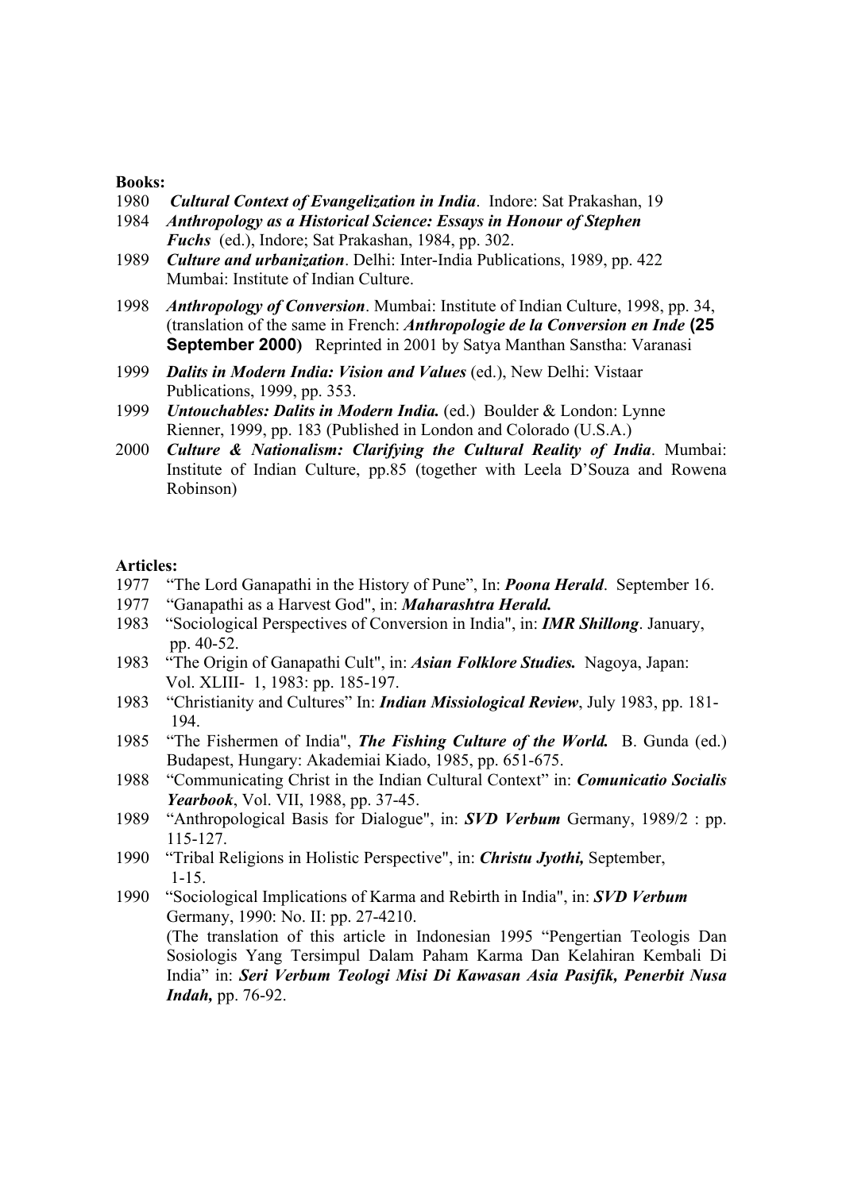**Books:**

1980 ***Cultural Context of Evangelization in India***. Indore: Sat Prakashan, 19

1984 ***Anthropology as a Historical Science: Essays in Honour of Stephen Fuchs*** (ed.), Indore; Sat Prakashan, 1984, pp. 302.

1989 ***Culture and urbanization***. Delhi: Inter-India Publications, 1989, pp. 422 Mumbai: Institute of Indian Culture.

1998 ***Anthropology of Conversion***. Mumbai: Institute of Indian Culture, 1998, pp. 34, (translation of the same in French: ***Anthropologie de la Conversion en Inde* (25 September 2000)** Reprinted in 2001 by Satya Manthan Sanstha: Varanasi

1999 ***Dalits in Modern India: Vision and Values*** (ed.), New Delhi: Vistaar Publications, 1999, pp. 353.

1999 ***Untouchables: Dalits in Modern India.*** (ed.) Boulder & London: Lynne Rienner, 1999, pp. 183 (Published in London and Colorado (U.S.A.)

2000 ***Culture & Nationalism: Clarifying the Cultural Reality of India***. Mumbai: Institute of Indian Culture, pp.85 (together with Leela D'Souza and Rowena Robinson)

**Articles:**

1977 "The Lord Ganapathi in the History of Pune", In: ***Poona Herald***. September 16.

1977 "Ganapathi as a Harvest God", in: ***Maharashtra Herald.***

1983 "Sociological Perspectives of Conversion in India", in: ***IMR Shillong***. January, pp. 40-52.

1983 "The Origin of Ganapathi Cult", in: ***Asian Folklore Studies.*** Nagoya, Japan: Vol. XLIII- 1, 1983: pp. 185-197.

1983 "Christianity and Cultures" In: ***Indian Missiological Review***, July 1983, pp. 181-194.

1985 "The Fishermen of India", ***The Fishing Culture of the World.*** B. Gunda (ed.) Budapest, Hungary: Akademiai Kiado, 1985, pp. 651-675.

1988 "Communicating Christ in the Indian Cultural Context" in: ***Comunicatio Socialis Yearbook***, Vol. VII, 1988, pp. 37-45.

1989 "Anthropological Basis for Dialogue", in: ***SVD Verbum*** Germany, 1989/2 : pp. 115-127.

1990 "Tribal Religions in Holistic Perspective", in: ***Christu Jyothi,*** September, 1-15.

1990 "Sociological Implications of Karma and Rebirth in India", in: ***SVD Verbum*** Germany, 1990: No. II: pp. 27-4210.
(The translation of this article in Indonesian 1995 "Pengertian Teologis Dan Sosiologis Yang Tersimpul Dalam Paham Karma Dan Kelahiran Kembali Di India" in: ***Seri Verbum Teologi Misi Di Kawasan Asia Pasifik, Penerbit Nusa Indah,*** pp. 76-92.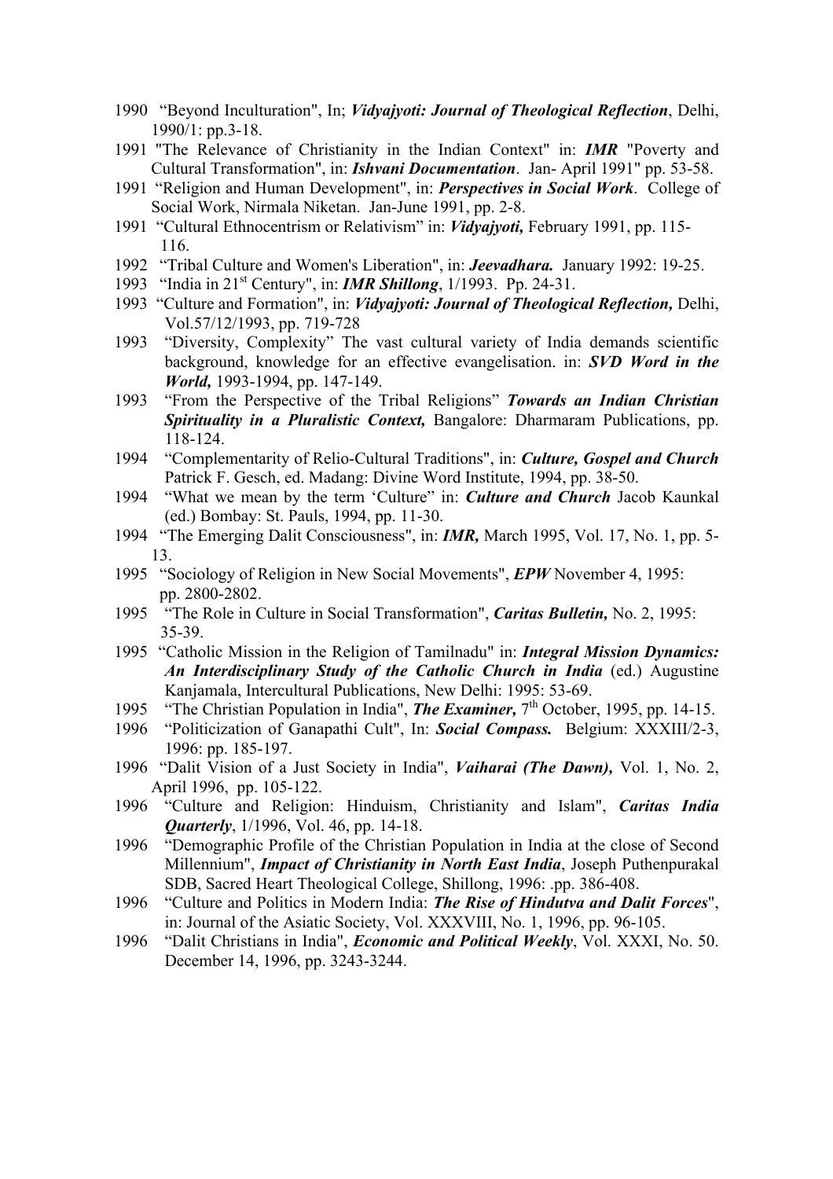1990 "Beyond Inculturation", In; ***Vidyajyoti: Journal of Theological Reflection***, Delhi, 1990/1: pp.3-18.

1991 "The Relevance of Christianity in the Indian Context" in: ***IMR*** "Poverty and Cultural Transformation", in: ***Ishvani Documentation***. Jan- April 1991" pp. 53-58.

1991 "Religion and Human Development", in: ***Perspectives in Social Work***. College of Social Work, Nirmala Niketan. Jan-June 1991, pp. 2-8.

1991 "Cultural Ethnocentrism or Relativism" in: ***Vidyajyoti,*** February 1991, pp. 115-116.

1992 "Tribal Culture and Women's Liberation", in: ***Jeevadhara.*** January 1992: 19-25.

1993 "India in 21st Century", in: ***IMR Shillong***, 1/1993. Pp. 24-31.

1993 "Culture and Formation", in: ***Vidyajyoti: Journal of Theological Reflection,*** Delhi, Vol.57/12/1993, pp. 719-728

1993 "Diversity, Complexity" The vast cultural variety of India demands scientific background, knowledge for an effective evangelisation. in: ***SVD Word in the World,*** 1993-1994, pp. 147-149.

1993 "From the Perspective of the Tribal Religions" ***Towards an Indian Christian Spirituality in a Pluralistic Context,*** Bangalore: Dharmaram Publications, pp. 118-124.

1994 "Complementarity of Relio-Cultural Traditions", in: ***Culture, Gospel and Church*** Patrick F. Gesch, ed. Madang: Divine Word Institute, 1994, pp. 38-50.

1994 "What we mean by the term 'Culture" in: ***Culture and Church*** Jacob Kaunkal (ed.) Bombay: St. Pauls, 1994, pp. 11-30.

1994 "The Emerging Dalit Consciousness", in: ***IMR,*** March 1995, Vol. 17, No. 1, pp. 5-13.

1995 "Sociology of Religion in New Social Movements", ***EPW*** November 4, 1995: pp. 2800-2802.

1995 "The Role in Culture in Social Transformation", ***Caritas Bulletin,*** No. 2, 1995: 35-39.

1995 "Catholic Mission in the Religion of Tamilnadu" in: ***Integral Mission Dynamics: An Interdisciplinary Study of the Catholic Church in India*** (ed.) Augustine Kanjamala, Intercultural Publications, New Delhi: 1995: 53-69.

1995 "The Christian Population in India", ***The Examiner,*** 7th October, 1995, pp. 14-15.

1996 "Politicization of Ganapathi Cult", In: ***Social Compass.*** Belgium: XXXIII/2-3, 1996: pp. 185-197.

1996 "Dalit Vision of a Just Society in India", ***Vaiharai (The Dawn),*** Vol. 1, No. 2, April 1996, pp. 105-122.

1996 "Culture and Religion: Hinduism, Christianity and Islam", ***Caritas India Quarterly***, 1/1996, Vol. 46, pp. 14-18.

1996 "Demographic Profile of the Christian Population in India at the close of Second Millennium", ***Impact of Christianity in North East India***, Joseph Puthenpurakal SDB, Sacred Heart Theological College, Shillong, 1996: .pp. 386-408.

1996 "Culture and Politics in Modern India: ***The Rise of Hindutva and Dalit Forces***", in: Journal of the Asiatic Society, Vol. XXXVIII, No. 1, 1996, pp. 96-105.

1996 "Dalit Christians in India", ***Economic and Political Weekly***, Vol. XXXI, No. 50. December 14, 1996, pp. 3243-3244.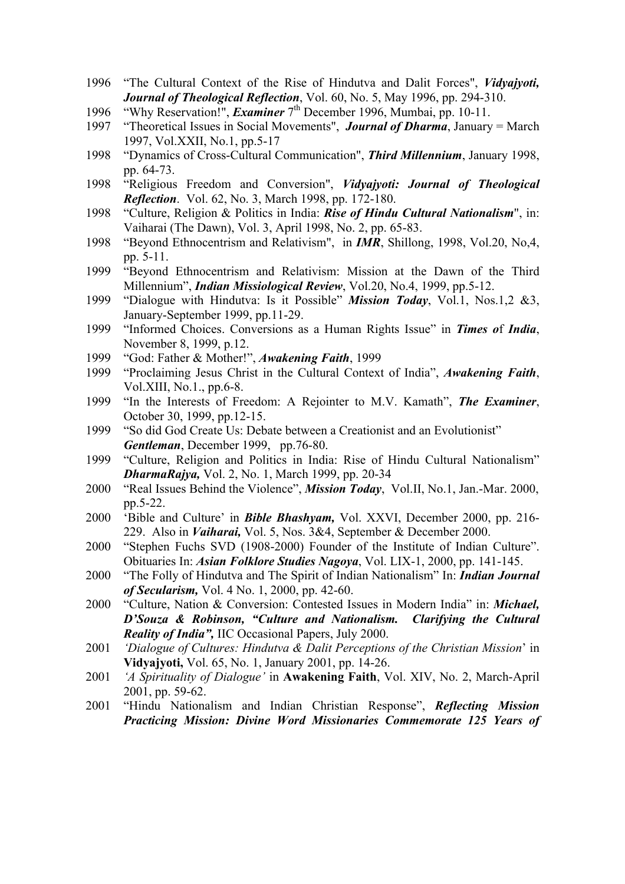1996 "The Cultural Context of the Rise of Hindutva and Dalit Forces", ***Vidyajyoti, Journal of Theological Reflection***, Vol. 60, No. 5, May 1996, pp. 294-310.

1996 "Why Reservation!", ***Examiner*** 7th December 1996, Mumbai, pp. 10-11.

1997 "Theoretical Issues in Social Movements", ***Journal of Dharma***, January = March 1997, Vol.XXII, No.1, pp.5-17

1998 "Dynamics of Cross-Cultural Communication", ***Third Millennium***, January 1998, pp. 64-73.

1998 "Religious Freedom and Conversion", ***Vidyajyoti: Journal of Theological Reflection***. Vol. 62, No. 3, March 1998, pp. 172-180.

1998 "Culture, Religion & Politics in India: ***Rise of Hindu Cultural Nationalism***", in: Vaiharai (The Dawn), Vol. 3, April 1998, No. 2, pp. 65-83.

1998 "Beyond Ethnocentrism and Relativism", in ***IMR***, Shillong, 1998, Vol.20, No,4, pp. 5-11.

1999 "Beyond Ethnocentrism and Relativism: Mission at the Dawn of the Third Millennium", ***Indian Missiological Review***, Vol.20, No.4, 1999, pp.5-12.

1999 "Dialogue with Hindutva: Is it Possible" ***Mission Today***, Vol.1, Nos.1,2 &3, January-September 1999, pp.11-29.

1999 "Informed Choices. Conversions as a Human Rights Issue" in ***Times o*f *India***, November 8, 1999, p.12.

1999 "God: Father & Mother!", ***Awakening Faith***, 1999

1999 "Proclaiming Jesus Christ in the Cultural Context of India", ***Awakening Faith***, Vol.XIII, No.1., pp.6-8.

1999 "In the Interests of Freedom: A Rejointer to M.V. Kamath", ***The Examiner***, October 30, 1999, pp.12-15.

1999 "So did God Create Us: Debate between a Creationist and an Evolutionist" ***Gentleman***, December 1999, pp.76-80.

1999 "Culture, Religion and Politics in India: Rise of Hindu Cultural Nationalism" ***DharmaRajya,*** Vol. 2, No. 1, March 1999, pp. 20-34

2000 "Real Issues Behind the Violence", ***Mission Today***, Vol.II, No.1, Jan.-Mar. 2000, pp.5-22.

2000 'Bible and Culture' in ***Bible Bhashyam,*** Vol. XXVI, December 2000, pp. 216-229. Also in ***Vaiharai,*** Vol. 5, Nos. 3&4, September & December 2000.

2000 "Stephen Fuchs SVD (1908-2000) Founder of the Institute of Indian Culture". Obituaries In: ***Asian Folklore Studies Nagoya***, Vol. LIX-1, 2000, pp. 141-145.

2000 "The Folly of Hindutva and The Spirit of Indian Nationalism" In: ***Indian Journal of Secularism,*** Vol. 4 No. 1, 2000, pp. 42-60.

2000 "Culture, Nation & Conversion: Contested Issues in Modern India" in: ***Michael, D'Souza & Robinson, "Culture and Nationalism. Clarifying the Cultural Reality of India",*** IIC Occasional Papers, July 2000.

2001 *'Dialogue of Cultures: Hindutva & Dalit Perceptions of the Christian Mission'* in **Vidyajyoti,** Vol. 65, No. 1, January 2001, pp. 14-26.

2001 *'A Spirituality of Dialogue'* in **Awakening Faith**, Vol. XIV, No. 2, March-April 2001, pp. 59-62.

2001 "Hindu Nationalism and Indian Christian Response", ***Reflecting Mission Practicing Mission: Divine Word Missionaries Commemorate 125 Years of***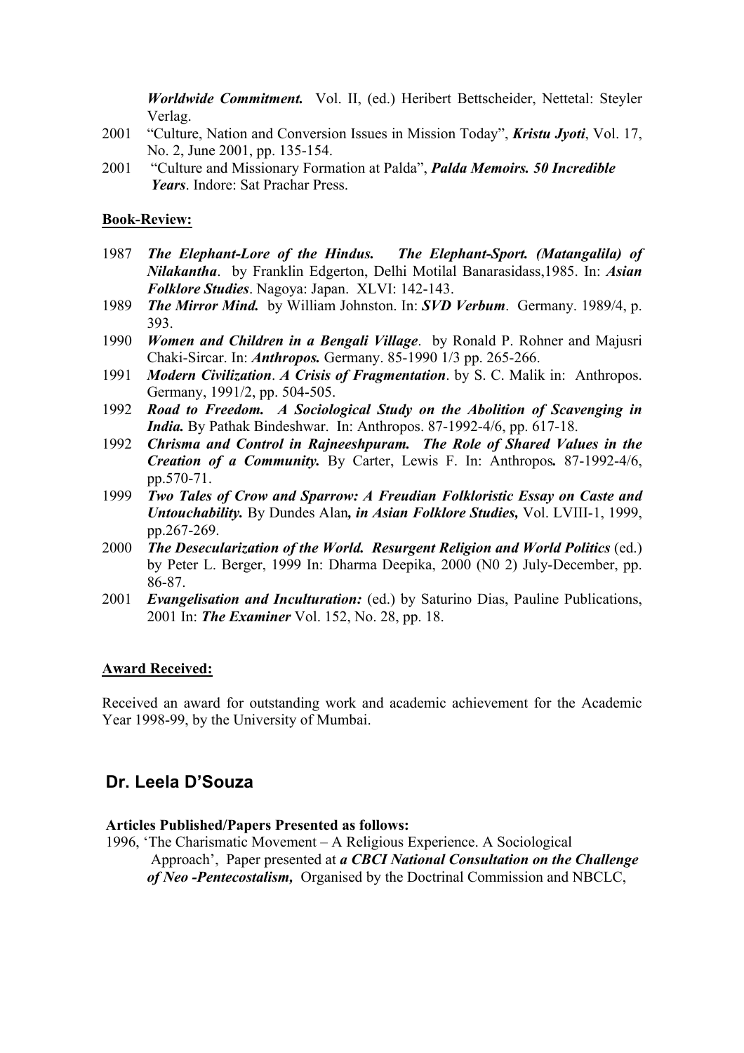*Worldwide Commitment.* Vol. II, (ed.) Heribert Bettscheider, Nettetal: Steyler Verlag.

2001 "Culture, Nation and Conversion Issues in Mission Today", ***Kristu Jyoti***, Vol. 17, No. 2, June 2001, pp. 135-154.

2001 "Culture and Missionary Formation at Palda", ***Palda Memoirs. 50 Incredible Years***. Indore: Sat Prachar Press.

**Book-Review:**

1987 ***The Elephant-Lore of the Hindus. The Elephant-Sport. (Matangalila) of Nilakantha***. by Franklin Edgerton, Delhi Motilal Banarasidass,1985. In: ***Asian Folklore Studies***. Nagoya: Japan. XLVI: 142-143.

1989 ***The Mirror Mind.*** by William Johnston. In: ***SVD Verbum***. Germany. 1989/4, p. 393.

1990 ***Women and Children in a Bengali Village***. by Ronald P. Rohner and Majusri Chaki-Sircar. In: ***Anthropos.*** Germany. 85-1990 1/3 pp. 265-266.

1991 ***Modern Civilization***. ***A Crisis of Fragmentation***. by S. C. Malik in: Anthropos. Germany, 1991/2, pp. 504-505.

1992 ***Road to Freedom. A Sociological Study on the Abolition of Scavenging in India.*** By Pathak Bindeshwar. In: Anthropos. 87-1992-4/6, pp. 617-18.

1992 ***Chrisma and Control in Rajneeshpuram. The Role of Shared Values in the Creation of a Community.*** By Carter, Lewis F. In: Anthropos***.*** 87-1992-4/6, pp.570-71.

1999 ***Two Tales of Crow and Sparrow: A Freudian Folkloristic Essay on Caste and Untouchability.*** By Dundes Alan***, in Asian Folklore Studies,*** Vol. LVIII-1, 1999, pp.267-269.

2000 ***The Desecularization of the World. Resurgent Religion and World Politics*** (ed.) by Peter L. Berger, 1999 In: Dharma Deepika, 2000 (N0 2) July-December, pp. 86-87.

2001 ***Evangelisation and Inculturation:*** (ed.) by Saturino Dias, Pauline Publications, 2001 In: ***The Examiner*** Vol. 152, No. 28, pp. 18.

**Award Received:**

Received an award for outstanding work and academic achievement for the Academic Year 1998-99, by the University of Mumbai.

## Dr. Leela D'Souza

**Articles Published/Papers Presented as follows:**

1996, 'The Charismatic Movement – A Religious Experience. A Sociological Approach', Paper presented at ***a CBCI National Consultation on the Challenge of Neo -Pentecostalism,*** Organised by the Doctrinal Commission and NBCLC,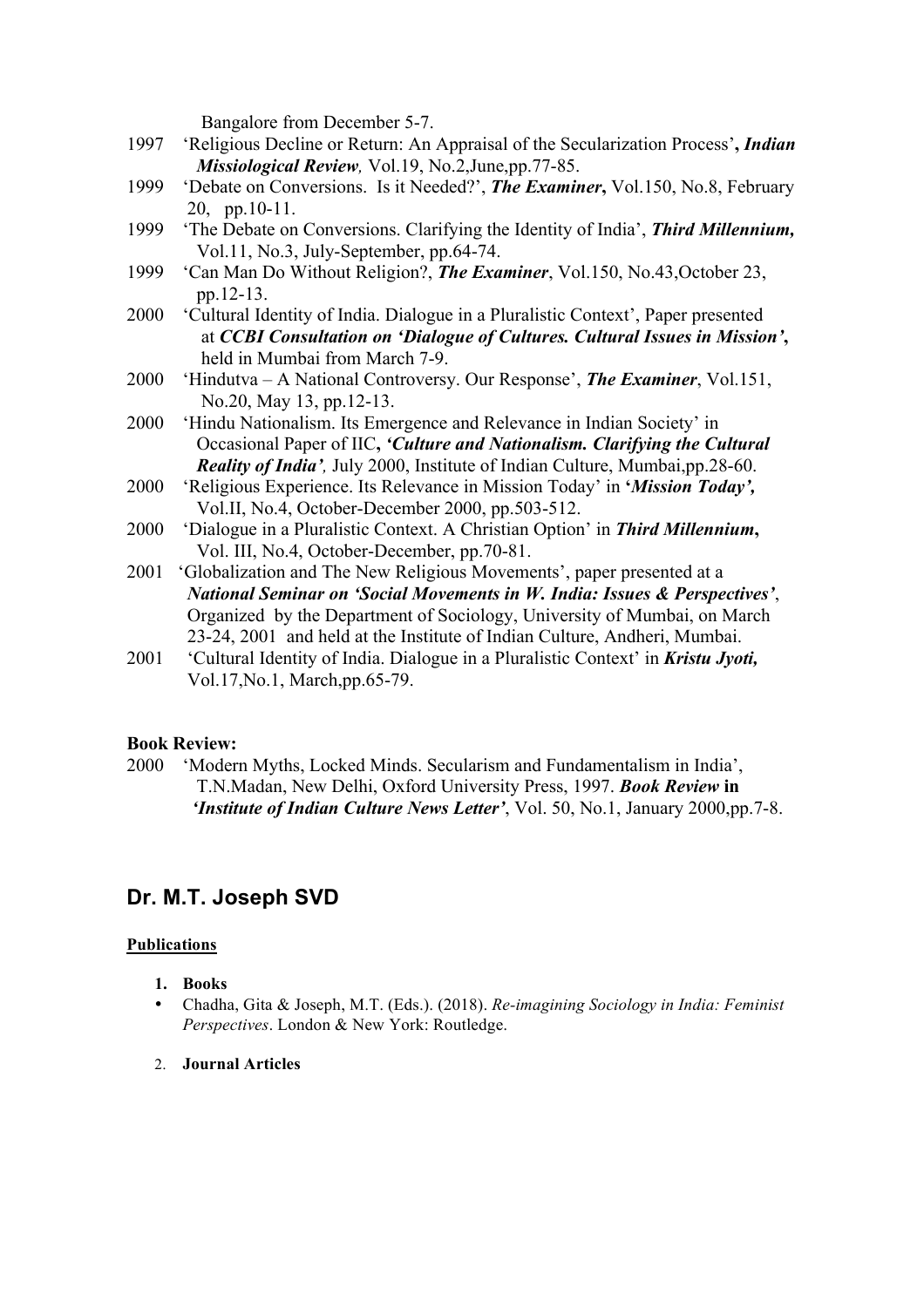Bangalore from December 5-7.

1997 'Religious Decline or Return: An Appraisal of the Secularization Process'**,** ***Indian Missiological Review,*** Vol.19, No.2,June,pp.77-85.

1999 'Debate on Conversions. Is it Needed?', ***The Examiner*****,** Vol.150, No.8, February 20, pp.10-11.

1999 'The Debate on Conversions. Clarifying the Identity of India', ***Third Millennium,*** Vol.11, No.3, July-September, pp.64-74.

1999 'Can Man Do Without Religion?, ***The Examiner***, Vol.150, No.43,October 23, pp.12-13.

2000 'Cultural Identity of India. Dialogue in a Pluralistic Context', Paper presented at ***CCBI Consultation on 'Dialogue of Cultures. Cultural Issues in Mission'*****,** held in Mumbai from March 7-9.

2000 'Hindutva – A National Controversy. Our Response', ***The Examiner***, Vol.151, No.20, May 13, pp.12-13.

2000 'Hindu Nationalism. Its Emergence and Relevance in Indian Society' in Occasional Paper of IIC**,** ***'Culture and Nationalism. Clarifying the Cultural Reality of India',*** July 2000, Institute of Indian Culture, Mumbai,pp.28-60.

2000 'Religious Experience. Its Relevance in Mission Today' in **'*Mission Today',*** Vol.II, No.4, October-December 2000, pp.503-512.

2000 'Dialogue in a Pluralistic Context. A Christian Option' in ***Third Millennium*****,** Vol. III, No.4, October-December, pp.70-81.

2001 'Globalization and The New Religious Movements', paper presented at a ***National Seminar on 'Social Movements in W. India: Issues & Perspectives'***, Organized by the Department of Sociology, University of Mumbai, on March 23-24, 2001 and held at the Institute of Indian Culture, Andheri, Mumbai.

2001 'Cultural Identity of India. Dialogue in a Pluralistic Context' in ***Kristu Jyoti,*** Vol.17,No.1, March,pp.65-79.

**Book Review:**

2000 'Modern Myths, Locked Minds. Secularism and Fundamentalism in India', T.N.Madan, New Delhi, Oxford University Press, 1997. ***Book Review* in** ***'Institute of Indian Culture News Letter'***, Vol. 50, No.1, January 2000,pp.7-8.

## Dr. M.T. Joseph SVD

**Publications**

1. **Books**
   - Chadha, Gita & Joseph, M.T. (Eds.). (2018). *Re-imagining Sociology in India: Feminist Perspectives*. London & New York: Routledge.
2. **Journal Articles**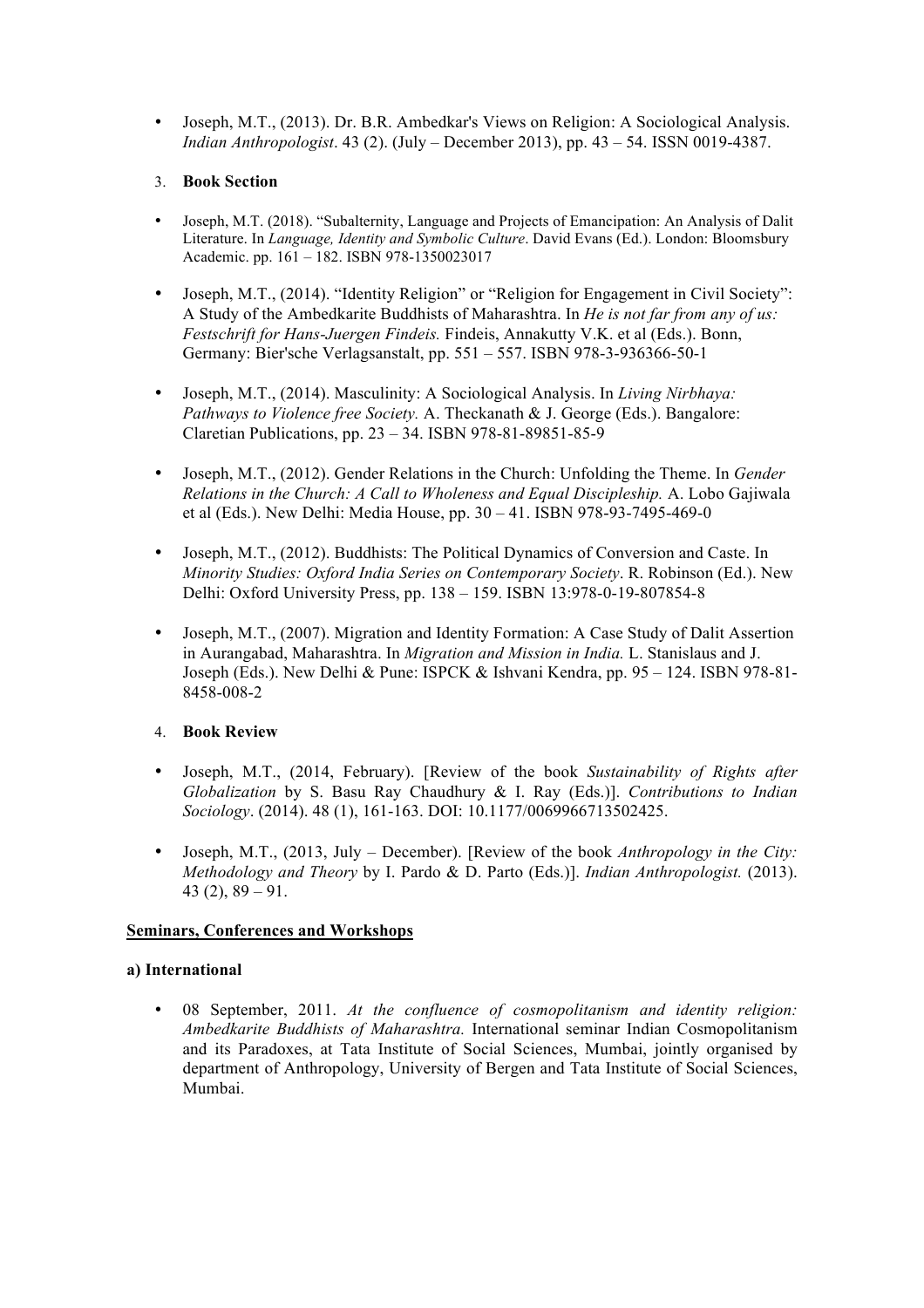- Joseph, M.T., (2013). Dr. B.R. Ambedkar's Views on Religion: A Sociological Analysis. *Indian Anthropologist*. 43 (2). (July – December 2013), pp. 43 – 54. ISSN 0019-4387.

3. **Book Section**

- Joseph, M.T. (2018). "Subalternity, Language and Projects of Emancipation: An Analysis of Dalit Literature. In *Language, Identity and Symbolic Culture*. David Evans (Ed.). London: Bloomsbury Academic. pp. 161 – 182. ISBN 978-1350023017

- Joseph, M.T., (2014). "Identity Religion" or "Religion for Engagement in Civil Society": A Study of the Ambedkarite Buddhists of Maharashtra. In *He is not far from any of us: Festschrift for Hans-Juergen Findeis.* Findeis, Annakutty V.K. et al (Eds.). Bonn, Germany: Bier'sche Verlagsanstalt, pp. 551 – 557. ISBN 978-3-936366-50-1

- Joseph, M.T., (2014). Masculinity: A Sociological Analysis. In *Living Nirbhaya: Pathways to Violence free Society.* A. Theckanath & J. George (Eds.). Bangalore: Claretian Publications, pp. 23 – 34. ISBN 978-81-89851-85-9

- Joseph, M.T., (2012). Gender Relations in the Church: Unfolding the Theme. In *Gender Relations in the Church: A Call to Wholeness and Equal Discipleship.* A. Lobo Gajiwala et al (Eds.). New Delhi: Media House, pp. 30 – 41. ISBN 978-93-7495-469-0

- Joseph, M.T., (2012). Buddhists: The Political Dynamics of Conversion and Caste. In *Minority Studies: Oxford India Series on Contemporary Society*. R. Robinson (Ed.). New Delhi: Oxford University Press, pp. 138 – 159. ISBN 13:978-0-19-807854-8

- Joseph, M.T., (2007). Migration and Identity Formation: A Case Study of Dalit Assertion in Aurangabad, Maharashtra. In *Migration and Mission in India.* L. Stanislaus and J. Joseph (Eds.). New Delhi & Pune: ISPCK & Ishvani Kendra, pp. 95 – 124. ISBN 978-81-8458-008-2

4. **Book Review**

- Joseph, M.T., (2014, February). [Review of the book *Sustainability of Rights after Globalization* by S. Basu Ray Chaudhury & I. Ray (Eds.)]. *Contributions to Indian Sociology*. (2014). 48 (1), 161-163. DOI: 10.1177/0069966713502425.

- Joseph, M.T., (2013, July – December). [Review of the book *Anthropology in the City: Methodology and Theory* by I. Pardo & D. Parto (Eds.)]. *Indian Anthropologist.* (2013). 43 (2), 89 – 91.

**Seminars, Conferences and Workshops**

**a) International**

- 08 September, 2011. *At the confluence of cosmopolitanism and identity religion: Ambedkarite Buddhists of Maharashtra.* International seminar Indian Cosmopolitanism and its Paradoxes, at Tata Institute of Social Sciences, Mumbai, jointly organised by department of Anthropology, University of Bergen and Tata Institute of Social Sciences, Mumbai.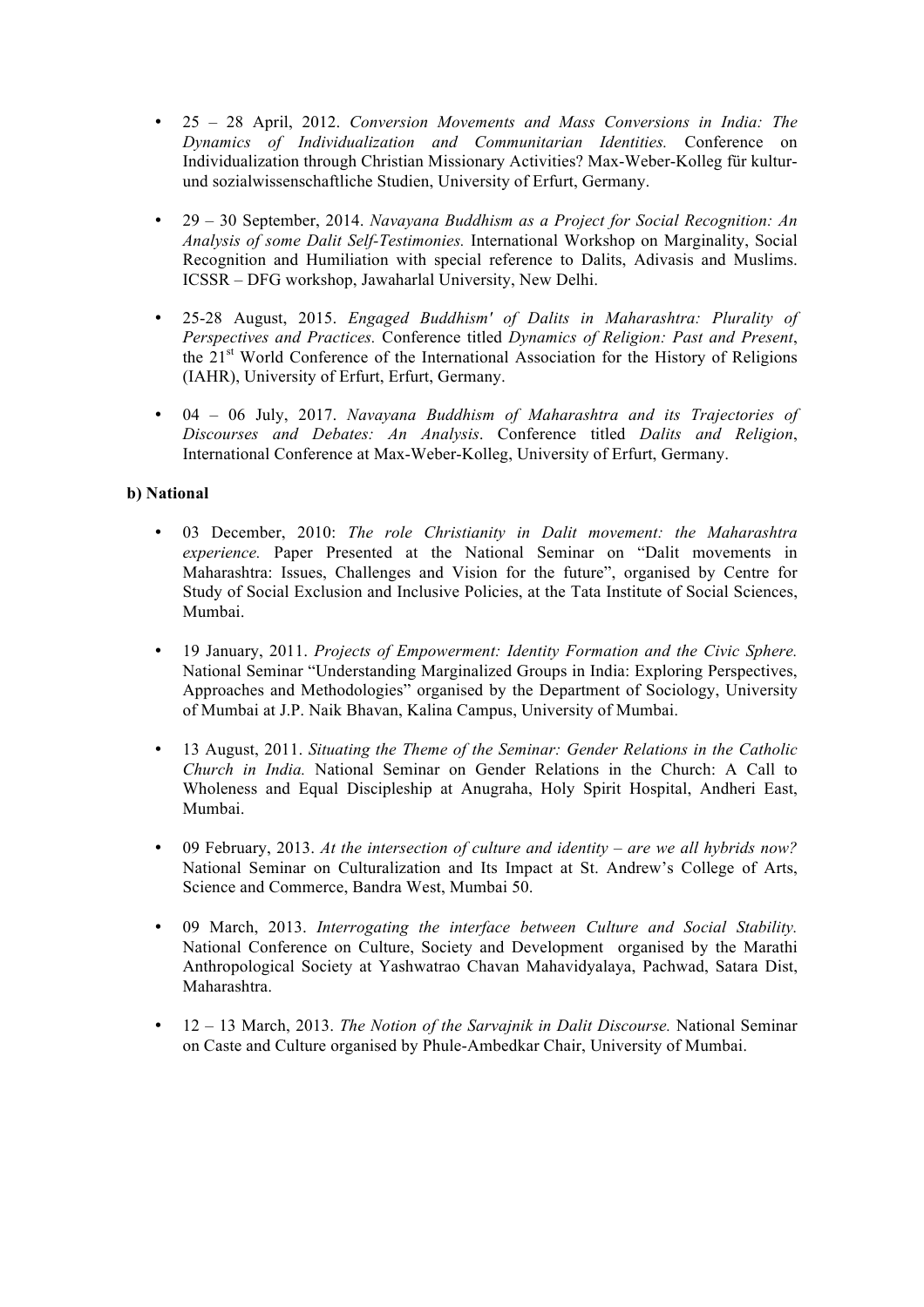- 25 – 28 April, 2012. *Conversion Movements and Mass Conversions in India: The Dynamics of Individualization and Communitarian Identities.* Conference on Individualization through Christian Missionary Activities? Max-Weber-Kolleg für kultur- und sozialwissenschaftliche Studien, University of Erfurt, Germany.

- 29 – 30 September, 2014. *Navayana Buddhism as a Project for Social Recognition: An Analysis of some Dalit Self-Testimonies.* International Workshop on Marginality, Social Recognition and Humiliation with special reference to Dalits, Adivasis and Muslims. ICSSR – DFG workshop, Jawaharlal University, New Delhi.

- 25-28 August, 2015. *Engaged Buddhism' of Dalits in Maharashtra: Plurality of Perspectives and Practices.* Conference titled *Dynamics of Religion: Past and Present*, the 21st World Conference of the International Association for the History of Religions (IAHR), University of Erfurt, Erfurt, Germany.

- 04 – 06 July, 2017. *Navayana Buddhism of Maharashtra and its Trajectories of Discourses and Debates: An Analysis*. Conference titled *Dalits and Religion*, International Conference at Max-Weber-Kolleg, University of Erfurt, Germany.

**b) National**

- 03 December, 2010: *The role Christianity in Dalit movement: the Maharashtra experience.* Paper Presented at the National Seminar on "Dalit movements in Maharashtra: Issues, Challenges and Vision for the future", organised by Centre for Study of Social Exclusion and Inclusive Policies, at the Tata Institute of Social Sciences, Mumbai.

- 19 January, 2011. *Projects of Empowerment: Identity Formation and the Civic Sphere.* National Seminar "Understanding Marginalized Groups in India: Exploring Perspectives, Approaches and Methodologies" organised by the Department of Sociology, University of Mumbai at J.P. Naik Bhavan, Kalina Campus, University of Mumbai.

- 13 August, 2011. *Situating the Theme of the Seminar: Gender Relations in the Catholic Church in India.* National Seminar on Gender Relations in the Church: A Call to Wholeness and Equal Discipleship at Anugraha, Holy Spirit Hospital, Andheri East, Mumbai.

- 09 February, 2013. *At the intersection of culture and identity – are we all hybrids now?* National Seminar on Culturalization and Its Impact at St. Andrew's College of Arts, Science and Commerce, Bandra West, Mumbai 50.

- 09 March, 2013. *Interrogating the interface between Culture and Social Stability.* National Conference on Culture, Society and Development organised by the Marathi Anthropological Society at Yashwatrao Chavan Mahavidyalaya, Pachwad, Satara Dist, Maharashtra.

- 12 – 13 March, 2013. *The Notion of the Sarvajnik in Dalit Discourse.* National Seminar on Caste and Culture organised by Phule-Ambedkar Chair, University of Mumbai.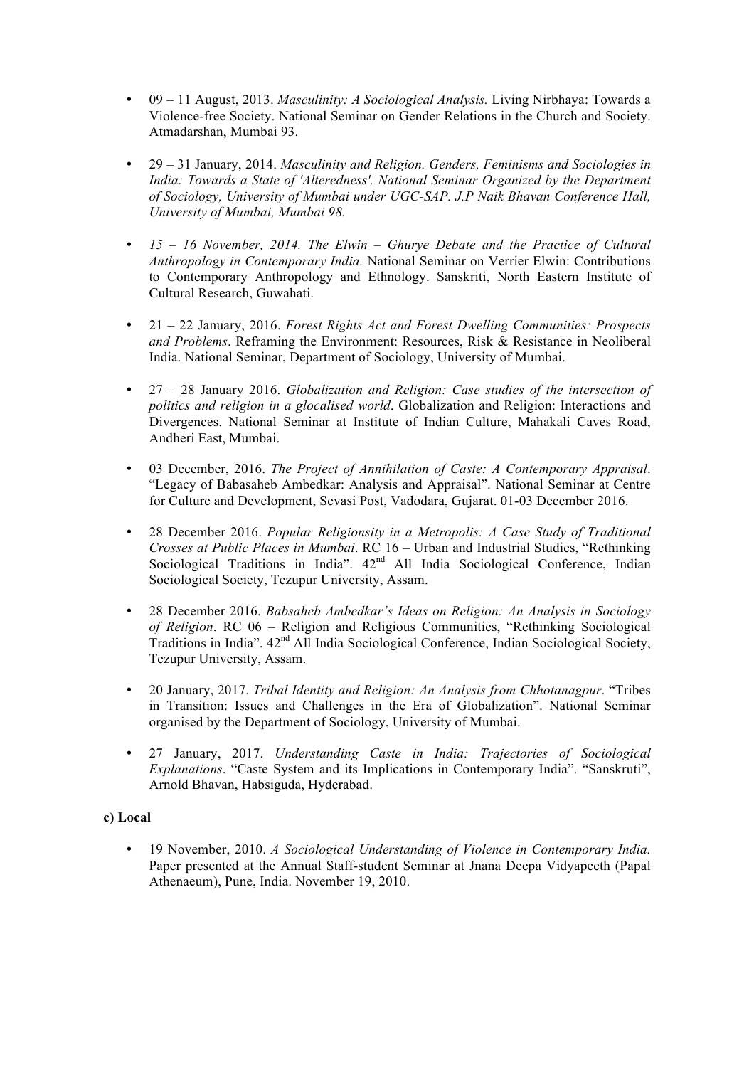- 09 – 11 August, 2013. *Masculinity: A Sociological Analysis.* Living Nirbhaya: Towards a Violence-free Society. National Seminar on Gender Relations in the Church and Society. Atmadarshan, Mumbai 93.

- 29 – 31 January, 2014. *Masculinity and Religion. Genders, Feminisms and Sociologies in India: Towards a State of 'Alteredness'. National Seminar Organized by the Department of Sociology, University of Mumbai under UGC-SAP. J.P Naik Bhavan Conference Hall, University of Mumbai, Mumbai 98.*

- *15 – 16 November, 2014. The Elwin – Ghurye Debate and the Practice of Cultural Anthropology in Contemporary India.* National Seminar on Verrier Elwin: Contributions to Contemporary Anthropology and Ethnology. Sanskriti, North Eastern Institute of Cultural Research, Guwahati.

- 21 – 22 January, 2016. *Forest Rights Act and Forest Dwelling Communities: Prospects and Problems*. Reframing the Environment: Resources, Risk & Resistance in Neoliberal India. National Seminar, Department of Sociology, University of Mumbai.

- 27 – 28 January 2016. *Globalization and Religion: Case studies of the intersection of politics and religion in a glocalised world*. Globalization and Religion: Interactions and Divergences. National Seminar at Institute of Indian Culture, Mahakali Caves Road, Andheri East, Mumbai.

- 03 December, 2016. *The Project of Annihilation of Caste: A Contemporary Appraisal*. "Legacy of Babasaheb Ambedkar: Analysis and Appraisal". National Seminar at Centre for Culture and Development, Sevasi Post, Vadodara, Gujarat. 01-03 December 2016.

- 28 December 2016. *Popular Religionsity in a Metropolis: A Case Study of Traditional Crosses at Public Places in Mumbai*. RC 16 – Urban and Industrial Studies, "Rethinking Sociological Traditions in India". 42nd All India Sociological Conference, Indian Sociological Society, Tezupur University, Assam.

- 28 December 2016. *Babsaheb Ambedkar's Ideas on Religion: An Analysis in Sociology of Religion*. RC 06 – Religion and Religious Communities, "Rethinking Sociological Traditions in India". 42nd All India Sociological Conference, Indian Sociological Society, Tezupur University, Assam.

- 20 January, 2017. *Tribal Identity and Religion: An Analysis from Chhotanagpur*. "Tribes in Transition: Issues and Challenges in the Era of Globalization". National Seminar organised by the Department of Sociology, University of Mumbai.

- 27 January, 2017. *Understanding Caste in India: Trajectories of Sociological Explanations*. "Caste System and its Implications in Contemporary India". "Sanskruti", Arnold Bhavan, Habsiguda, Hyderabad.

**c) Local**

- 19 November, 2010. *A Sociological Understanding of Violence in Contemporary India.* Paper presented at the Annual Staff-student Seminar at Jnana Deepa Vidyapeeth (Papal Athenaeum), Pune, India. November 19, 2010.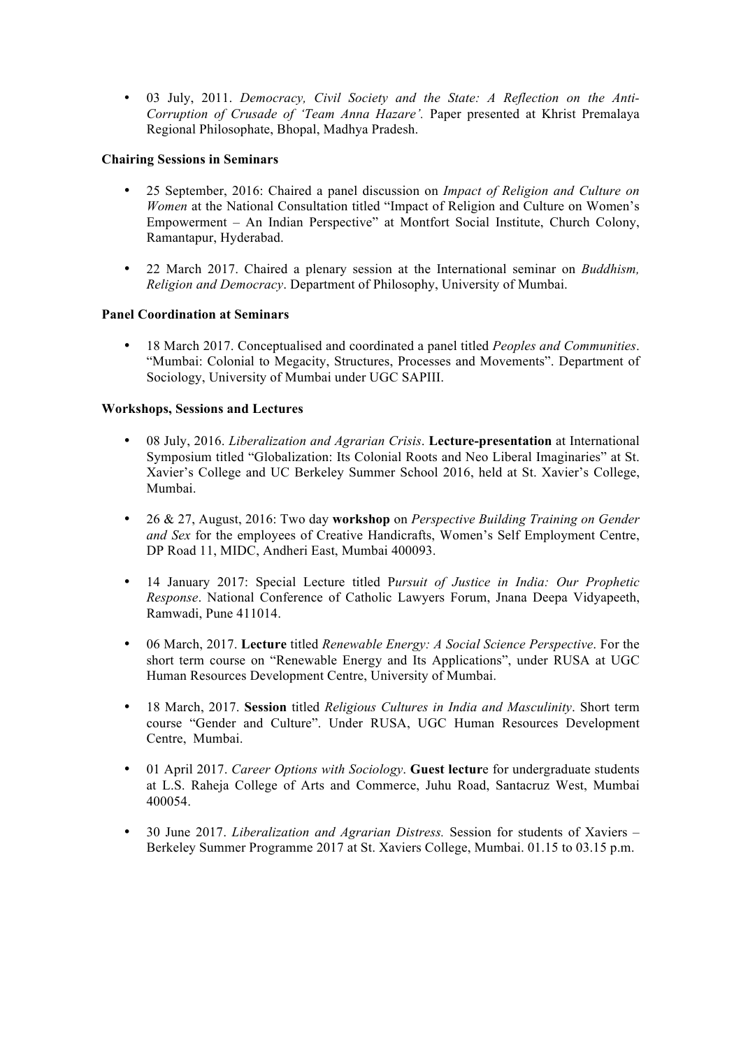- 03 July, 2011. *Democracy, Civil Society and the State: A Reflection on the Anti-Corruption of Crusade of 'Team Anna Hazare'.* Paper presented at Khrist Premalaya Regional Philosophate, Bhopal, Madhya Pradesh.

**Chairing Sessions in Seminars**

- 25 September, 2016: Chaired a panel discussion on *Impact of Religion and Culture on Women* at the National Consultation titled "Impact of Religion and Culture on Women's Empowerment – An Indian Perspective" at Montfort Social Institute, Church Colony, Ramantapur, Hyderabad.

- 22 March 2017. Chaired a plenary session at the International seminar on *Buddhism, Religion and Democracy*. Department of Philosophy, University of Mumbai.

**Panel Coordination at Seminars**

- 18 March 2017. Conceptualised and coordinated a panel titled *Peoples and Communities*. "Mumbai: Colonial to Megacity, Structures, Processes and Movements". Department of Sociology, University of Mumbai under UGC SAPIII.

**Workshops, Sessions and Lectures**

- 08 July, 2016. *Liberalization and Agrarian Crisis*. **Lecture-presentation** at International Symposium titled "Globalization: Its Colonial Roots and Neo Liberal Imaginaries" at St. Xavier's College and UC Berkeley Summer School 2016, held at St. Xavier's College, Mumbai.

- 26 & 27, August, 2016: Two day **workshop** on *Perspective Building Training on Gender and Sex* for the employees of Creative Handicrafts, Women's Self Employment Centre, DP Road 11, MIDC, Andheri East, Mumbai 400093.

- 14 January 2017: Special Lecture titled P*ursuit of Justice in India: Our Prophetic Response*. National Conference of Catholic Lawyers Forum, Jnana Deepa Vidyapeeth, Ramwadi, Pune 411014.

- 06 March, 2017. **Lecture** titled *Renewable Energy: A Social Science Perspective*. For the short term course on "Renewable Energy and Its Applications", under RUSA at UGC Human Resources Development Centre, University of Mumbai.

- 18 March, 2017. **Session** titled *Religious Cultures in India and Masculinity*. Short term course "Gender and Culture". Under RUSA, UGC Human Resources Development Centre, Mumbai.

- 01 April 2017. *Career Options with Sociology*. **Guest lectur**e for undergraduate students at L.S. Raheja College of Arts and Commerce, Juhu Road, Santacruz West, Mumbai 400054.

- 30 June 2017. *Liberalization and Agrarian Distress.* Session for students of Xaviers – Berkeley Summer Programme 2017 at St. Xaviers College, Mumbai. 01.15 to 03.15 p.m.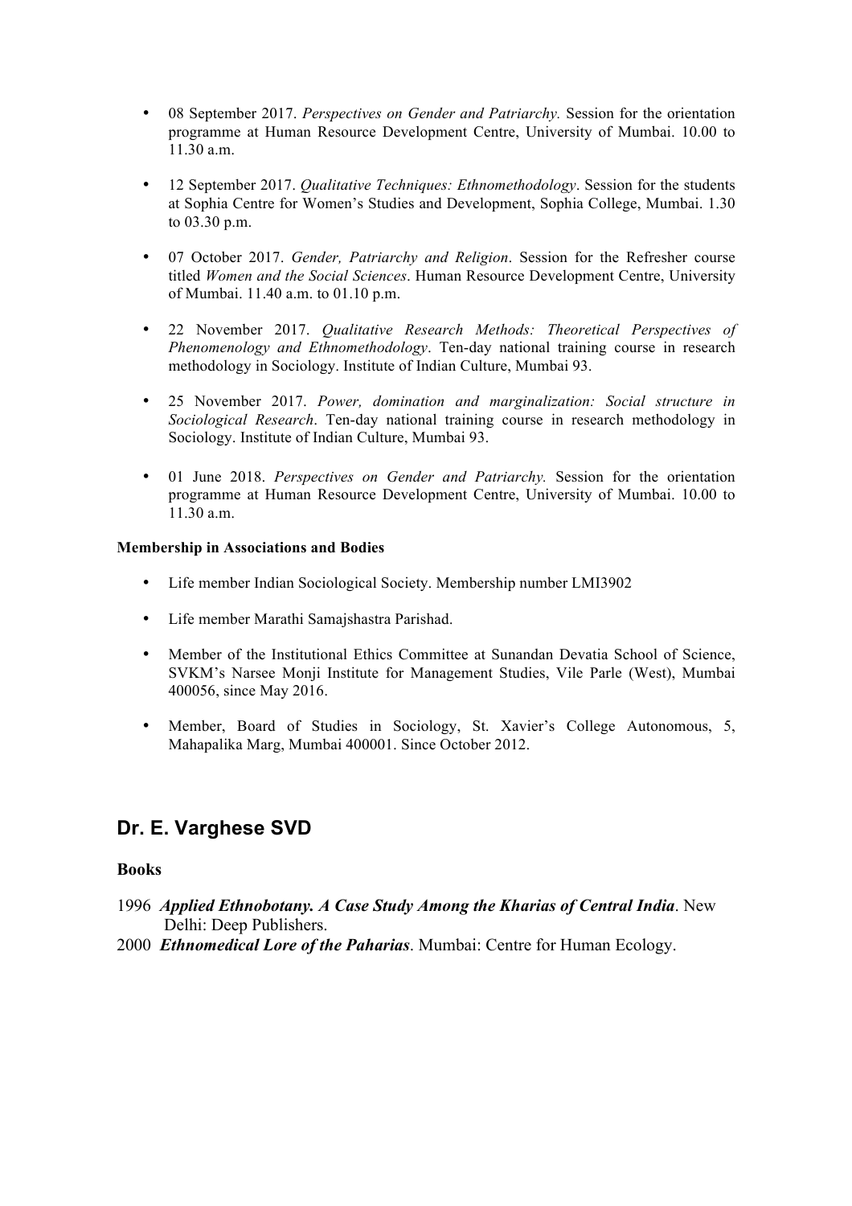- 08 September 2017. *Perspectives on Gender and Patriarchy.* Session for the orientation programme at Human Resource Development Centre, University of Mumbai. 10.00 to 11.30 a.m.

- 12 September 2017. *Qualitative Techniques: Ethnomethodology*. Session for the students at Sophia Centre for Women's Studies and Development, Sophia College, Mumbai. 1.30 to 03.30 p.m.

- 07 October 2017. *Gender, Patriarchy and Religion*. Session for the Refresher course titled *Women and the Social Sciences*. Human Resource Development Centre, University of Mumbai. 11.40 a.m. to 01.10 p.m.

- 22 November 2017. *Qualitative Research Methods: Theoretical Perspectives of Phenomenology and Ethnomethodology*. Ten-day national training course in research methodology in Sociology. Institute of Indian Culture, Mumbai 93.

- 25 November 2017. *Power, domination and marginalization: Social structure in Sociological Research*. Ten-day national training course in research methodology in Sociology. Institute of Indian Culture, Mumbai 93.

- 01 June 2018. *Perspectives on Gender and Patriarchy.* Session for the orientation programme at Human Resource Development Centre, University of Mumbai. 10.00 to 11.30 a.m.

**Membership in Associations and Bodies**

- Life member Indian Sociological Society. Membership number LMI3902

- Life member Marathi Samajshastra Parishad.

- Member of the Institutional Ethics Committee at Sunandan Devatia School of Science, SVKM's Narsee Monji Institute for Management Studies, Vile Parle (West), Mumbai 400056, since May 2016.

- Member, Board of Studies in Sociology, St. Xavier's College Autonomous, 5, Mahapalika Marg, Mumbai 400001. Since October 2012.

## Dr. E. Varghese SVD

**Books**

1996 ***Applied Ethnobotany. A Case Study Among the Kharias of Central India***. New Delhi: Deep Publishers.

2000 ***Ethnomedical Lore of the Paharias***. Mumbai: Centre for Human Ecology.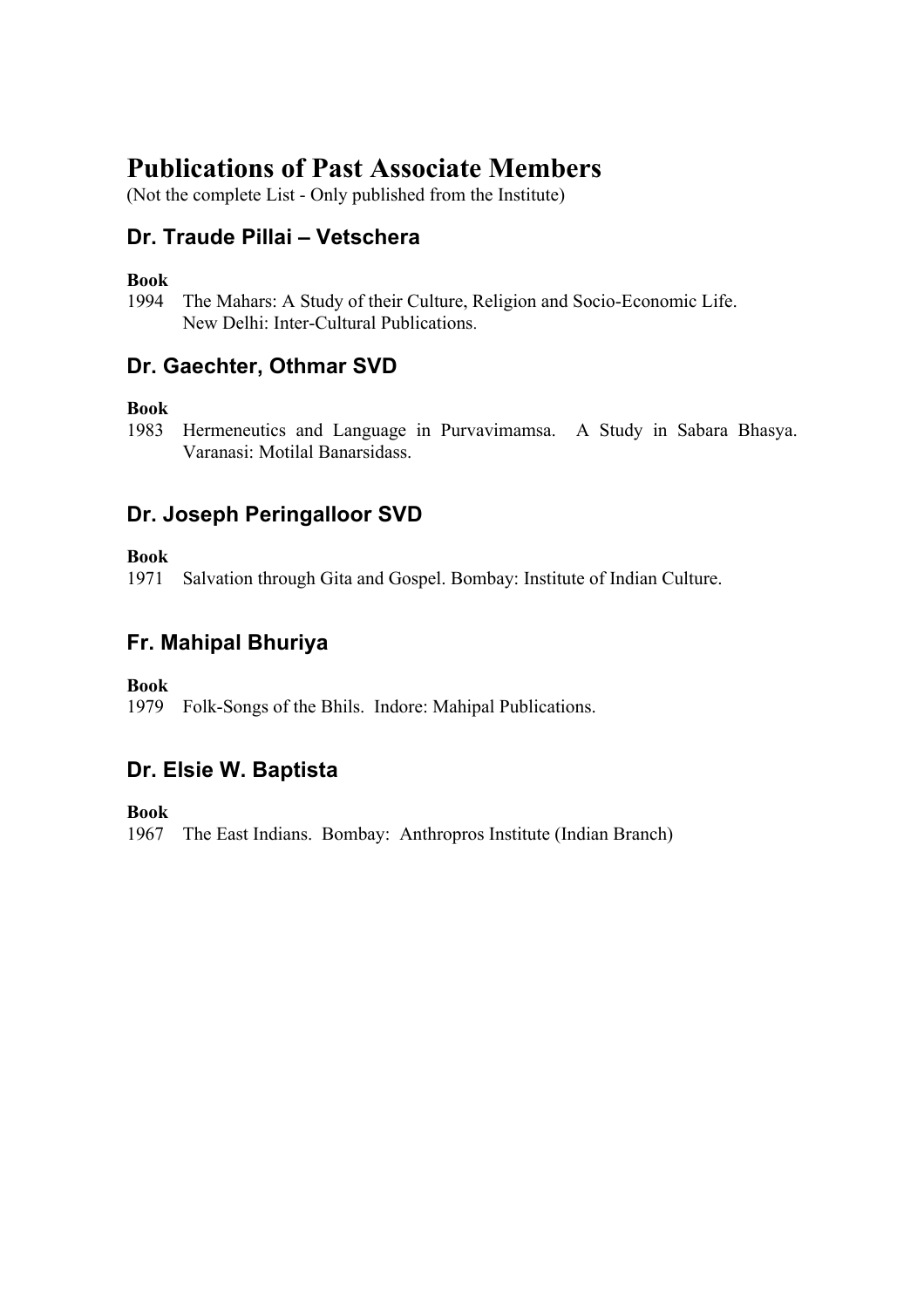# Publications of Past Associate Members

(Not the complete List - Only published from the Institute)

## Dr. Traude Pillai – Vetschera

**Book**

1994 The Mahars: A Study of their Culture, Religion and Socio-Economic Life. New Delhi: Inter-Cultural Publications.

## Dr. Gaechter, Othmar SVD

**Book**

1983 Hermeneutics and Language in Purvavimamsa. A Study in Sabara Bhasya. Varanasi: Motilal Banarsidass.

## Dr. Joseph Peringalloor SVD

**Book**

1971 Salvation through Gita and Gospel. Bombay: Institute of Indian Culture.

## Fr. Mahipal Bhuriya

**Book**

1979 Folk-Songs of the Bhils. Indore: Mahipal Publications.

## Dr. Elsie W. Baptista

**Book**

1967 The East Indians. Bombay: Anthropros Institute (Indian Branch)